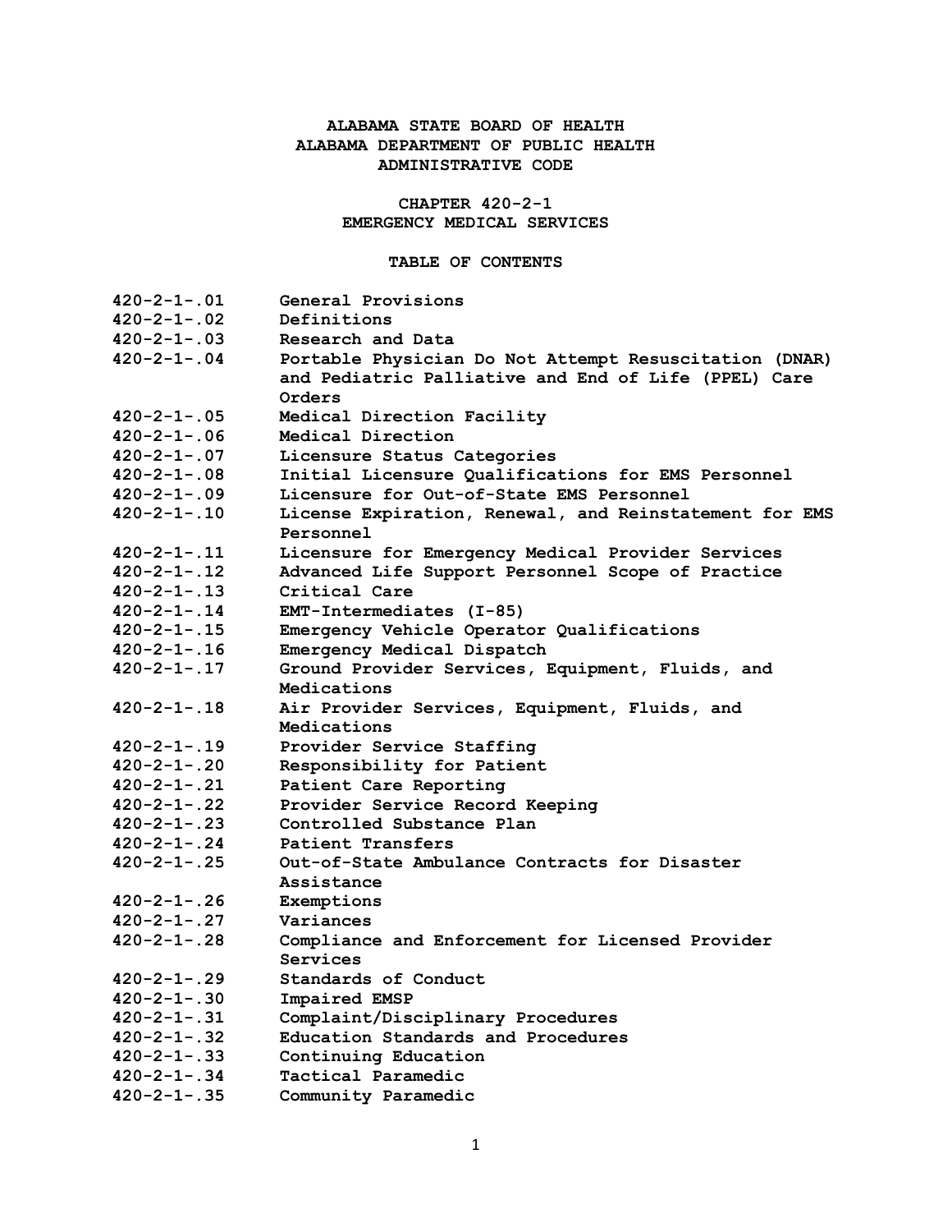# ALABAMA STATE BOARD OF HEALTH
# ALABAMA DEPARTMENT OF PUBLIC HEALTH
# ADMINISTRATIVE CODE

## CHAPTER 420-2-1
## EMERGENCY MEDICAL SERVICES

### TABLE OF CONTENTS

| | |
|---|---|
| 420-2-1-.01 | General Provisions |
| 420-2-1-.02 | Definitions |
| 420-2-1-.03 | Research and Data |
| 420-2-1-.04 | Portable Physician Do Not Attempt Resuscitation (DNAR) and Pediatric Palliative and End of Life (PPEL) Care Orders |
| 420-2-1-.05 | Medical Direction Facility |
| 420-2-1-.06 | Medical Direction |
| 420-2-1-.07 | Licensure Status Categories |
| 420-2-1-.08 | Initial Licensure Qualifications for EMS Personnel |
| 420-2-1-.09 | Licensure for Out-of-State EMS Personnel |
| 420-2-1-.10 | License Expiration, Renewal, and Reinstatement for EMS Personnel |
| 420-2-1-.11 | Licensure for Emergency Medical Provider Services |
| 420-2-1-.12 | Advanced Life Support Personnel Scope of Practice |
| 420-2-1-.13 | Critical Care |
| 420-2-1-.14 | EMT-Intermediates (I-85) |
| 420-2-1-.15 | Emergency Vehicle Operator Qualifications |
| 420-2-1-.16 | Emergency Medical Dispatch |
| 420-2-1-.17 | Ground Provider Services, Equipment, Fluids, and Medications |
| 420-2-1-.18 | Air Provider Services, Equipment, Fluids, and Medications |
| 420-2-1-.19 | Provider Service Staffing |
| 420-2-1-.20 | Responsibility for Patient |
| 420-2-1-.21 | Patient Care Reporting |
| 420-2-1-.22 | Provider Service Record Keeping |
| 420-2-1-.23 | Controlled Substance Plan |
| 420-2-1-.24 | Patient Transfers |
| 420-2-1-.25 | Out-of-State Ambulance Contracts for Disaster Assistance |
| 420-2-1-.26 | Exemptions |
| 420-2-1-.27 | Variances |
| 420-2-1-.28 | Compliance and Enforcement for Licensed Provider Services |
| 420-2-1-.29 | Standards of Conduct |
| 420-2-1-.30 | Impaired EMSP |
| 420-2-1-.31 | Complaint/Disciplinary Procedures |
| 420-2-1-.32 | Education Standards and Procedures |
| 420-2-1-.33 | Continuing Education |
| 420-2-1-.34 | Tactical Paramedic |
| 420-2-1-.35 | Community Paramedic |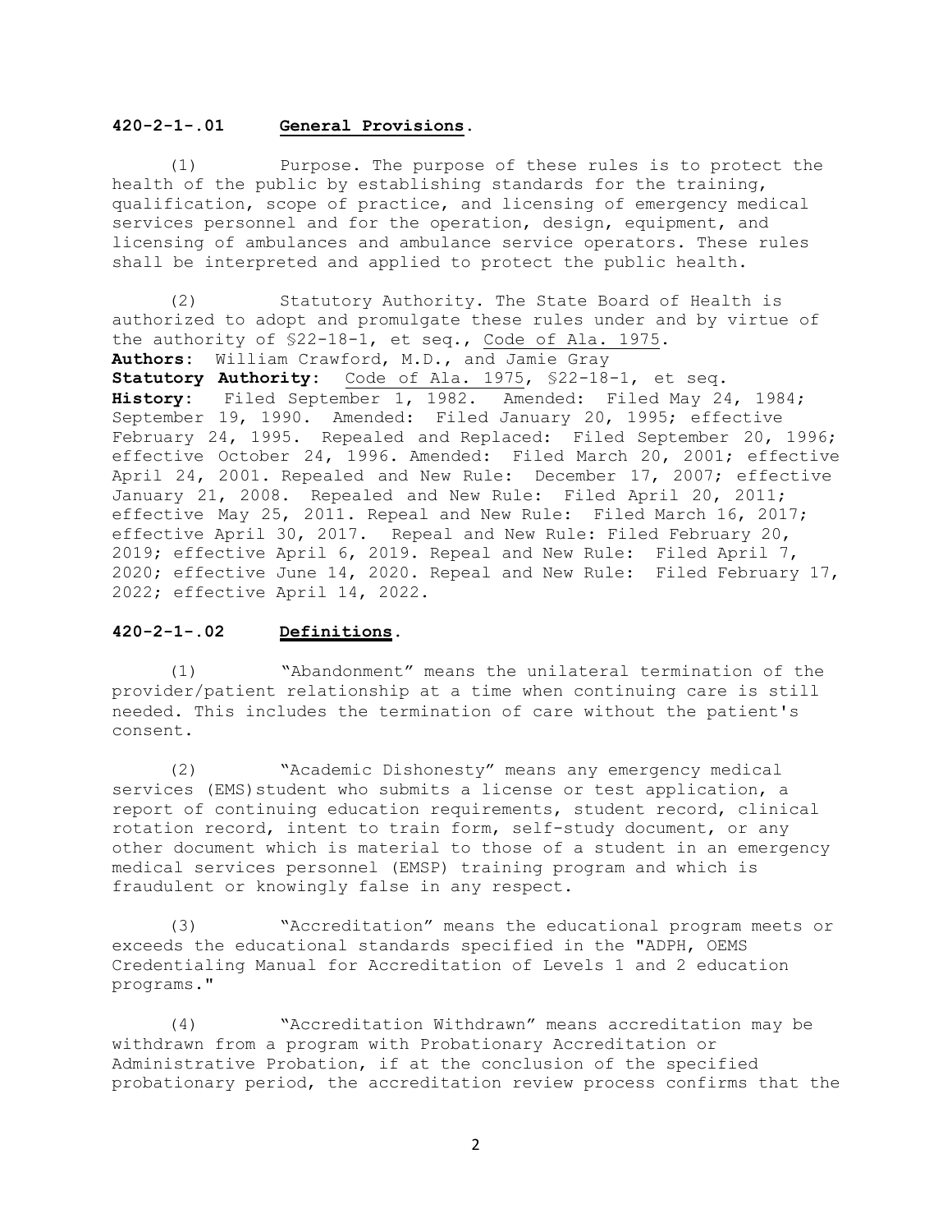## 420-2-1-.01 **General Provisions**.

(1) Purpose. The purpose of these rules is to protect the health of the public by establishing standards for the training, qualification, scope of practice, and licensing of emergency medical services personnel and for the operation, design, equipment, and licensing of ambulances and ambulance service operators. These rules shall be interpreted and applied to protect the public health.

(2) Statutory Authority. The State Board of Health is authorized to adopt and promulgate these rules under and by virtue of the authority of §22-18-1, et seq., Code of Ala. 1975.

**Authors:** William Crawford, M.D., and Jamie Gray
**Statutory Authority:** Code of Ala. 1975, §22-18-1, et seq.
**History:** Filed September 1, 1982. Amended: Filed May 24, 1984; September 19, 1990. Amended: Filed January 20, 1995; effective February 24, 1995. Repealed and Replaced: Filed September 20, 1996; effective October 24, 1996. Amended: Filed March 20, 2001; effective April 24, 2001. Repealed and New Rule: December 17, 2007; effective January 21, 2008. Repealed and New Rule: Filed April 20, 2011; effective May 25, 2011. Repeal and New Rule: Filed March 16, 2017; effective April 30, 2017. Repeal and New Rule: Filed February 20, 2019; effective April 6, 2019. Repeal and New Rule: Filed April 7, 2020; effective June 14, 2020. Repeal and New Rule: Filed February 17, 2022; effective April 14, 2022.

## 420-2-1-.02 **Definitions**.

(1) "Abandonment" means the unilateral termination of the provider/patient relationship at a time when continuing care is still needed. This includes the termination of care without the patient's consent.

(2) "Academic Dishonesty" means any emergency medical services (EMS)student who submits a license or test application, a report of continuing education requirements, student record, clinical rotation record, intent to train form, self-study document, or any other document which is material to those of a student in an emergency medical services personnel (EMSP) training program and which is fraudulent or knowingly false in any respect.

(3) "Accreditation" means the educational program meets or exceeds the educational standards specified in the "ADPH, OEMS Credentialing Manual for Accreditation of Levels 1 and 2 education programs."

(4) "Accreditation Withdrawn" means accreditation may be withdrawn from a program with Probationary Accreditation or Administrative Probation, if at the conclusion of the specified probationary period, the accreditation review process confirms that the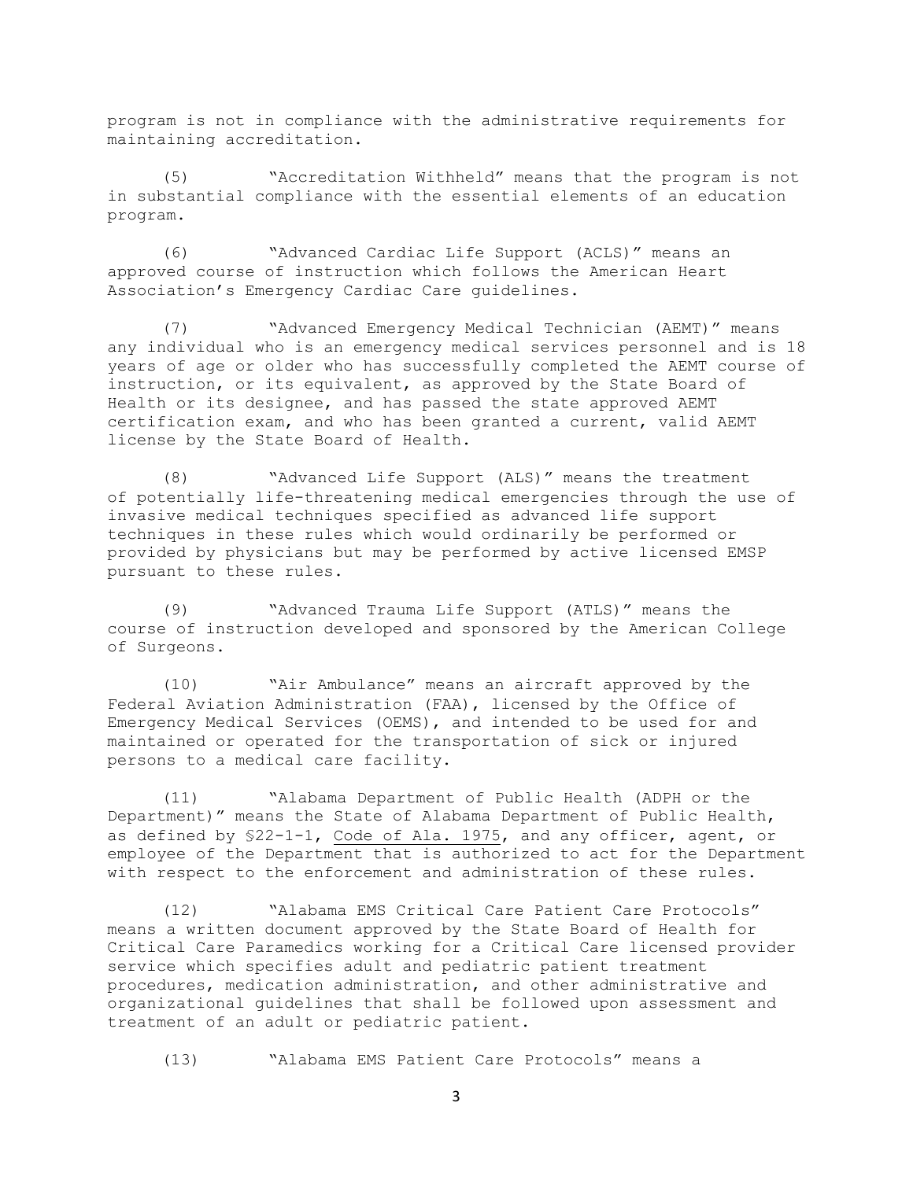program is not in compliance with the administrative requirements for maintaining accreditation.

(5) "Accreditation Withheld" means that the program is not in substantial compliance with the essential elements of an education program.

(6) "Advanced Cardiac Life Support (ACLS)" means an approved course of instruction which follows the American Heart Association's Emergency Cardiac Care guidelines.

(7) "Advanced Emergency Medical Technician (AEMT)" means any individual who is an emergency medical services personnel and is 18 years of age or older who has successfully completed the AEMT course of instruction, or its equivalent, as approved by the State Board of Health or its designee, and has passed the state approved AEMT certification exam, and who has been granted a current, valid AEMT license by the State Board of Health.

(8) "Advanced Life Support (ALS)" means the treatment of potentially life-threatening medical emergencies through the use of invasive medical techniques specified as advanced life support techniques in these rules which would ordinarily be performed or provided by physicians but may be performed by active licensed EMSP pursuant to these rules.

(9) "Advanced Trauma Life Support (ATLS)" means the course of instruction developed and sponsored by the American College of Surgeons.

(10) "Air Ambulance" means an aircraft approved by the Federal Aviation Administration (FAA), licensed by the Office of Emergency Medical Services (OEMS), and intended to be used for and maintained or operated for the transportation of sick or injured persons to a medical care facility.

(11) "Alabama Department of Public Health (ADPH or the Department)" means the State of Alabama Department of Public Health, as defined by §22-1-1, Code of Ala. 1975, and any officer, agent, or employee of the Department that is authorized to act for the Department with respect to the enforcement and administration of these rules.

(12) "Alabama EMS Critical Care Patient Care Protocols" means a written document approved by the State Board of Health for Critical Care Paramedics working for a Critical Care licensed provider service which specifies adult and pediatric patient treatment procedures, medication administration, and other administrative and organizational guidelines that shall be followed upon assessment and treatment of an adult or pediatric patient.

(13) "Alabama EMS Patient Care Protocols" means a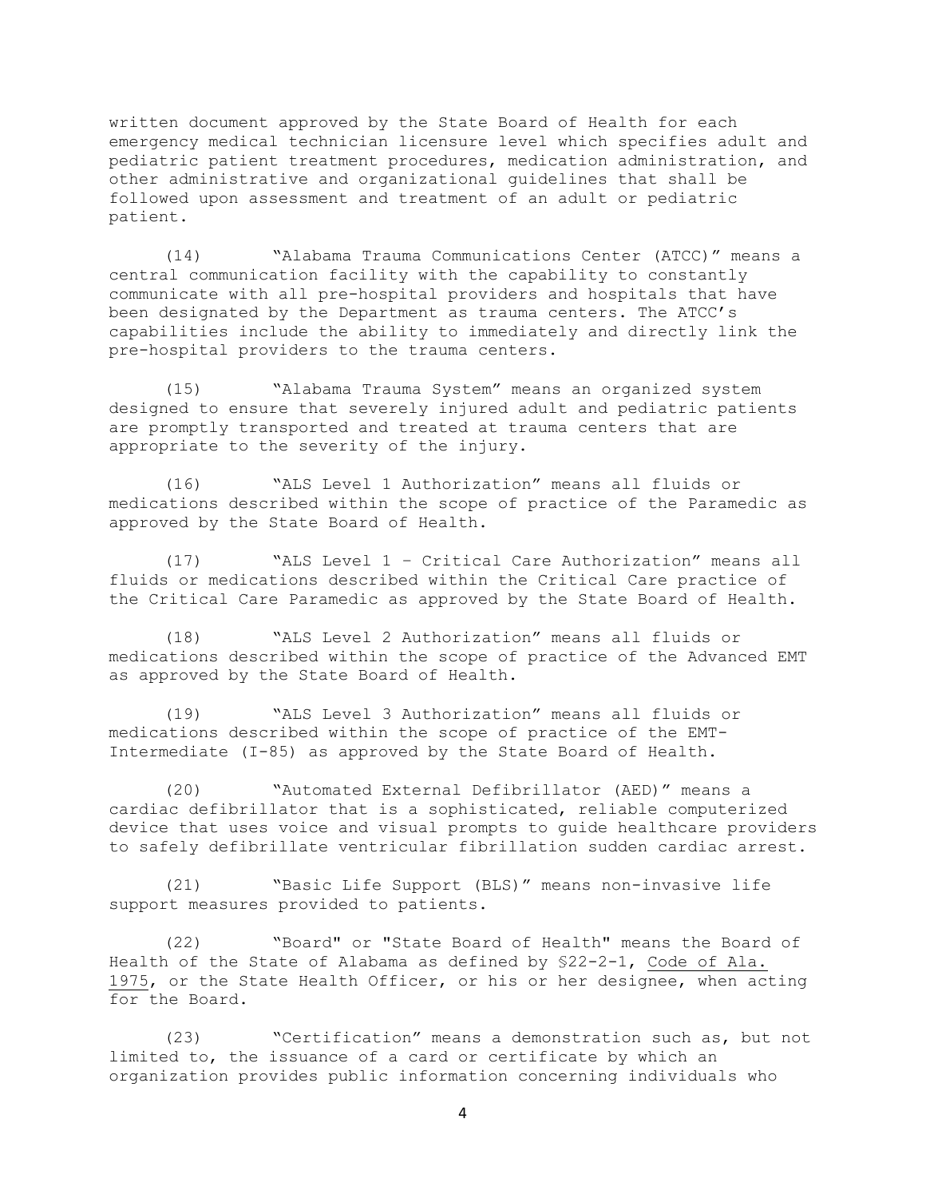written document approved by the State Board of Health for each emergency medical technician licensure level which specifies adult and pediatric patient treatment procedures, medication administration, and other administrative and organizational guidelines that shall be followed upon assessment and treatment of an adult or pediatric patient.

(14) "Alabama Trauma Communications Center (ATCC)" means a central communication facility with the capability to constantly communicate with all pre-hospital providers and hospitals that have been designated by the Department as trauma centers. The ATCC's capabilities include the ability to immediately and directly link the pre-hospital providers to the trauma centers.

(15) "Alabama Trauma System" means an organized system designed to ensure that severely injured adult and pediatric patients are promptly transported and treated at trauma centers that are appropriate to the severity of the injury.

(16) "ALS Level 1 Authorization" means all fluids or medications described within the scope of practice of the Paramedic as approved by the State Board of Health.

(17) "ALS Level 1 – Critical Care Authorization" means all fluids or medications described within the Critical Care practice of the Critical Care Paramedic as approved by the State Board of Health.

(18) "ALS Level 2 Authorization" means all fluids or medications described within the scope of practice of the Advanced EMT as approved by the State Board of Health.

(19) "ALS Level 3 Authorization" means all fluids or medications described within the scope of practice of the EMT-Intermediate (I-85) as approved by the State Board of Health.

(20) "Automated External Defibrillator (AED)" means a cardiac defibrillator that is a sophisticated, reliable computerized device that uses voice and visual prompts to guide healthcare providers to safely defibrillate ventricular fibrillation sudden cardiac arrest.

(21) "Basic Life Support (BLS)" means non-invasive life support measures provided to patients.

(22) "Board" or "State Board of Health" means the Board of Health of the State of Alabama as defined by §22-2-1, Code of Ala. 1975, or the State Health Officer, or his or her designee, when acting for the Board.

(23) "Certification" means a demonstration such as, but not limited to, the issuance of a card or certificate by which an organization provides public information concerning individuals who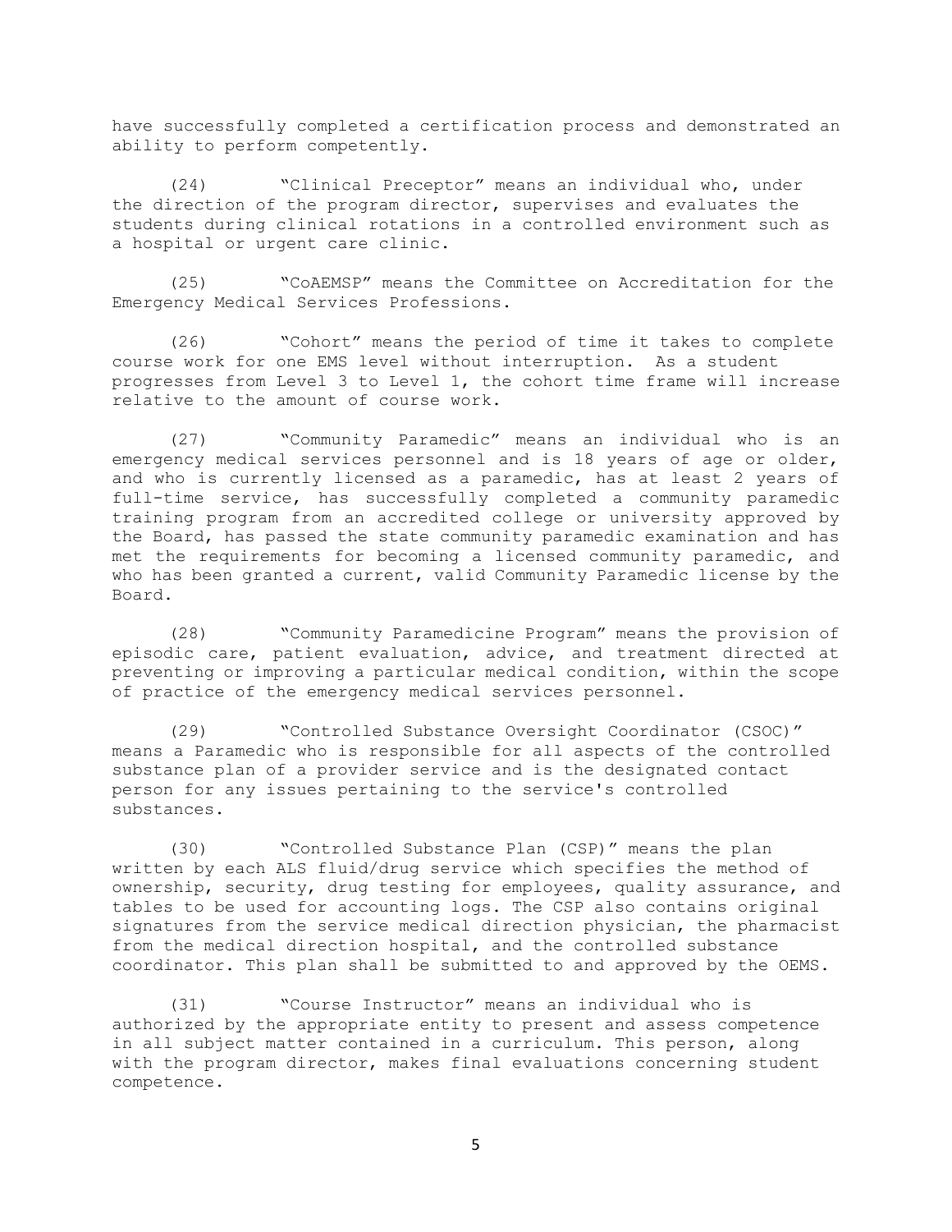have successfully completed a certification process and demonstrated an ability to perform competently.

(24) "Clinical Preceptor" means an individual who, under the direction of the program director, supervises and evaluates the students during clinical rotations in a controlled environment such as a hospital or urgent care clinic.

(25) "CoAEMSP" means the Committee on Accreditation for the Emergency Medical Services Professions.

(26) "Cohort" means the period of time it takes to complete course work for one EMS level without interruption. As a student progresses from Level 3 to Level 1, the cohort time frame will increase relative to the amount of course work.

(27) "Community Paramedic" means an individual who is an emergency medical services personnel and is 18 years of age or older, and who is currently licensed as a paramedic, has at least 2 years of full-time service, has successfully completed a community paramedic training program from an accredited college or university approved by the Board, has passed the state community paramedic examination and has met the requirements for becoming a licensed community paramedic, and who has been granted a current, valid Community Paramedic license by the Board.

(28) "Community Paramedicine Program" means the provision of episodic care, patient evaluation, advice, and treatment directed at preventing or improving a particular medical condition, within the scope of practice of the emergency medical services personnel.

(29) "Controlled Substance Oversight Coordinator (CSOC)" means a Paramedic who is responsible for all aspects of the controlled substance plan of a provider service and is the designated contact person for any issues pertaining to the service's controlled substances.

(30) "Controlled Substance Plan (CSP)" means the plan written by each ALS fluid/drug service which specifies the method of ownership, security, drug testing for employees, quality assurance, and tables to be used for accounting logs. The CSP also contains original signatures from the service medical direction physician, the pharmacist from the medical direction hospital, and the controlled substance coordinator. This plan shall be submitted to and approved by the OEMS.

(31) "Course Instructor" means an individual who is authorized by the appropriate entity to present and assess competence in all subject matter contained in a curriculum. This person, along with the program director, makes final evaluations concerning student competence.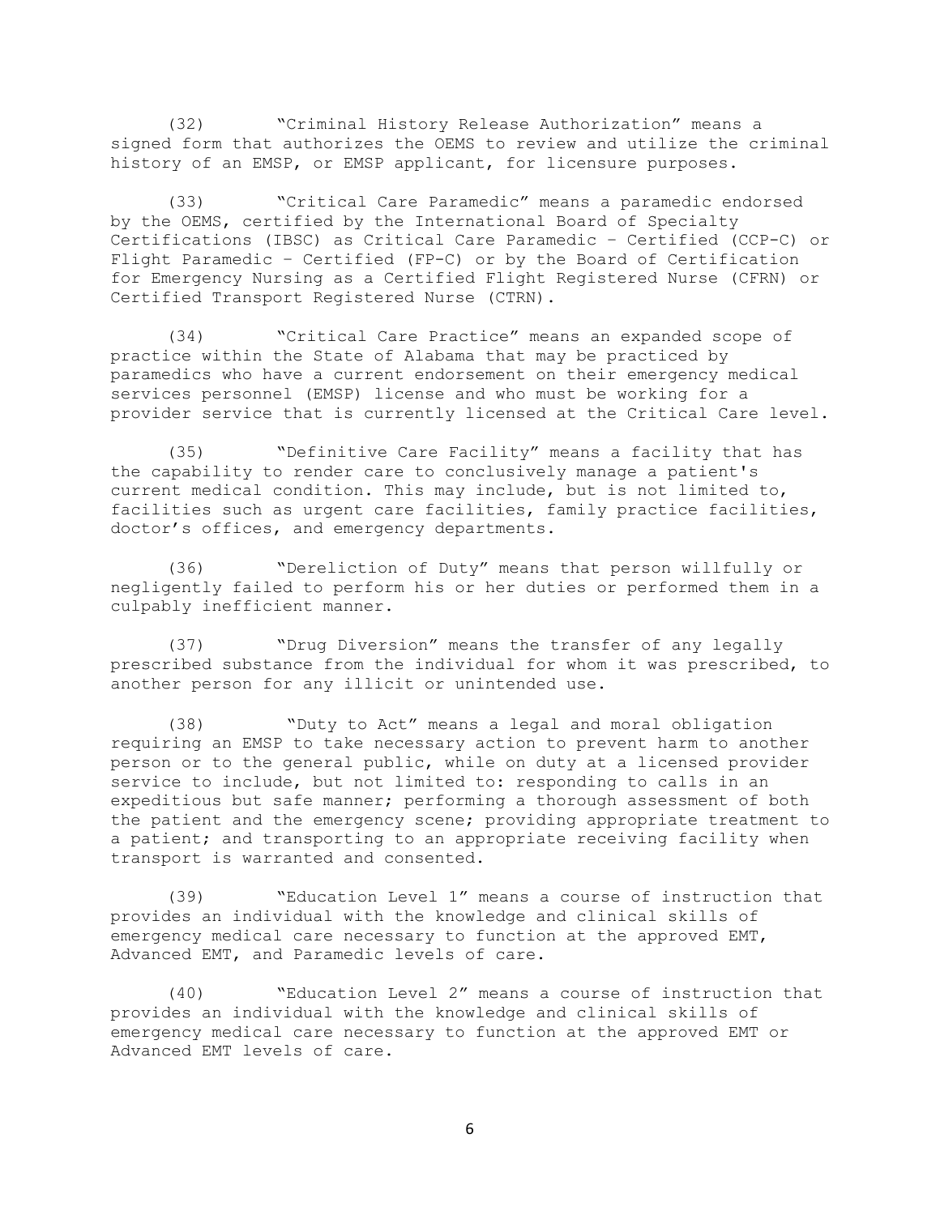(32) "Criminal History Release Authorization" means a signed form that authorizes the OEMS to review and utilize the criminal history of an EMSP, or EMSP applicant, for licensure purposes.

(33) "Critical Care Paramedic" means a paramedic endorsed by the OEMS, certified by the International Board of Specialty Certifications (IBSC) as Critical Care Paramedic – Certified (CCP-C) or Flight Paramedic – Certified (FP-C) or by the Board of Certification for Emergency Nursing as a Certified Flight Registered Nurse (CFRN) or Certified Transport Registered Nurse (CTRN).

(34) "Critical Care Practice" means an expanded scope of practice within the State of Alabama that may be practiced by paramedics who have a current endorsement on their emergency medical services personnel (EMSP) license and who must be working for a provider service that is currently licensed at the Critical Care level.

(35) "Definitive Care Facility" means a facility that has the capability to render care to conclusively manage a patient's current medical condition. This may include, but is not limited to, facilities such as urgent care facilities, family practice facilities, doctor's offices, and emergency departments.

(36) "Dereliction of Duty" means that person willfully or negligently failed to perform his or her duties or performed them in a culpably inefficient manner.

(37) "Drug Diversion" means the transfer of any legally prescribed substance from the individual for whom it was prescribed, to another person for any illicit or unintended use.

(38) "Duty to Act" means a legal and moral obligation requiring an EMSP to take necessary action to prevent harm to another person or to the general public, while on duty at a licensed provider service to include, but not limited to: responding to calls in an expeditious but safe manner; performing a thorough assessment of both the patient and the emergency scene; providing appropriate treatment to a patient; and transporting to an appropriate receiving facility when transport is warranted and consented.

(39) "Education Level 1" means a course of instruction that provides an individual with the knowledge and clinical skills of emergency medical care necessary to function at the approved EMT, Advanced EMT, and Paramedic levels of care.

(40) "Education Level 2" means a course of instruction that provides an individual with the knowledge and clinical skills of emergency medical care necessary to function at the approved EMT or Advanced EMT levels of care.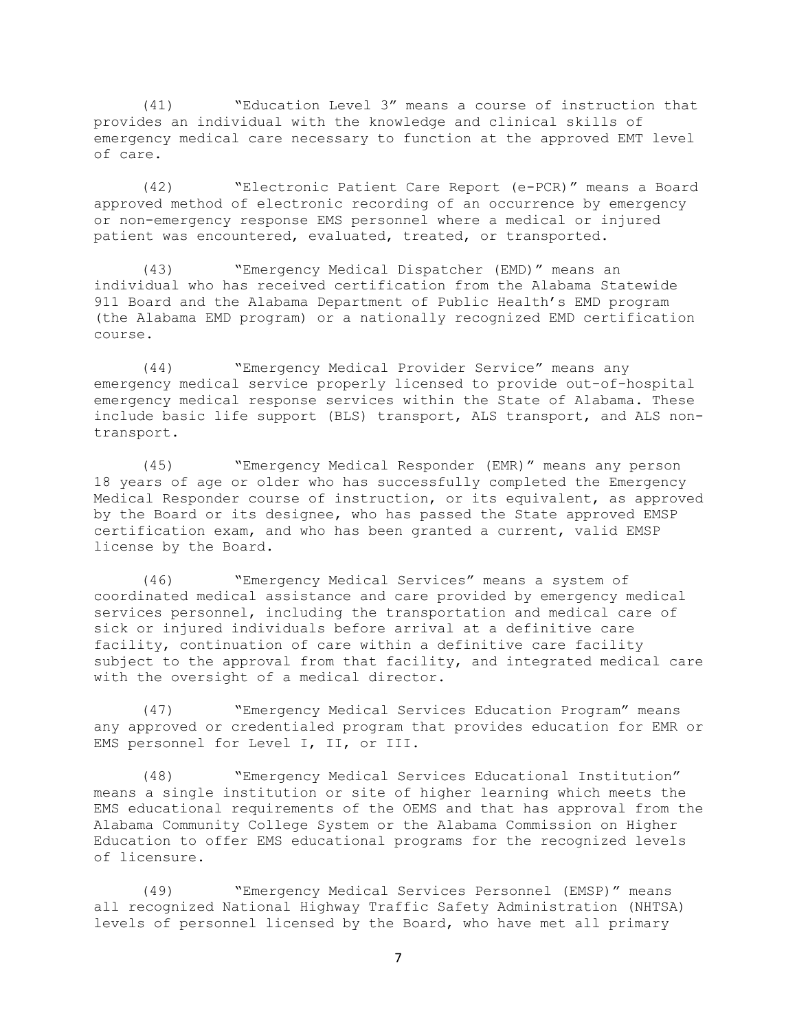(41) "Education Level 3" means a course of instruction that provides an individual with the knowledge and clinical skills of emergency medical care necessary to function at the approved EMT level of care.

(42) "Electronic Patient Care Report (e-PCR)" means a Board approved method of electronic recording of an occurrence by emergency or non-emergency response EMS personnel where a medical or injured patient was encountered, evaluated, treated, or transported.

(43) "Emergency Medical Dispatcher (EMD)" means an individual who has received certification from the Alabama Statewide 911 Board and the Alabama Department of Public Health's EMD program (the Alabama EMD program) or a nationally recognized EMD certification course.

(44) "Emergency Medical Provider Service" means any emergency medical service properly licensed to provide out-of-hospital emergency medical response services within the State of Alabama. These include basic life support (BLS) transport, ALS transport, and ALS non-transport.

(45) "Emergency Medical Responder (EMR)" means any person 18 years of age or older who has successfully completed the Emergency Medical Responder course of instruction, or its equivalent, as approved by the Board or its designee, who has passed the State approved EMSP certification exam, and who has been granted a current, valid EMSP license by the Board.

(46) "Emergency Medical Services" means a system of coordinated medical assistance and care provided by emergency medical services personnel, including the transportation and medical care of sick or injured individuals before arrival at a definitive care facility, continuation of care within a definitive care facility subject to the approval from that facility, and integrated medical care with the oversight of a medical director.

(47) "Emergency Medical Services Education Program" means any approved or credentialed program that provides education for EMR or EMS personnel for Level I, II, or III.

(48) "Emergency Medical Services Educational Institution" means a single institution or site of higher learning which meets the EMS educational requirements of the OEMS and that has approval from the Alabama Community College System or the Alabama Commission on Higher Education to offer EMS educational programs for the recognized levels of licensure.

(49) "Emergency Medical Services Personnel (EMSP)" means all recognized National Highway Traffic Safety Administration (NHTSA) levels of personnel licensed by the Board, who have met all primary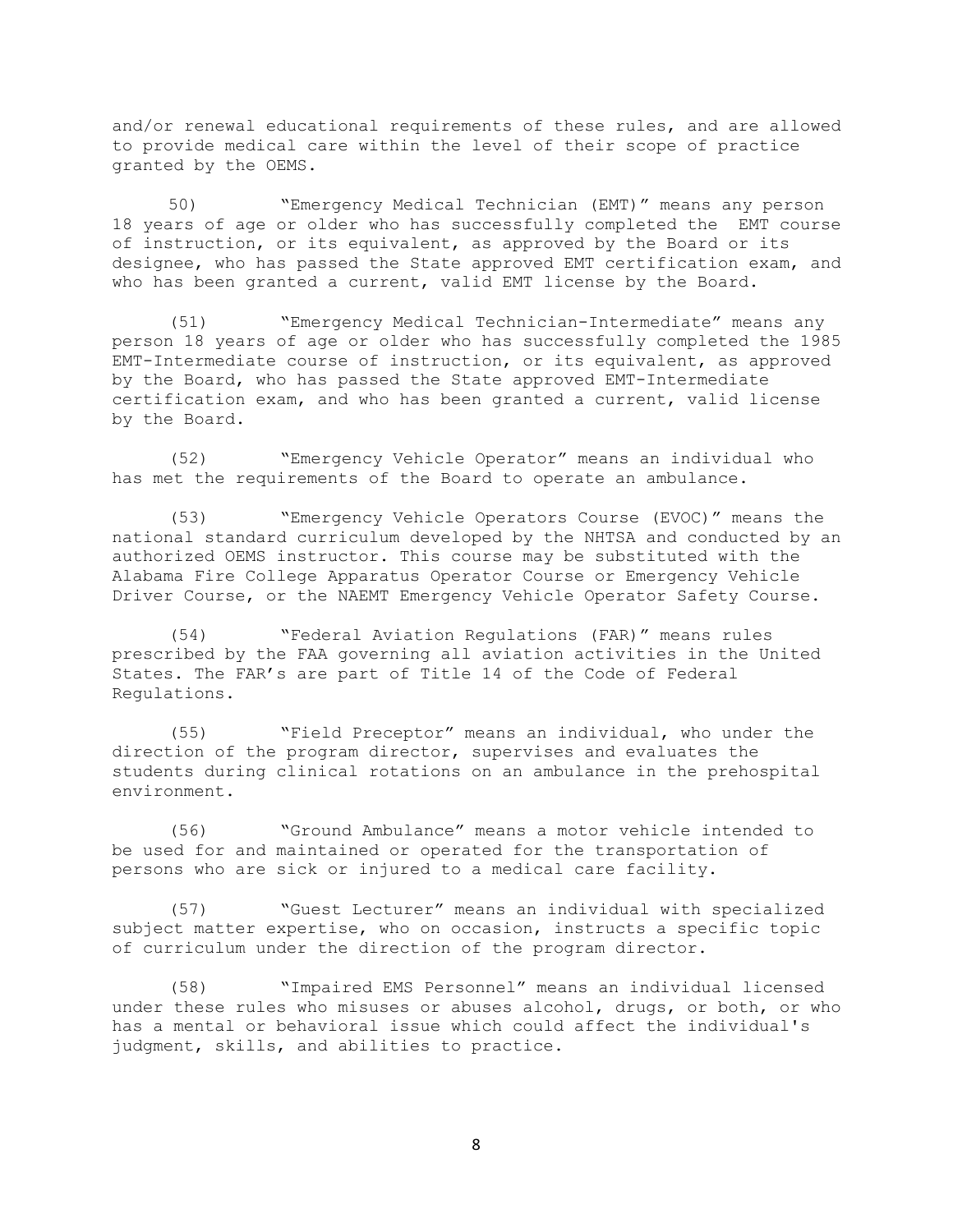and/or renewal educational requirements of these rules, and are allowed to provide medical care within the level of their scope of practice granted by the OEMS.

50) "Emergency Medical Technician (EMT)" means any person 18 years of age or older who has successfully completed the EMT course of instruction, or its equivalent, as approved by the Board or its designee, who has passed the State approved EMT certification exam, and who has been granted a current, valid EMT license by the Board.

(51) "Emergency Medical Technician-Intermediate" means any person 18 years of age or older who has successfully completed the 1985 EMT-Intermediate course of instruction, or its equivalent, as approved by the Board, who has passed the State approved EMT-Intermediate certification exam, and who has been granted a current, valid license by the Board.

(52) "Emergency Vehicle Operator" means an individual who has met the requirements of the Board to operate an ambulance.

(53) "Emergency Vehicle Operators Course (EVOC)" means the national standard curriculum developed by the NHTSA and conducted by an authorized OEMS instructor. This course may be substituted with the Alabama Fire College Apparatus Operator Course or Emergency Vehicle Driver Course, or the NAEMT Emergency Vehicle Operator Safety Course.

(54) "Federal Aviation Regulations (FAR)" means rules prescribed by the FAA governing all aviation activities in the United States. The FAR's are part of Title 14 of the Code of Federal Regulations.

(55) "Field Preceptor" means an individual, who under the direction of the program director, supervises and evaluates the students during clinical rotations on an ambulance in the prehospital environment.

(56) "Ground Ambulance" means a motor vehicle intended to be used for and maintained or operated for the transportation of persons who are sick or injured to a medical care facility.

(57) "Guest Lecturer" means an individual with specialized subject matter expertise, who on occasion, instructs a specific topic of curriculum under the direction of the program director.

(58) "Impaired EMS Personnel" means an individual licensed under these rules who misuses or abuses alcohol, drugs, or both, or who has a mental or behavioral issue which could affect the individual's judgment, skills, and abilities to practice.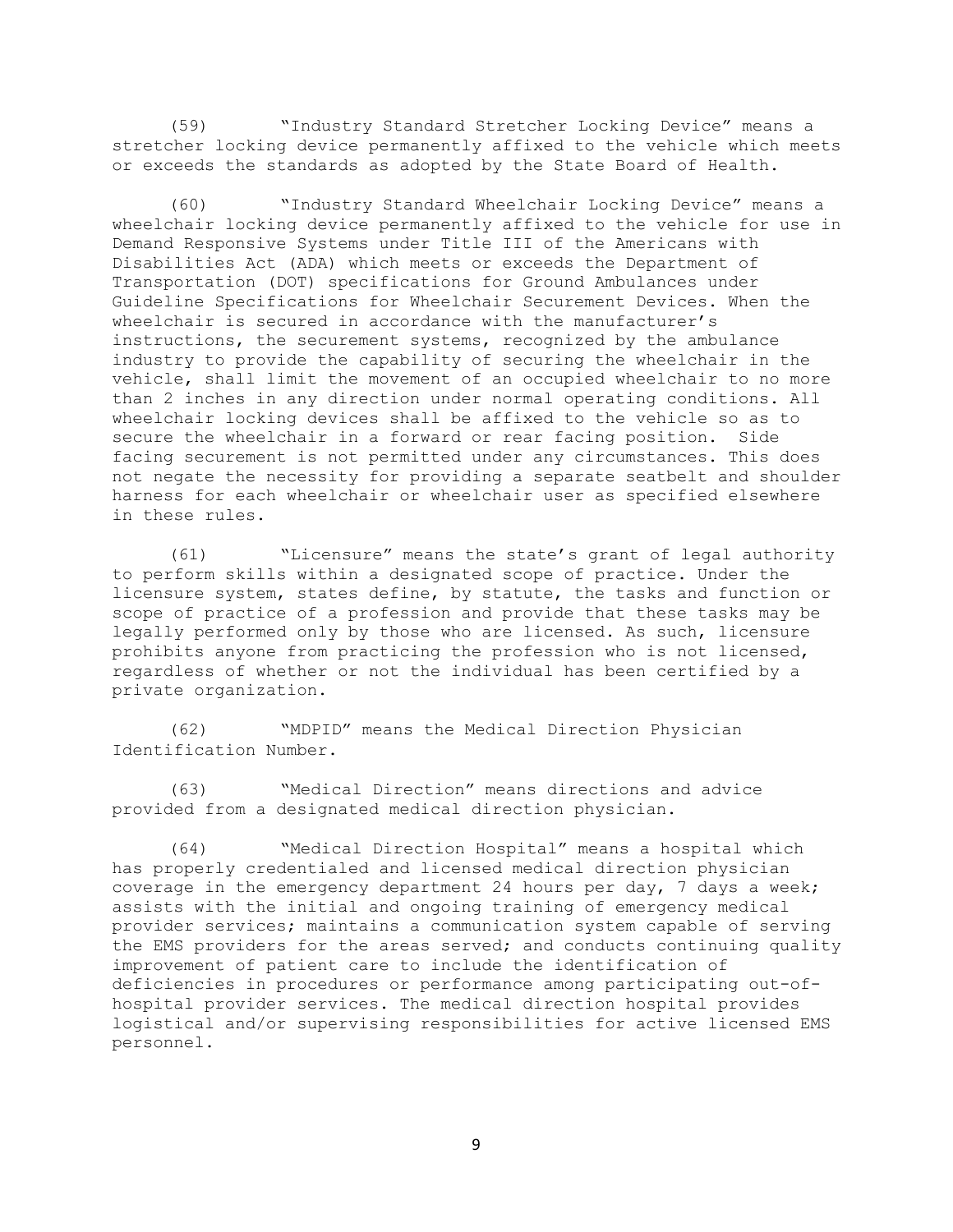(59) "Industry Standard Stretcher Locking Device" means a stretcher locking device permanently affixed to the vehicle which meets or exceeds the standards as adopted by the State Board of Health.

(60) "Industry Standard Wheelchair Locking Device" means a wheelchair locking device permanently affixed to the vehicle for use in Demand Responsive Systems under Title III of the Americans with Disabilities Act (ADA) which meets or exceeds the Department of Transportation (DOT) specifications for Ground Ambulances under Guideline Specifications for Wheelchair Securement Devices. When the wheelchair is secured in accordance with the manufacturer's instructions, the securement systems, recognized by the ambulance industry to provide the capability of securing the wheelchair in the vehicle, shall limit the movement of an occupied wheelchair to no more than 2 inches in any direction under normal operating conditions. All wheelchair locking devices shall be affixed to the vehicle so as to secure the wheelchair in a forward or rear facing position. Side facing securement is not permitted under any circumstances. This does not negate the necessity for providing a separate seatbelt and shoulder harness for each wheelchair or wheelchair user as specified elsewhere in these rules.

(61) "Licensure" means the state's grant of legal authority to perform skills within a designated scope of practice. Under the licensure system, states define, by statute, the tasks and function or scope of practice of a profession and provide that these tasks may be legally performed only by those who are licensed. As such, licensure prohibits anyone from practicing the profession who is not licensed, regardless of whether or not the individual has been certified by a private organization.

(62) "MDPID" means the Medical Direction Physician Identification Number.

(63) "Medical Direction" means directions and advice provided from a designated medical direction physician.

(64) "Medical Direction Hospital" means a hospital which has properly credentialed and licensed medical direction physician coverage in the emergency department 24 hours per day, 7 days a week; assists with the initial and ongoing training of emergency medical provider services; maintains a communication system capable of serving the EMS providers for the areas served; and conducts continuing quality improvement of patient care to include the identification of deficiencies in procedures or performance among participating out-of-hospital provider services. The medical direction hospital provides logistical and/or supervising responsibilities for active licensed EMS personnel.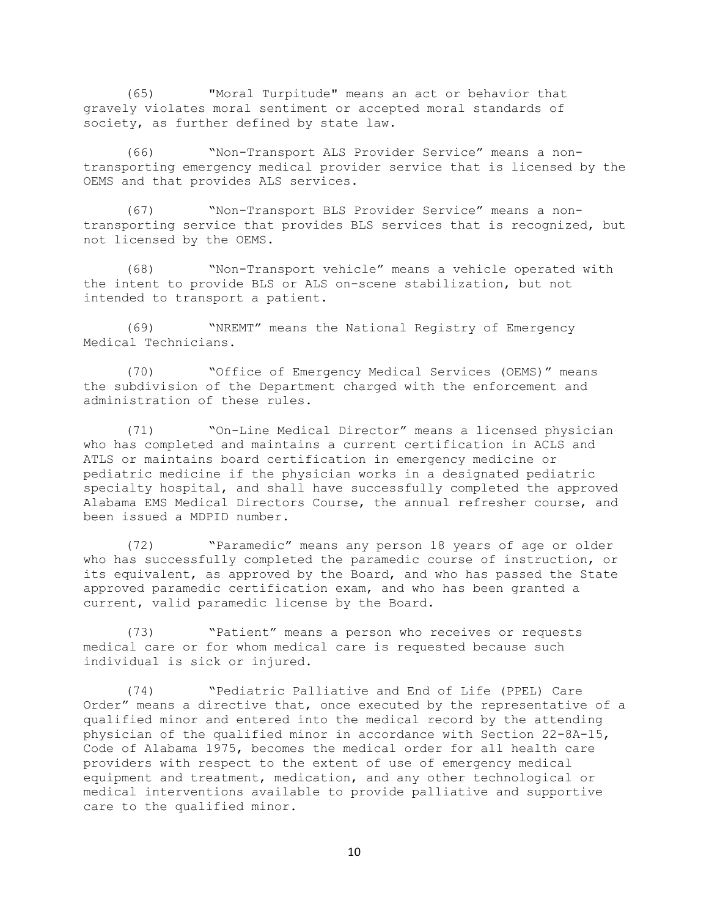(65) "Moral Turpitude" means an act or behavior that gravely violates moral sentiment or accepted moral standards of society, as further defined by state law.

(66) "Non-Transport ALS Provider Service" means a non-transporting emergency medical provider service that is licensed by the OEMS and that provides ALS services.

(67) "Non-Transport BLS Provider Service" means a non-transporting service that provides BLS services that is recognized, but not licensed by the OEMS.

(68) "Non-Transport vehicle" means a vehicle operated with the intent to provide BLS or ALS on-scene stabilization, but not intended to transport a patient.

(69) "NREMT" means the National Registry of Emergency Medical Technicians.

(70) "Office of Emergency Medical Services (OEMS)" means the subdivision of the Department charged with the enforcement and administration of these rules.

(71) "On-Line Medical Director" means a licensed physician who has completed and maintains a current certification in ACLS and ATLS or maintains board certification in emergency medicine or pediatric medicine if the physician works in a designated pediatric specialty hospital, and shall have successfully completed the approved Alabama EMS Medical Directors Course, the annual refresher course, and been issued a MDPID number.

(72) "Paramedic" means any person 18 years of age or older who has successfully completed the paramedic course of instruction, or its equivalent, as approved by the Board, and who has passed the State approved paramedic certification exam, and who has been granted a current, valid paramedic license by the Board.

(73) "Patient" means a person who receives or requests medical care or for whom medical care is requested because such individual is sick or injured.

(74) "Pediatric Palliative and End of Life (PPEL) Care Order" means a directive that, once executed by the representative of a qualified minor and entered into the medical record by the attending physician of the qualified minor in accordance with Section 22-8A-15, Code of Alabama 1975, becomes the medical order for all health care providers with respect to the extent of use of emergency medical equipment and treatment, medication, and any other technological or medical interventions available to provide palliative and supportive care to the qualified minor.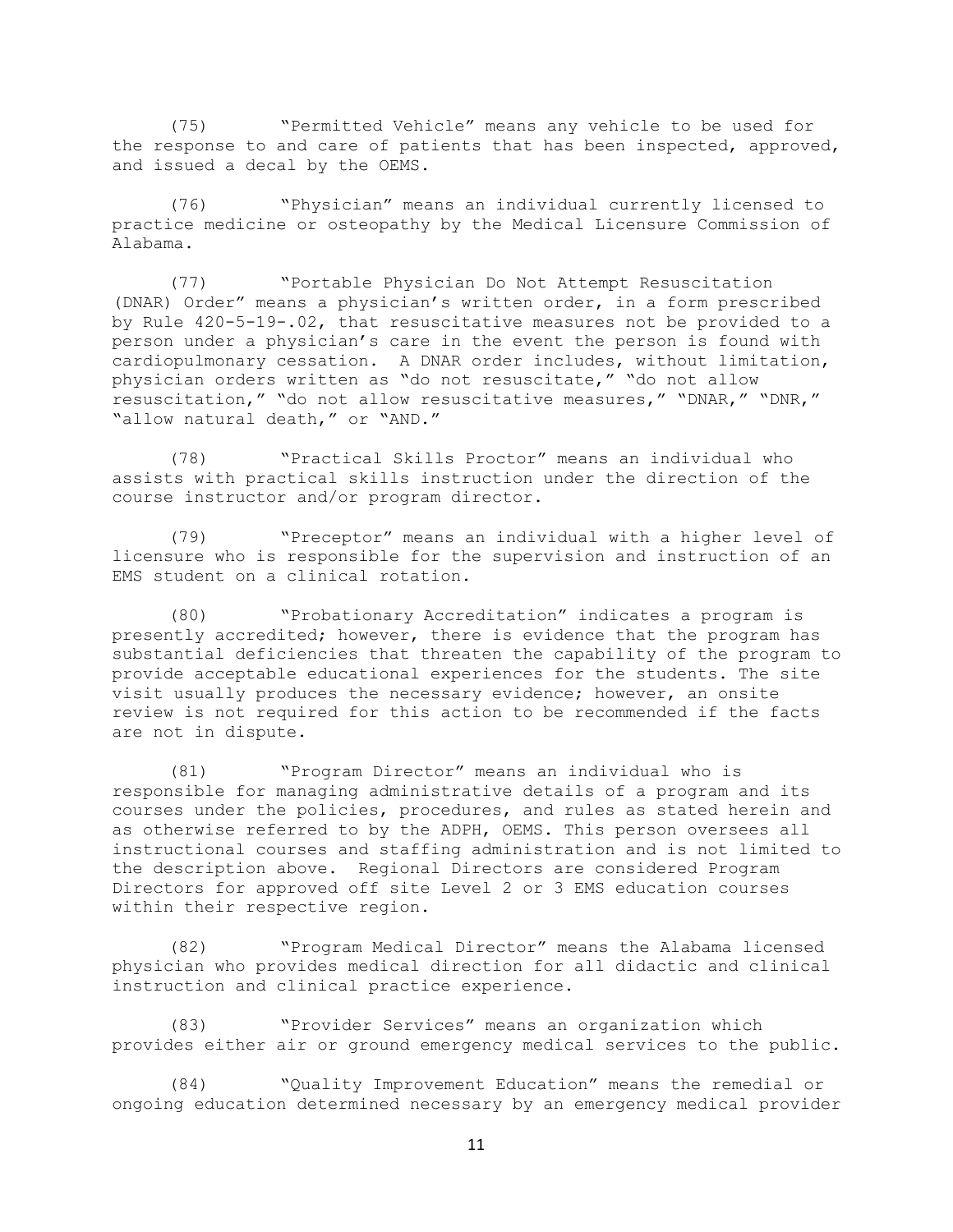(75) "Permitted Vehicle" means any vehicle to be used for the response to and care of patients that has been inspected, approved, and issued a decal by the OEMS.

(76) "Physician" means an individual currently licensed to practice medicine or osteopathy by the Medical Licensure Commission of Alabama.

(77) "Portable Physician Do Not Attempt Resuscitation (DNAR) Order" means a physician's written order, in a form prescribed by Rule 420-5-19-.02, that resuscitative measures not be provided to a person under a physician's care in the event the person is found with cardiopulmonary cessation. A DNAR order includes, without limitation, physician orders written as "do not resuscitate," "do not allow resuscitation," "do not allow resuscitative measures," "DNAR," "DNR," "allow natural death," or "AND."

(78) "Practical Skills Proctor" means an individual who assists with practical skills instruction under the direction of the course instructor and/or program director.

(79) "Preceptor" means an individual with a higher level of licensure who is responsible for the supervision and instruction of an EMS student on a clinical rotation.

(80) "Probationary Accreditation" indicates a program is presently accredited; however, there is evidence that the program has substantial deficiencies that threaten the capability of the program to provide acceptable educational experiences for the students. The site visit usually produces the necessary evidence; however, an onsite review is not required for this action to be recommended if the facts are not in dispute.

(81) "Program Director" means an individual who is responsible for managing administrative details of a program and its courses under the policies, procedures, and rules as stated herein and as otherwise referred to by the ADPH, OEMS. This person oversees all instructional courses and staffing administration and is not limited to the description above. Regional Directors are considered Program Directors for approved off site Level 2 or 3 EMS education courses within their respective region.

(82) "Program Medical Director" means the Alabama licensed physician who provides medical direction for all didactic and clinical instruction and clinical practice experience.

(83) "Provider Services" means an organization which provides either air or ground emergency medical services to the public.

(84) "Quality Improvement Education" means the remedial or ongoing education determined necessary by an emergency medical provider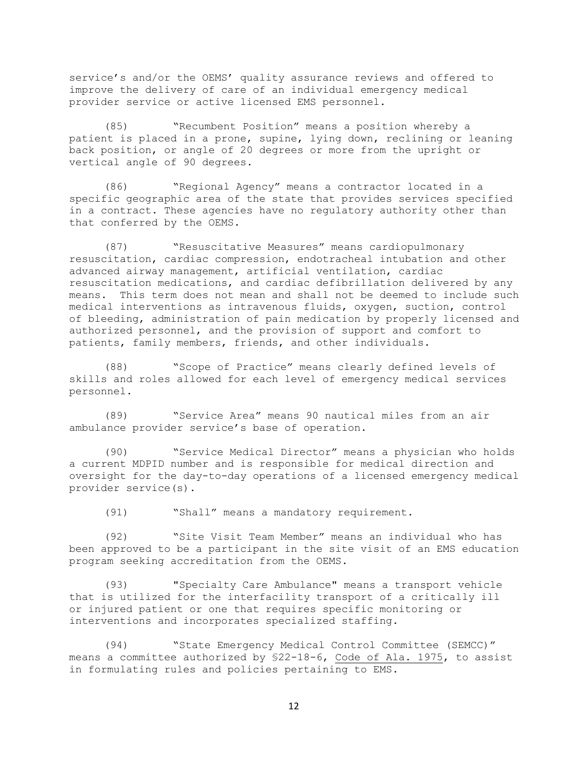service's and/or the OEMS' quality assurance reviews and offered to improve the delivery of care of an individual emergency medical provider service or active licensed EMS personnel.

(85) "Recumbent Position" means a position whereby a patient is placed in a prone, supine, lying down, reclining or leaning back position, or angle of 20 degrees or more from the upright or vertical angle of 90 degrees.

(86) "Regional Agency" means a contractor located in a specific geographic area of the state that provides services specified in a contract. These agencies have no regulatory authority other than that conferred by the OEMS.

(87) "Resuscitative Measures" means cardiopulmonary resuscitation, cardiac compression, endotracheal intubation and other advanced airway management, artificial ventilation, cardiac resuscitation medications, and cardiac defibrillation delivered by any means. This term does not mean and shall not be deemed to include such medical interventions as intravenous fluids, oxygen, suction, control of bleeding, administration of pain medication by properly licensed and authorized personnel, and the provision of support and comfort to patients, family members, friends, and other individuals.

(88) "Scope of Practice" means clearly defined levels of skills and roles allowed for each level of emergency medical services personnel.

(89) "Service Area" means 90 nautical miles from an air ambulance provider service's base of operation.

(90) "Service Medical Director" means a physician who holds a current MDPID number and is responsible for medical direction and oversight for the day-to-day operations of a licensed emergency medical provider service(s).

(91) "Shall" means a mandatory requirement.

(92) "Site Visit Team Member" means an individual who has been approved to be a participant in the site visit of an EMS education program seeking accreditation from the OEMS.

(93) "Specialty Care Ambulance" means a transport vehicle that is utilized for the interfacility transport of a critically ill or injured patient or one that requires specific monitoring or interventions and incorporates specialized staffing.

(94) "State Emergency Medical Control Committee (SEMCC)" means a committee authorized by §22-18-6, Code of Ala. 1975, to assist in formulating rules and policies pertaining to EMS.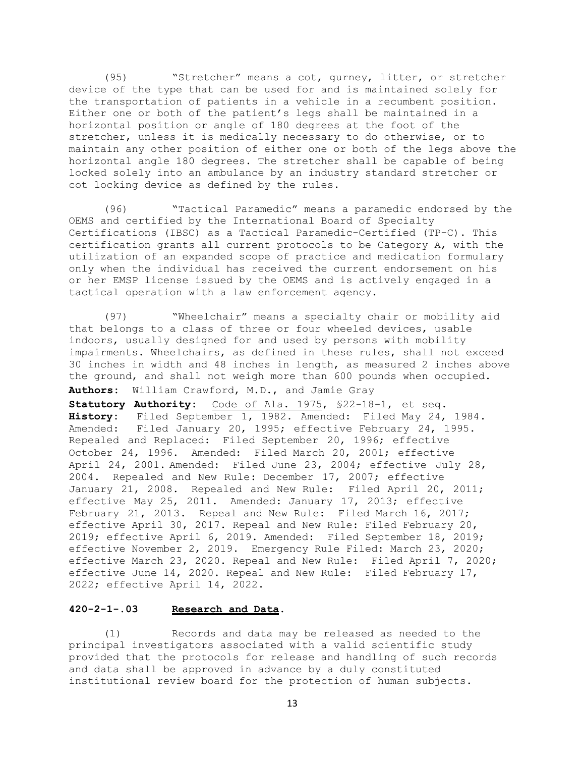(95) "Stretcher" means a cot, gurney, litter, or stretcher device of the type that can be used for and is maintained solely for the transportation of patients in a vehicle in a recumbent position. Either one or both of the patient's legs shall be maintained in a horizontal position or angle of 180 degrees at the foot of the stretcher, unless it is medically necessary to do otherwise, or to maintain any other position of either one or both of the legs above the horizontal angle 180 degrees. The stretcher shall be capable of being locked solely into an ambulance by an industry standard stretcher or cot locking device as defined by the rules.

(96) "Tactical Paramedic" means a paramedic endorsed by the OEMS and certified by the International Board of Specialty Certifications (IBSC) as a Tactical Paramedic-Certified (TP-C). This certification grants all current protocols to be Category A, with the utilization of an expanded scope of practice and medication formulary only when the individual has received the current endorsement on his or her EMSP license issued by the OEMS and is actively engaged in a tactical operation with a law enforcement agency.

(97) "Wheelchair" means a specialty chair or mobility aid that belongs to a class of three or four wheeled devices, usable indoors, usually designed for and used by persons with mobility impairments. Wheelchairs, as defined in these rules, shall not exceed 30 inches in width and 48 inches in length, as measured 2 inches above the ground, and shall not weigh more than 600 pounds when occupied.

**Authors**: William Crawford, M.D., and Jamie Gray

**Statutory Authority**: Code of Ala. 1975, §22-18-1, et seq.

**History**: Filed September 1, 1982. Amended: Filed May 24, 1984. Amended: Filed January 20, 1995; effective February 24, 1995. Repealed and Replaced: Filed September 20, 1996; effective October 24, 1996. Amended: Filed March 20, 2001; effective April 24, 2001. Amended: Filed June 23, 2004; effective July 28, 2004. Repealed and New Rule: December 17, 2007; effective January 21, 2008. Repealed and New Rule: Filed April 20, 2011; effective May 25, 2011. Amended: January 17, 2013; effective February 21, 2013. Repeal and New Rule: Filed March 16, 2017; effective April 30, 2017. Repeal and New Rule: Filed February 20, 2019; effective April 6, 2019. Amended: Filed September 18, 2019; effective November 2, 2019. Emergency Rule Filed: March 23, 2020; effective March 23, 2020. Repeal and New Rule: Filed April 7, 2020; effective June 14, 2020. Repeal and New Rule: Filed February 17, 2022; effective April 14, 2022.

### 420-2-1-.03 Research and Data.

(1) Records and data may be released as needed to the principal investigators associated with a valid scientific study provided that the protocols for release and handling of such records and data shall be approved in advance by a duly constituted institutional review board for the protection of human subjects.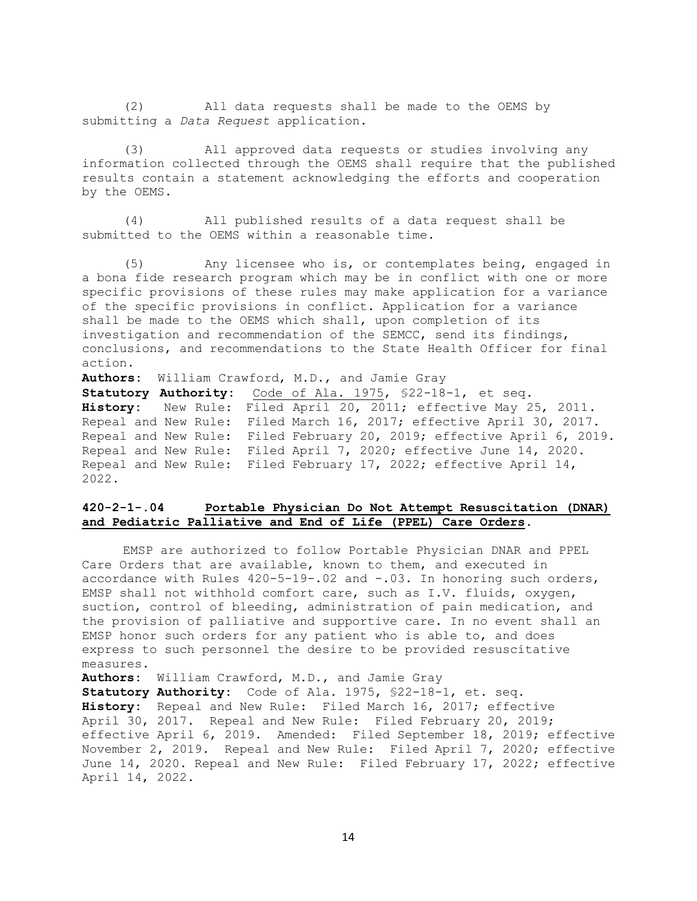(2) All data requests shall be made to the OEMS by submitting a *Data Request* application.

(3) All approved data requests or studies involving any information collected through the OEMS shall require that the published results contain a statement acknowledging the efforts and cooperation by the OEMS.

(4) All published results of a data request shall be submitted to the OEMS within a reasonable time.

(5) Any licensee who is, or contemplates being, engaged in a bona fide research program which may be in conflict with one or more specific provisions of these rules may make application for a variance of the specific provisions in conflict. Application for a variance shall be made to the OEMS which shall, upon completion of its investigation and recommendation of the SEMCC, send its findings, conclusions, and recommendations to the State Health Officer for final action.

**Authors:** William Crawford, M.D., and Jamie Gray
**Statutory Authority:** Code of Ala. 1975, §22-18-1, et seq.
**History:** New Rule: Filed April 20, 2011; effective May 25, 2011. Repeal and New Rule: Filed March 16, 2017; effective April 30, 2017. Repeal and New Rule: Filed February 20, 2019; effective April 6, 2019. Repeal and New Rule: Filed April 7, 2020; effective June 14, 2020. Repeal and New Rule: Filed February 17, 2022; effective April 14, 2022.

**420-2-1-.04 Portable Physician Do Not Attempt Resuscitation (DNAR) and Pediatric Palliative and End of Life (PPEL) Care Orders.**

EMSP are authorized to follow Portable Physician DNAR and PPEL Care Orders that are available, known to them, and executed in accordance with Rules 420-5-19-.02 and -.03. In honoring such orders, EMSP shall not withhold comfort care, such as I.V. fluids, oxygen, suction, control of bleeding, administration of pain medication, and the provision of palliative and supportive care. In no event shall an EMSP honor such orders for any patient who is able to, and does express to such personnel the desire to be provided resuscitative measures.

**Authors:** William Crawford, M.D., and Jamie Gray
**Statutory Authority:** Code of Ala. 1975, §22-18-1, et. seq.
**History:** Repeal and New Rule: Filed March 16, 2017; effective April 30, 2017. Repeal and New Rule: Filed February 20, 2019; effective April 6, 2019. Amended: Filed September 18, 2019; effective November 2, 2019. Repeal and New Rule: Filed April 7, 2020; effective June 14, 2020. Repeal and New Rule: Filed February 17, 2022; effective April 14, 2022.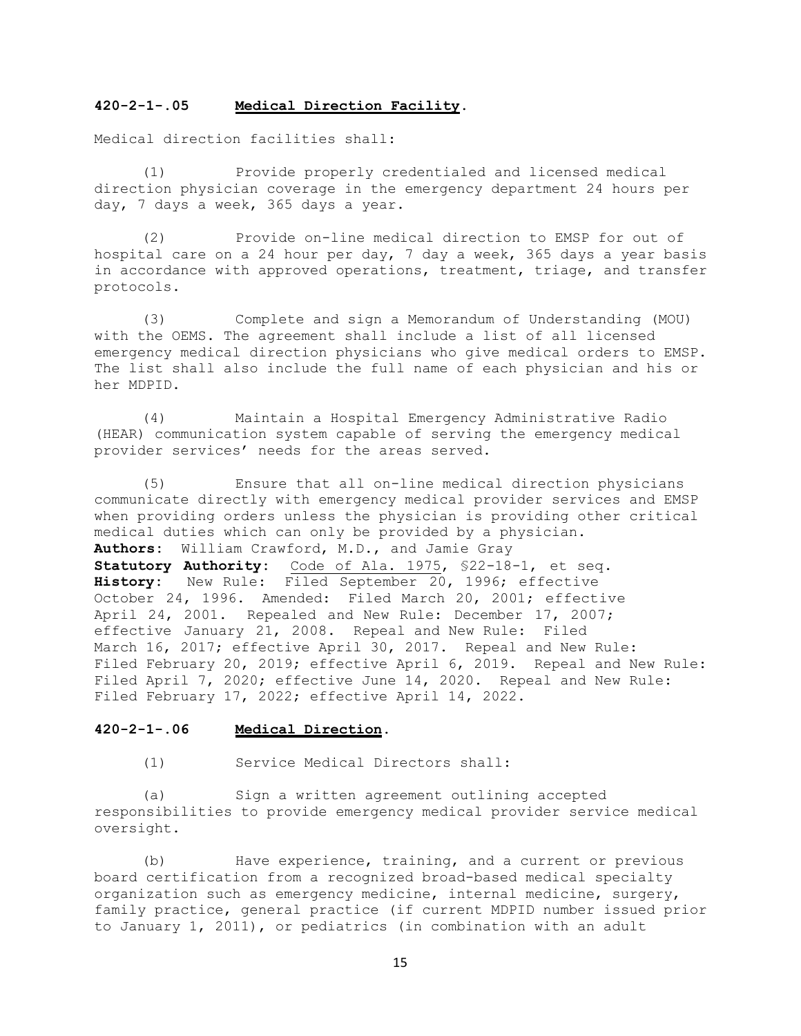**420-2-1-.05 Medical Direction Facility.**

Medical direction facilities shall:

(1) Provide properly credentialed and licensed medical direction physician coverage in the emergency department 24 hours per day, 7 days a week, 365 days a year.

(2) Provide on-line medical direction to EMSP for out of hospital care on a 24 hour per day, 7 day a week, 365 days a year basis in accordance with approved operations, treatment, triage, and transfer protocols.

(3) Complete and sign a Memorandum of Understanding (MOU) with the OEMS. The agreement shall include a list of all licensed emergency medical direction physicians who give medical orders to EMSP. The list shall also include the full name of each physician and his or her MDPID.

(4) Maintain a Hospital Emergency Administrative Radio (HEAR) communication system capable of serving the emergency medical provider services' needs for the areas served.

(5) Ensure that all on-line medical direction physicians communicate directly with emergency medical provider services and EMSP when providing orders unless the physician is providing other critical medical duties which can only be provided by a physician.

**Authors:** William Crawford, M.D., and Jamie Gray
**Statutory Authority:** Code of Ala. 1975, §22-18-1, et seq.
**History:** New Rule: Filed September 20, 1996; effective October 24, 1996. Amended: Filed March 20, 2001; effective April 24, 2001. Repealed and New Rule: December 17, 2007; effective January 21, 2008. Repeal and New Rule: Filed March 16, 2017; effective April 30, 2017. Repeal and New Rule: Filed February 20, 2019; effective April 6, 2019. Repeal and New Rule: Filed April 7, 2020; effective June 14, 2020. Repeal and New Rule: Filed February 17, 2022; effective April 14, 2022.

**420-2-1-.06 Medical Direction.**

(1) Service Medical Directors shall:

(a) Sign a written agreement outlining accepted responsibilities to provide emergency medical provider service medical oversight.

(b) Have experience, training, and a current or previous board certification from a recognized broad-based medical specialty organization such as emergency medicine, internal medicine, surgery, family practice, general practice (if current MDPID number issued prior to January 1, 2011), or pediatrics (in combination with an adult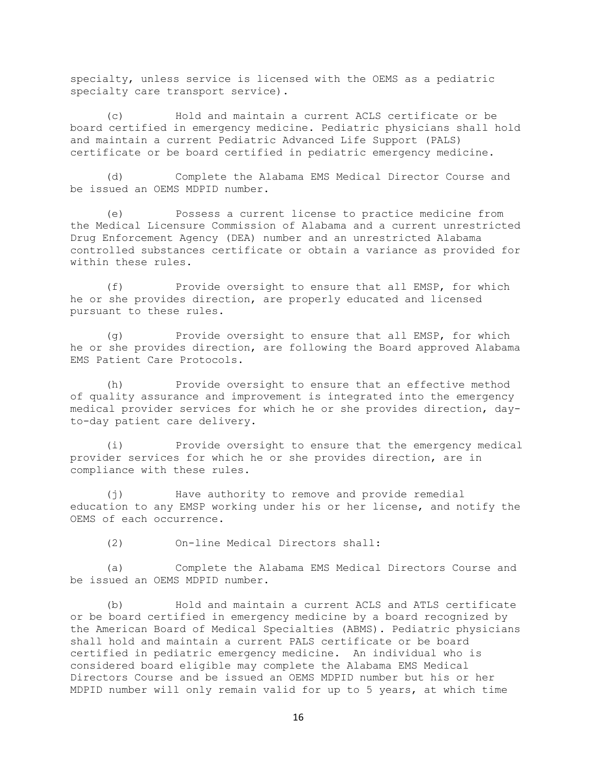specialty, unless service is licensed with the OEMS as a pediatric specialty care transport service).

(c) Hold and maintain a current ACLS certificate or be board certified in emergency medicine. Pediatric physicians shall hold and maintain a current Pediatric Advanced Life Support (PALS) certificate or be board certified in pediatric emergency medicine.

(d) Complete the Alabama EMS Medical Director Course and be issued an OEMS MDPID number.

(e) Possess a current license to practice medicine from the Medical Licensure Commission of Alabama and a current unrestricted Drug Enforcement Agency (DEA) number and an unrestricted Alabama controlled substances certificate or obtain a variance as provided for within these rules.

(f) Provide oversight to ensure that all EMSP, for which he or she provides direction, are properly educated and licensed pursuant to these rules.

(g) Provide oversight to ensure that all EMSP, for which he or she provides direction, are following the Board approved Alabama EMS Patient Care Protocols.

(h) Provide oversight to ensure that an effective method of quality assurance and improvement is integrated into the emergency medical provider services for which he or she provides direction, day-to-day patient care delivery.

(i) Provide oversight to ensure that the emergency medical provider services for which he or she provides direction, are in compliance with these rules.

(j) Have authority to remove and provide remedial education to any EMSP working under his or her license, and notify the OEMS of each occurrence.

(2) On-line Medical Directors shall:

(a) Complete the Alabama EMS Medical Directors Course and be issued an OEMS MDPID number.

(b) Hold and maintain a current ACLS and ATLS certificate or be board certified in emergency medicine by a board recognized by the American Board of Medical Specialties (ABMS). Pediatric physicians shall hold and maintain a current PALS certificate or be board certified in pediatric emergency medicine. An individual who is considered board eligible may complete the Alabama EMS Medical Directors Course and be issued an OEMS MDPID number but his or her MDPID number will only remain valid for up to 5 years, at which time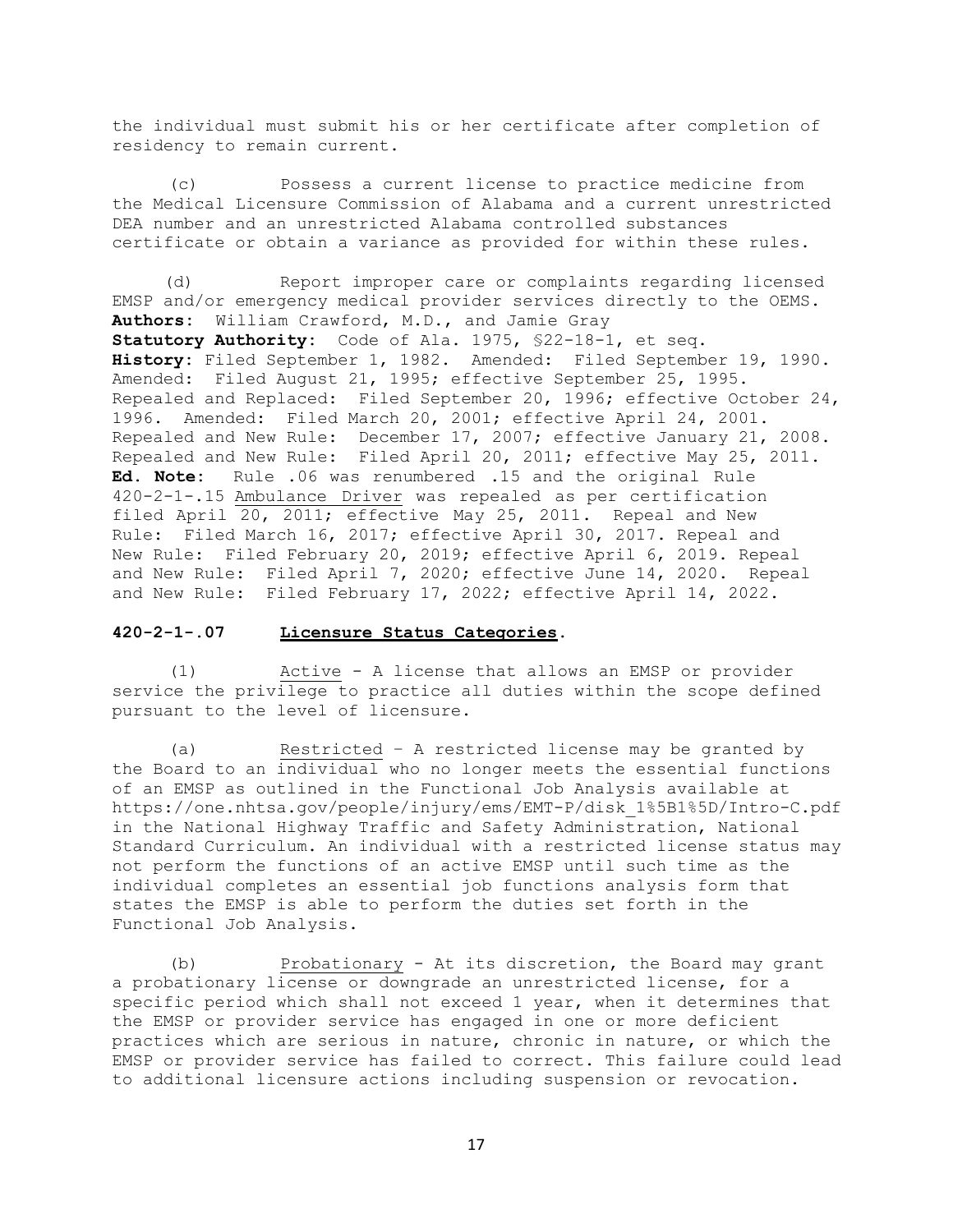the individual must submit his or her certificate after completion of residency to remain current.

(c) Possess a current license to practice medicine from the Medical Licensure Commission of Alabama and a current unrestricted DEA number and an unrestricted Alabama controlled substances certificate or obtain a variance as provided for within these rules.

(d) Report improper care or complaints regarding licensed EMSP and/or emergency medical provider services directly to the OEMS.

**Authors**: William Crawford, M.D., and Jamie Gray
**Statutory Authority**: Code of Ala. 1975, §22-18-1, et seq.
**History**: Filed September 1, 1982. Amended: Filed September 19, 1990. Amended: Filed August 21, 1995; effective September 25, 1995. Repealed and Replaced: Filed September 20, 1996; effective October 24, 1996. Amended: Filed March 20, 2001; effective April 24, 2001. Repealed and New Rule: December 17, 2007; effective January 21, 2008. Repealed and New Rule: Filed April 20, 2011; effective May 25, 2011.
**Ed. Note**: Rule .06 was renumbered .15 and the original Rule 420-2-1-.15 Ambulance Driver was repealed as per certification filed April 20, 2011; effective May 25, 2011. Repeal and New Rule: Filed March 16, 2017; effective April 30, 2017. Repeal and New Rule: Filed February 20, 2019; effective April 6, 2019. Repeal and New Rule: Filed April 7, 2020; effective June 14, 2020. Repeal and New Rule: Filed February 17, 2022; effective April 14, 2022.

### 420-2-1-.07 Licensure Status Categories.

(1) Active - A license that allows an EMSP or provider service the privilege to practice all duties within the scope defined pursuant to the level of licensure.

(a) Restricted – A restricted license may be granted by the Board to an individual who no longer meets the essential functions of an EMSP as outlined in the Functional Job Analysis available at https://one.nhtsa.gov/people/injury/ems/EMT-P/disk_1%5B1%5D/Intro-C.pdf in the National Highway Traffic and Safety Administration, National Standard Curriculum. An individual with a restricted license status may not perform the functions of an active EMSP until such time as the individual completes an essential job functions analysis form that states the EMSP is able to perform the duties set forth in the Functional Job Analysis.

(b) Probationary - At its discretion, the Board may grant a probationary license or downgrade an unrestricted license, for a specific period which shall not exceed 1 year, when it determines that the EMSP or provider service has engaged in one or more deficient practices which are serious in nature, chronic in nature, or which the EMSP or provider service has failed to correct. This failure could lead to additional licensure actions including suspension or revocation.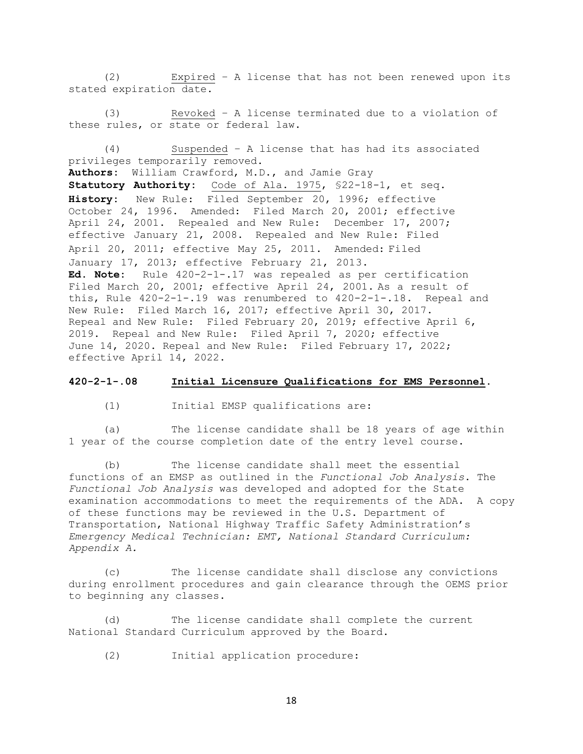(2) <u>Expired</u> – A license that has not been renewed upon its stated expiration date.

(3) <u>Revoked</u> – A license terminated due to a violation of these rules, or state or federal law.

(4) <u>Suspended</u> – A license that has had its associated privileges temporarily removed.

**Authors:** William Crawford, M.D., and Jamie Gray
**Statutory Authority:** <u>Code of Ala. 1975</u>, §22-18-1, et seq.
**History:** New Rule: Filed September 20, 1996; effective October 24, 1996. Amended: Filed March 20, 2001; effective April 24, 2001. Repealed and New Rule: December 17, 2007; effective January 21, 2008. Repealed and New Rule: Filed April 20, 2011; effective May 25, 2011. Amended: Filed January 17, 2013; effective February 21, 2013.
**Ed. Note:** Rule 420-2-1-.17 was repealed as per certification Filed March 20, 2001; effective April 24, 2001. As a result of this, Rule 420-2-1-.19 was renumbered to 420-2-1-.18. Repeal and New Rule: Filed March 16, 2017; effective April 30, 2017. Repeal and New Rule: Filed February 20, 2019; effective April 6, 2019. Repeal and New Rule: Filed April 7, 2020; effective June 14, 2020. Repeal and New Rule: Filed February 17, 2022; effective April 14, 2022.

## 420-2-1-.08 <u>Initial Licensure Qualifications for EMS Personnel</u>.

(1) Initial EMSP qualifications are:

(a) The license candidate shall be 18 years of age within 1 year of the course completion date of the entry level course.

(b) The license candidate shall meet the essential functions of an EMSP as outlined in the *Functional Job Analysis*. The *Functional Job Analysis* was developed and adopted for the State examination accommodations to meet the requirements of the ADA. A copy of these functions may be reviewed in the U.S. Department of Transportation, National Highway Traffic Safety Administration's *Emergency Medical Technician: EMT, National Standard Curriculum: Appendix A.*

(c) The license candidate shall disclose any convictions during enrollment procedures and gain clearance through the OEMS prior to beginning any classes.

(d) The license candidate shall complete the current National Standard Curriculum approved by the Board.

(2) Initial application procedure: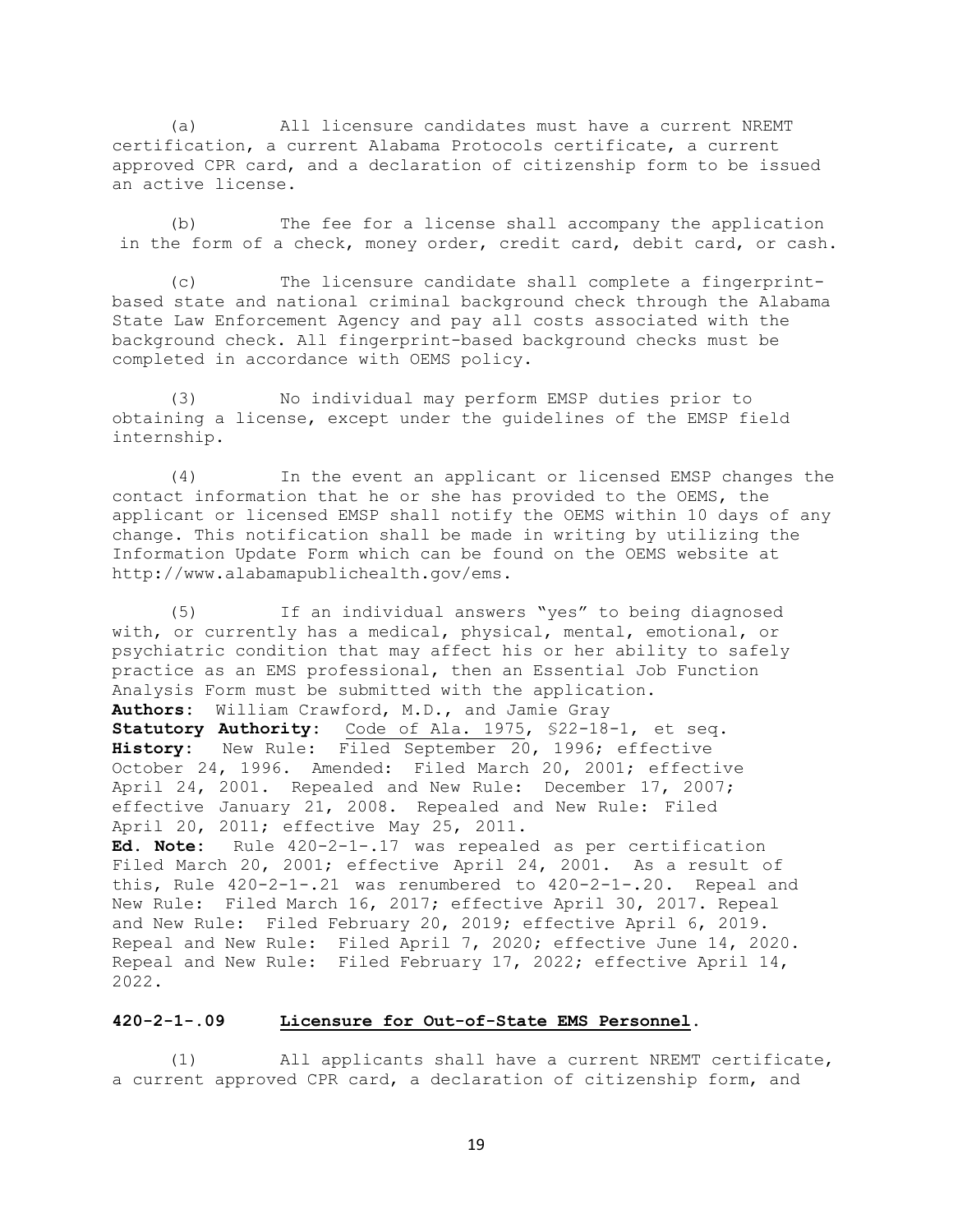(a) All licensure candidates must have a current NREMT certification, a current Alabama Protocols certificate, a current approved CPR card, and a declaration of citizenship form to be issued an active license.

(b) The fee for a license shall accompany the application in the form of a check, money order, credit card, debit card, or cash.

(c) The licensure candidate shall complete a fingerprint-based state and national criminal background check through the Alabama State Law Enforcement Agency and pay all costs associated with the background check. All fingerprint-based background checks must be completed in accordance with OEMS policy.

(3) No individual may perform EMSP duties prior to obtaining a license, except under the guidelines of the EMSP field internship.

(4) In the event an applicant or licensed EMSP changes the contact information that he or she has provided to the OEMS, the applicant or licensed EMSP shall notify the OEMS within 10 days of any change. This notification shall be made in writing by utilizing the Information Update Form which can be found on the OEMS website at http://www.alabamapublichealth.gov/ems.

(5) If an individual answers "yes" to being diagnosed with, or currently has a medical, physical, mental, emotional, or psychiatric condition that may affect his or her ability to safely practice as an EMS professional, then an Essential Job Function Analysis Form must be submitted with the application.

**Authors:** William Crawford, M.D., and Jamie Gray
**Statutory Authority:** Code of Ala. 1975, §22-18-1, et seq.
**History:** New Rule: Filed September 20, 1996; effective October 24, 1996. Amended: Filed March 20, 2001; effective April 24, 2001. Repealed and New Rule: December 17, 2007; effective January 21, 2008. Repealed and New Rule: Filed April 20, 2011; effective May 25, 2011.
**Ed. Note:** Rule 420-2-1-.17 was repealed as per certification Filed March 20, 2001; effective April 24, 2001. As a result of this, Rule 420-2-1-.21 was renumbered to 420-2-1-.20. Repeal and New Rule: Filed March 16, 2017; effective April 30, 2017. Repeal and New Rule: Filed February 20, 2019; effective April 6, 2019. Repeal and New Rule: Filed April 7, 2020; effective June 14, 2020. Repeal and New Rule: Filed February 17, 2022; effective April 14, 2022.

### 420-2-1-.09 Licensure for Out-of-State EMS Personnel.

(1) All applicants shall have a current NREMT certificate, a current approved CPR card, a declaration of citizenship form, and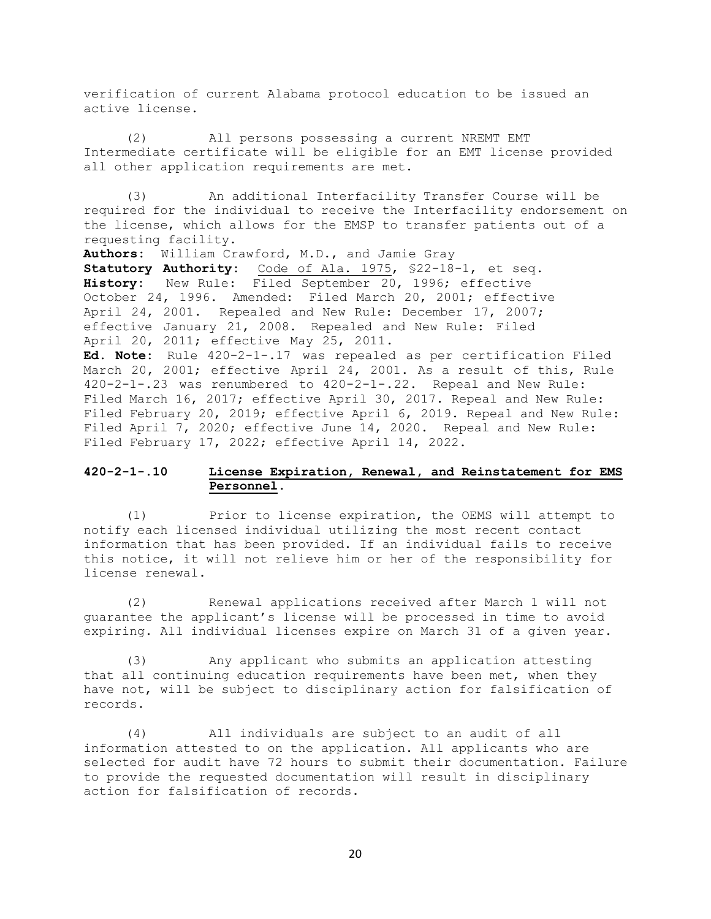verification of current Alabama protocol education to be issued an active license.

(2) All persons possessing a current NREMT EMT Intermediate certificate will be eligible for an EMT license provided all other application requirements are met.

(3) An additional Interfacility Transfer Course will be required for the individual to receive the Interfacility endorsement on the license, which allows for the EMSP to transfer patients out of a requesting facility.

**Authors:** William Crawford, M.D., and Jamie Gray
**Statutory Authority:** Code of Ala. 1975, §22-18-1, et seq.
**History:** New Rule: Filed September 20, 1996; effective October 24, 1996. Amended: Filed March 20, 2001; effective April 24, 2001. Repealed and New Rule: December 17, 2007; effective January 21, 2008. Repealed and New Rule: Filed April 20, 2011; effective May 25, 2011.
**Ed. Note:** Rule 420-2-1-.17 was repealed as per certification Filed March 20, 2001; effective April 24, 2001. As a result of this, Rule 420-2-1-.23 was renumbered to 420-2-1-.22. Repeal and New Rule: Filed March 16, 2017; effective April 30, 2017. Repeal and New Rule: Filed February 20, 2019; effective April 6, 2019. Repeal and New Rule: Filed April 7, 2020; effective June 14, 2020. Repeal and New Rule: Filed February 17, 2022; effective April 14, 2022.

### 420-2-1-.10 License Expiration, Renewal, and Reinstatement for EMS Personnel.

(1) Prior to license expiration, the OEMS will attempt to notify each licensed individual utilizing the most recent contact information that has been provided. If an individual fails to receive this notice, it will not relieve him or her of the responsibility for license renewal.

(2) Renewal applications received after March 1 will not guarantee the applicant's license will be processed in time to avoid expiring. All individual licenses expire on March 31 of a given year.

(3) Any applicant who submits an application attesting that all continuing education requirements have been met, when they have not, will be subject to disciplinary action for falsification of records.

(4) All individuals are subject to an audit of all information attested to on the application. All applicants who are selected for audit have 72 hours to submit their documentation. Failure to provide the requested documentation will result in disciplinary action for falsification of records.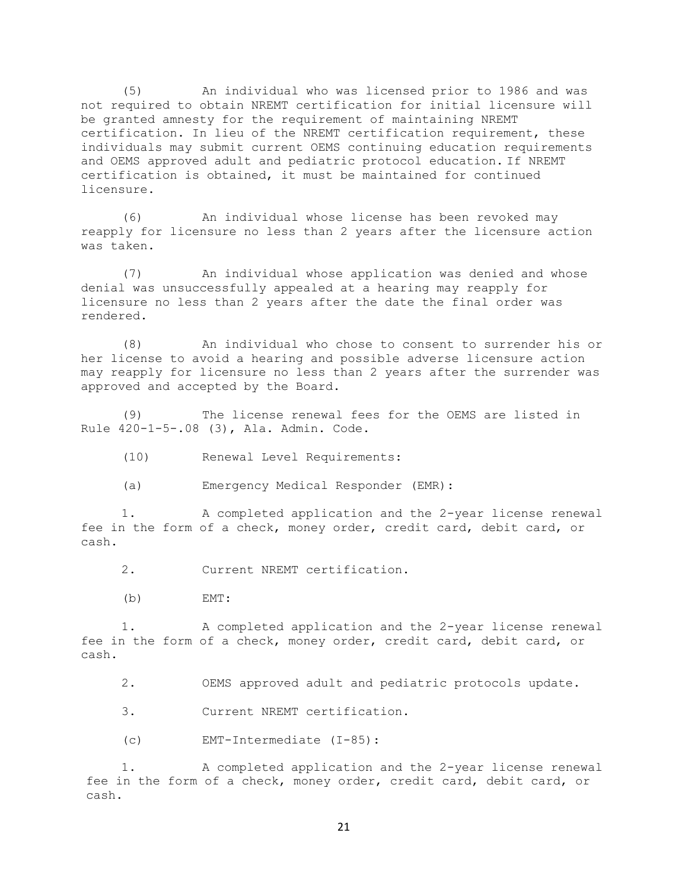(5) An individual who was licensed prior to 1986 and was not required to obtain NREMT certification for initial licensure will be granted amnesty for the requirement of maintaining NREMT certification. In lieu of the NREMT certification requirement, these individuals may submit current OEMS continuing education requirements and OEMS approved adult and pediatric protocol education. If NREMT certification is obtained, it must be maintained for continued licensure.

(6) An individual whose license has been revoked may reapply for licensure no less than 2 years after the licensure action was taken.

(7) An individual whose application was denied and whose denial was unsuccessfully appealed at a hearing may reapply for licensure no less than 2 years after the date the final order was rendered.

(8) An individual who chose to consent to surrender his or her license to avoid a hearing and possible adverse licensure action may reapply for licensure no less than 2 years after the surrender was approved and accepted by the Board.

(9) The license renewal fees for the OEMS are listed in Rule 420-1-5-.08 (3), Ala. Admin. Code.

(10) Renewal Level Requirements:

(a) Emergency Medical Responder (EMR):

1. A completed application and the 2-year license renewal fee in the form of a check, money order, credit card, debit card, or cash.

2. Current NREMT certification.

(b) EMT:

1. A completed application and the 2-year license renewal fee in the form of a check, money order, credit card, debit card, or cash.

2. OEMS approved adult and pediatric protocols update.

3. Current NREMT certification.

(c) EMT-Intermediate (I-85):

1. A completed application and the 2-year license renewal fee in the form of a check, money order, credit card, debit card, or cash.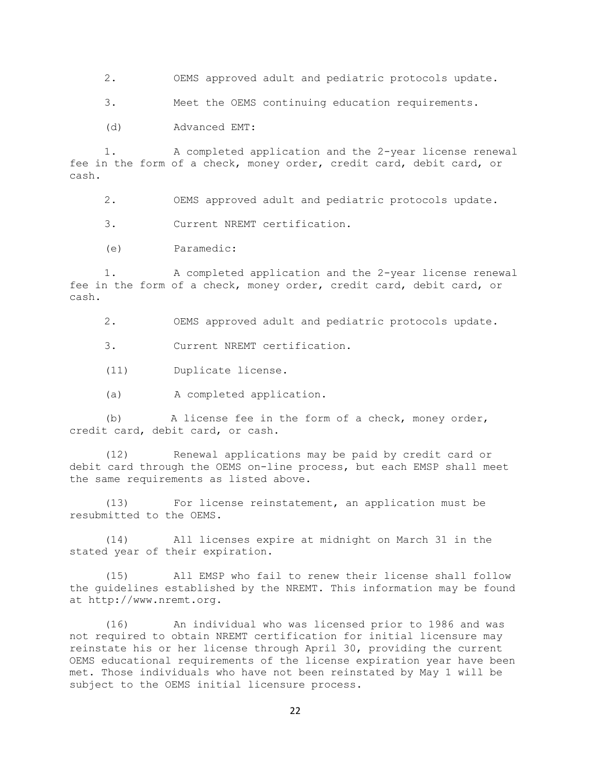2. OEMS approved adult and pediatric protocols update.

3. Meet the OEMS continuing education requirements.

(d) Advanced EMT:

1. A completed application and the 2-year license renewal fee in the form of a check, money order, credit card, debit card, or cash.

2. OEMS approved adult and pediatric protocols update.

3. Current NREMT certification.

(e) Paramedic:

1. A completed application and the 2-year license renewal fee in the form of a check, money order, credit card, debit card, or cash.

2. OEMS approved adult and pediatric protocols update.

3. Current NREMT certification.

(11) Duplicate license.

(a) A completed application.

(b) A license fee in the form of a check, money order, credit card, debit card, or cash.

(12) Renewal applications may be paid by credit card or debit card through the OEMS on-line process, but each EMSP shall meet the same requirements as listed above.

(13) For license reinstatement, an application must be resubmitted to the OEMS.

(14) All licenses expire at midnight on March 31 in the stated year of their expiration.

(15) All EMSP who fail to renew their license shall follow the guidelines established by the NREMT. This information may be found at http://www.nremt.org.

(16) An individual who was licensed prior to 1986 and was not required to obtain NREMT certification for initial licensure may reinstate his or her license through April 30, providing the current OEMS educational requirements of the license expiration year have been met. Those individuals who have not been reinstated by May 1 will be subject to the OEMS initial licensure process.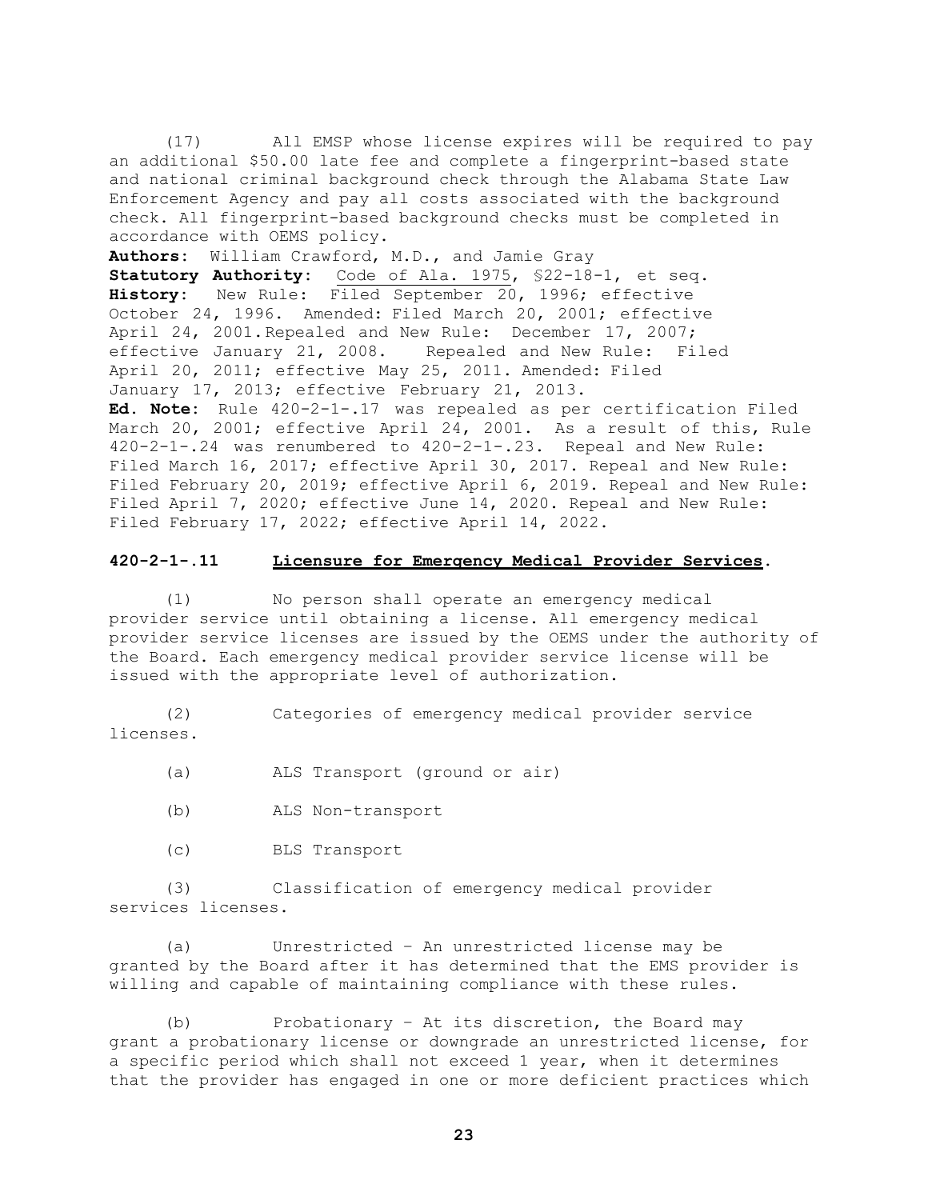(17) All EMSP whose license expires will be required to pay an additional $50.00 late fee and complete a fingerprint-based state and national criminal background check through the Alabama State Law Enforcement Agency and pay all costs associated with the background check. All fingerprint-based background checks must be completed in accordance with OEMS policy.

**Authors:** William Crawford, M.D., and Jamie Gray
**Statutory Authority:** Code of Ala. 1975, §22-18-1, et seq.
**History:** New Rule: Filed September 20, 1996; effective October 24, 1996. Amended: Filed March 20, 2001; effective April 24, 2001. Repealed and New Rule: December 17, 2007; effective January 21, 2008. Repealed and New Rule: Filed April 20, 2011; effective May 25, 2011. Amended: Filed January 17, 2013; effective February 21, 2013.
**Ed. Note:** Rule 420-2-1-.17 was repealed as per certification Filed March 20, 2001; effective April 24, 2001. As a result of this, Rule 420-2-1-.24 was renumbered to 420-2-1-.23. Repeal and New Rule: Filed March 16, 2017; effective April 30, 2017. Repeal and New Rule: Filed February 20, 2019; effective April 6, 2019. Repeal and New Rule: Filed April 7, 2020; effective June 14, 2020. Repeal and New Rule: Filed February 17, 2022; effective April 14, 2022.

## 420-2-1-.11 Licensure for Emergency Medical Provider Services.

(1) No person shall operate an emergency medical provider service until obtaining a license. All emergency medical provider service licenses are issued by the OEMS under the authority of the Board. Each emergency medical provider service license will be issued with the appropriate level of authorization.

(2) Categories of emergency medical provider service licenses.

(a) ALS Transport (ground or air)

(b) ALS Non-transport

(c) BLS Transport

(3) Classification of emergency medical provider services licenses.

(a) Unrestricted – An unrestricted license may be granted by the Board after it has determined that the EMS provider is willing and capable of maintaining compliance with these rules.

(b) Probationary – At its discretion, the Board may grant a probationary license or downgrade an unrestricted license, for a specific period which shall not exceed 1 year, when it determines that the provider has engaged in one or more deficient practices which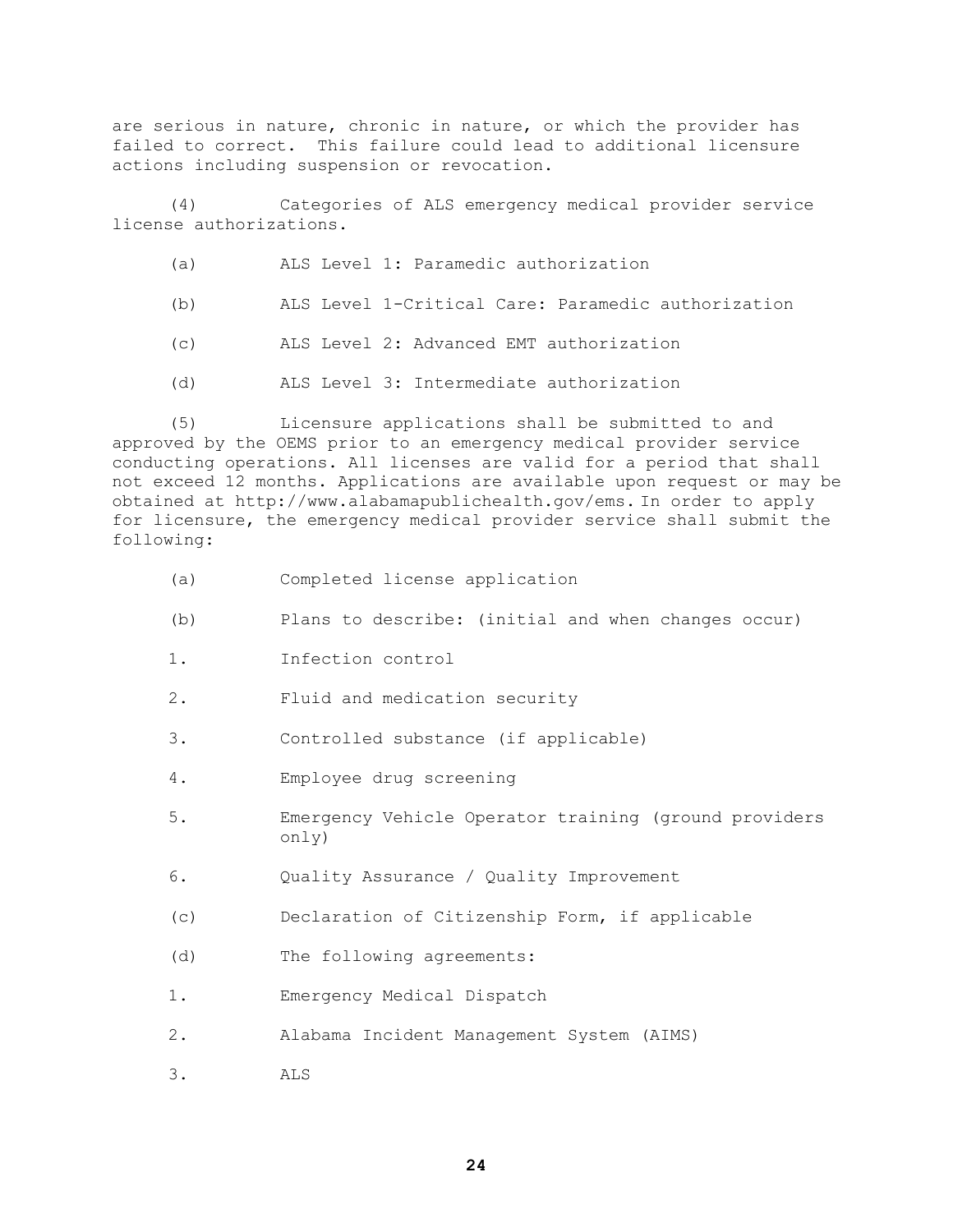are serious in nature, chronic in nature, or which the provider has failed to correct. This failure could lead to additional licensure actions including suspension or revocation.

(4) Categories of ALS emergency medical provider service license authorizations.

(a) ALS Level 1: Paramedic authorization

(b) ALS Level 1-Critical Care: Paramedic authorization

(c) ALS Level 2: Advanced EMT authorization

(d) ALS Level 3: Intermediate authorization

(5) Licensure applications shall be submitted to and approved by the OEMS prior to an emergency medical provider service conducting operations. All licenses are valid for a period that shall not exceed 12 months. Applications are available upon request or may be obtained at http://www.alabamapublichealth.gov/ems. In order to apply for licensure, the emergency medical provider service shall submit the following:

(a) Completed license application

(b) Plans to describe: (initial and when changes occur)

1. Infection control

2. Fluid and medication security

3. Controlled substance (if applicable)

4. Employee drug screening

5. Emergency Vehicle Operator training (ground providers only)

6. Quality Assurance / Quality Improvement

(c) Declaration of Citizenship Form, if applicable

(d) The following agreements:

1. Emergency Medical Dispatch

2. Alabama Incident Management System (AIMS)

3. ALS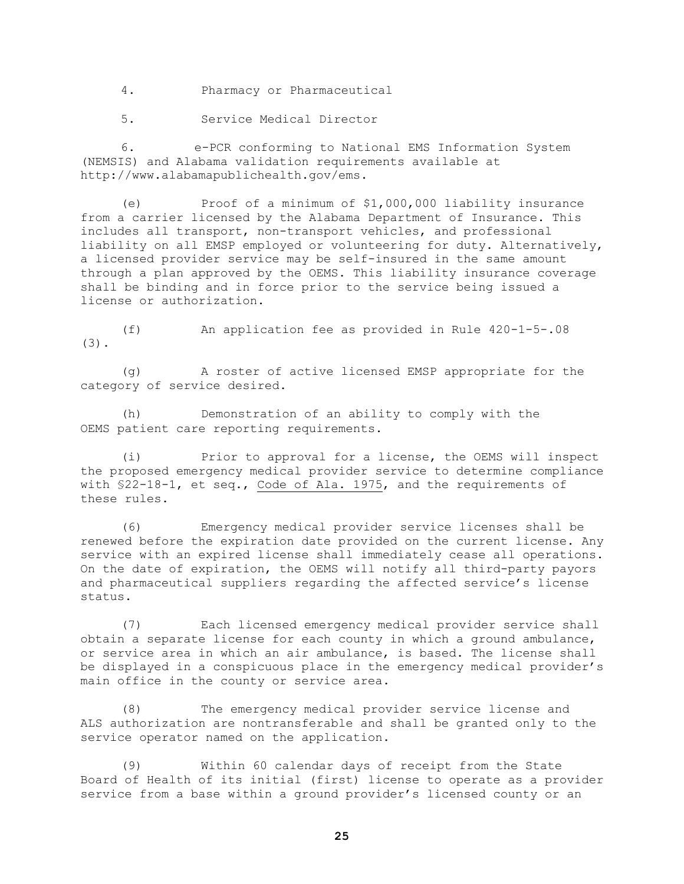4. Pharmacy or Pharmaceutical

5. Service Medical Director

6. e-PCR conforming to National EMS Information System (NEMSIS) and Alabama validation requirements available at http://www.alabamapublichealth.gov/ems.

(e) Proof of a minimum of $1,000,000 liability insurance from a carrier licensed by the Alabama Department of Insurance. This includes all transport, non-transport vehicles, and professional liability on all EMSP employed or volunteering for duty. Alternatively, a licensed provider service may be self-insured in the same amount through a plan approved by the OEMS. This liability insurance coverage shall be binding and in force prior to the service being issued a license or authorization.

(f) An application fee as provided in Rule 420-1-5-.08 (3).

(g) A roster of active licensed EMSP appropriate for the category of service desired.

(h) Demonstration of an ability to comply with the OEMS patient care reporting requirements.

(i) Prior to approval for a license, the OEMS will inspect the proposed emergency medical provider service to determine compliance with §22-18-1, et seq., <u>Code of Ala. 1975</u>, and the requirements of these rules.

(6) Emergency medical provider service licenses shall be renewed before the expiration date provided on the current license. Any service with an expired license shall immediately cease all operations. On the date of expiration, the OEMS will notify all third-party payors and pharmaceutical suppliers regarding the affected service's license status.

(7) Each licensed emergency medical provider service shall obtain a separate license for each county in which a ground ambulance, or service area in which an air ambulance, is based. The license shall be displayed in a conspicuous place in the emergency medical provider's main office in the county or service area.

(8) The emergency medical provider service license and ALS authorization are nontransferable and shall be granted only to the service operator named on the application.

(9) Within 60 calendar days of receipt from the State Board of Health of its initial (first) license to operate as a provider service from a base within a ground provider's licensed county or an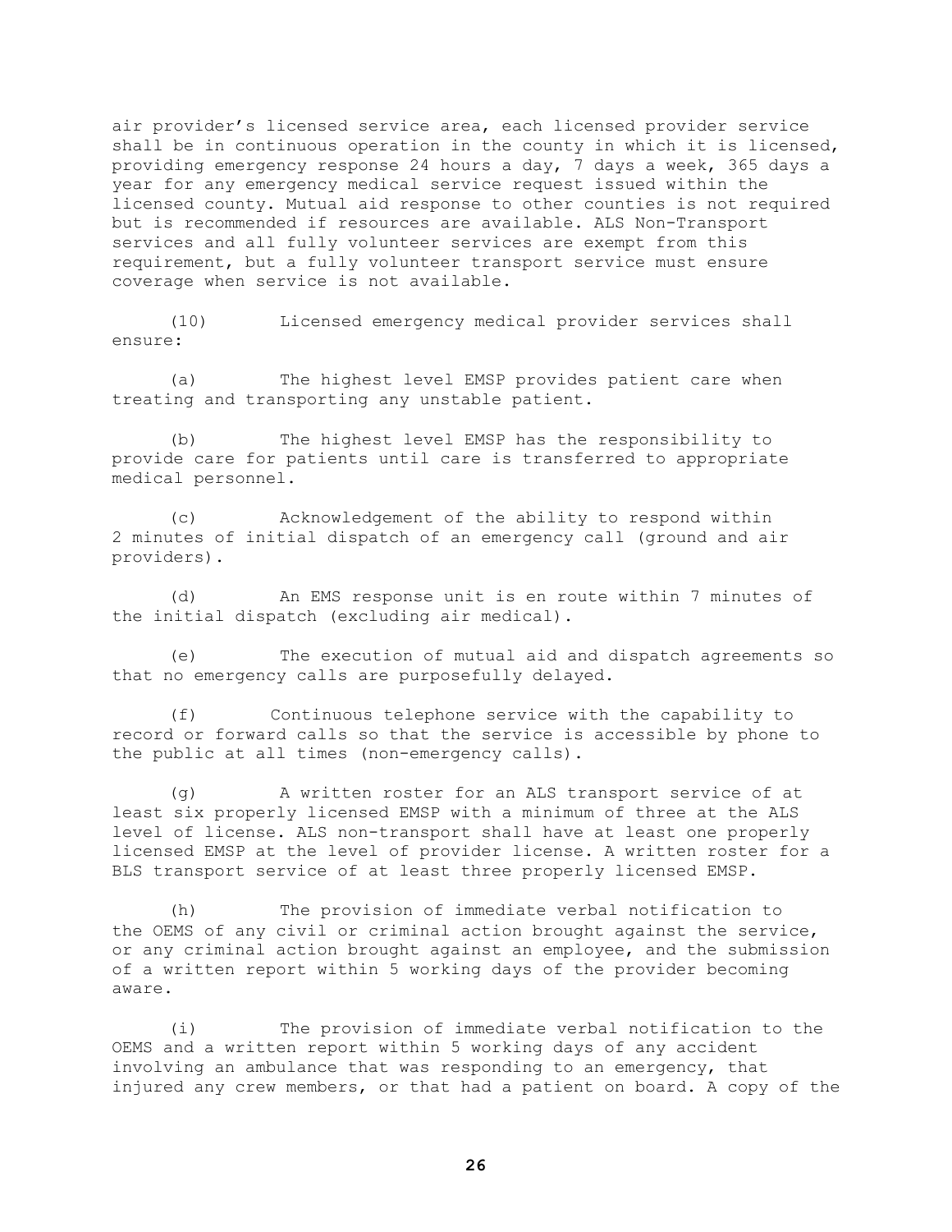air provider's licensed service area, each licensed provider service shall be in continuous operation in the county in which it is licensed, providing emergency response 24 hours a day, 7 days a week, 365 days a year for any emergency medical service request issued within the licensed county. Mutual aid response to other counties is not required but is recommended if resources are available. ALS Non-Transport services and all fully volunteer services are exempt from this requirement, but a fully volunteer transport service must ensure coverage when service is not available.

(10) Licensed emergency medical provider services shall ensure:

(a) The highest level EMSP provides patient care when treating and transporting any unstable patient.

(b) The highest level EMSP has the responsibility to provide care for patients until care is transferred to appropriate medical personnel.

(c) Acknowledgement of the ability to respond within 2 minutes of initial dispatch of an emergency call (ground and air providers).

(d) An EMS response unit is en route within 7 minutes of the initial dispatch (excluding air medical).

(e) The execution of mutual aid and dispatch agreements so that no emergency calls are purposefully delayed.

(f) Continuous telephone service with the capability to record or forward calls so that the service is accessible by phone to the public at all times (non-emergency calls).

(g) A written roster for an ALS transport service of at least six properly licensed EMSP with a minimum of three at the ALS level of license. ALS non-transport shall have at least one properly licensed EMSP at the level of provider license. A written roster for a BLS transport service of at least three properly licensed EMSP.

(h) The provision of immediate verbal notification to the OEMS of any civil or criminal action brought against the service, or any criminal action brought against an employee, and the submission of a written report within 5 working days of the provider becoming aware.

(i) The provision of immediate verbal notification to the OEMS and a written report within 5 working days of any accident involving an ambulance that was responding to an emergency, that injured any crew members, or that had a patient on board. A copy of the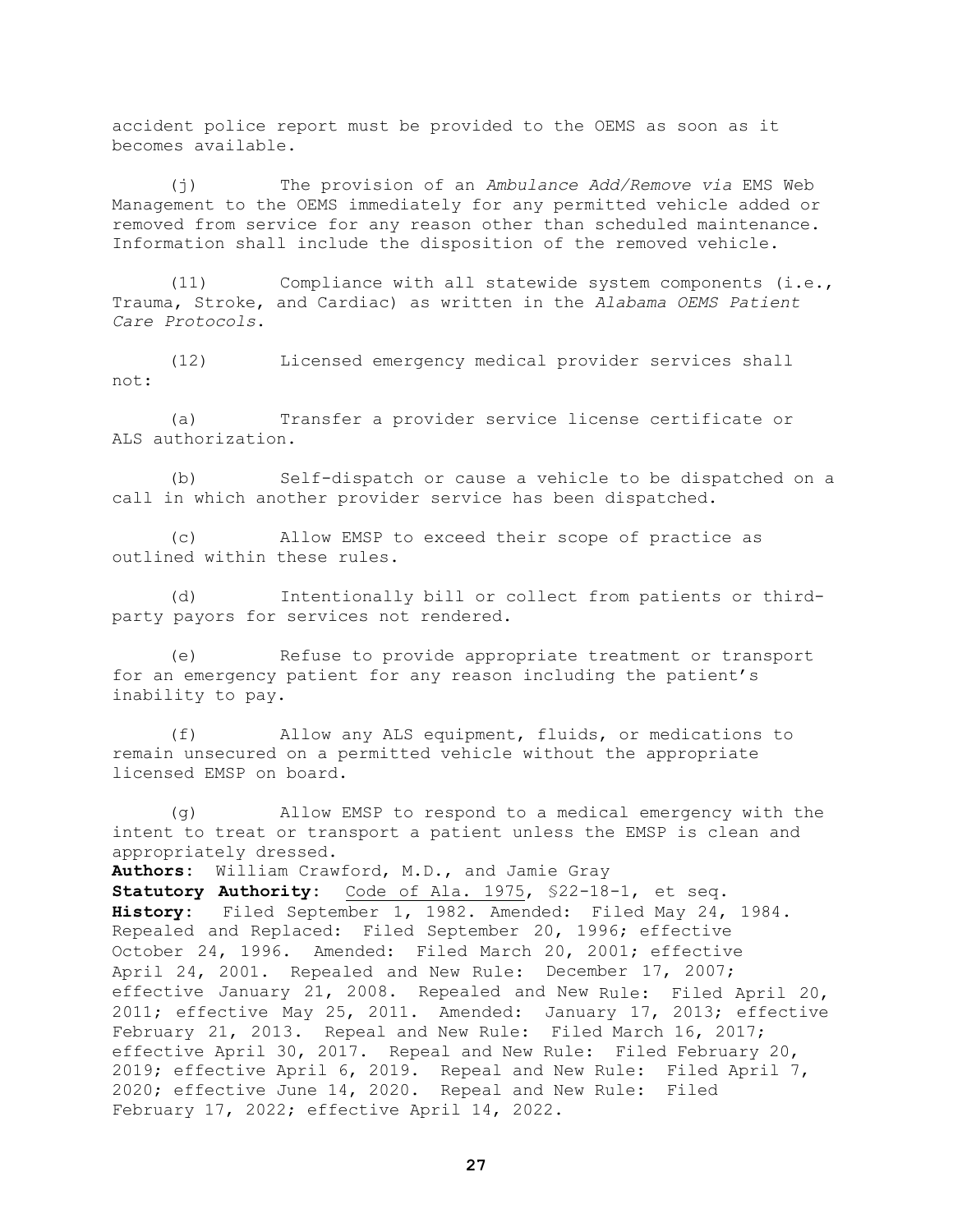accident police report must be provided to the OEMS as soon as it becomes available.

(j) The provision of an *Ambulance Add/Remove via* EMS Web Management to the OEMS immediately for any permitted vehicle added or removed from service for any reason other than scheduled maintenance. Information shall include the disposition of the removed vehicle.

(11) Compliance with all statewide system components (i.e., Trauma, Stroke, and Cardiac) as written in the *Alabama OEMS Patient Care Protocols*.

(12) Licensed emergency medical provider services shall not:

(a) Transfer a provider service license certificate or ALS authorization.

(b) Self-dispatch or cause a vehicle to be dispatched on a call in which another provider service has been dispatched.

(c) Allow EMSP to exceed their scope of practice as outlined within these rules.

(d) Intentionally bill or collect from patients or third-party payors for services not rendered.

(e) Refuse to provide appropriate treatment or transport for an emergency patient for any reason including the patient's inability to pay.

(f) Allow any ALS equipment, fluids, or medications to remain unsecured on a permitted vehicle without the appropriate licensed EMSP on board.

(g) Allow EMSP to respond to a medical emergency with the intent to treat or transport a patient unless the EMSP is clean and appropriately dressed.

**Authors**: William Crawford, M.D., and Jamie Gray
**Statutory Authority**: Code of Ala. 1975, §22-18-1, et seq.
**History**: Filed September 1, 1982. Amended: Filed May 24, 1984. Repealed and Replaced: Filed September 20, 1996; effective October 24, 1996. Amended: Filed March 20, 2001; effective April 24, 2001. Repealed and New Rule: December 17, 2007; effective January 21, 2008. Repealed and New Rule: Filed April 20, 2011; effective May 25, 2011. Amended: January 17, 2013; effective February 21, 2013. Repeal and New Rule: Filed March 16, 2017; effective April 30, 2017. Repeal and New Rule: Filed February 20, 2019; effective April 6, 2019. Repeal and New Rule: Filed April 7, 2020; effective June 14, 2020. Repeal and New Rule: Filed February 17, 2022; effective April 14, 2022.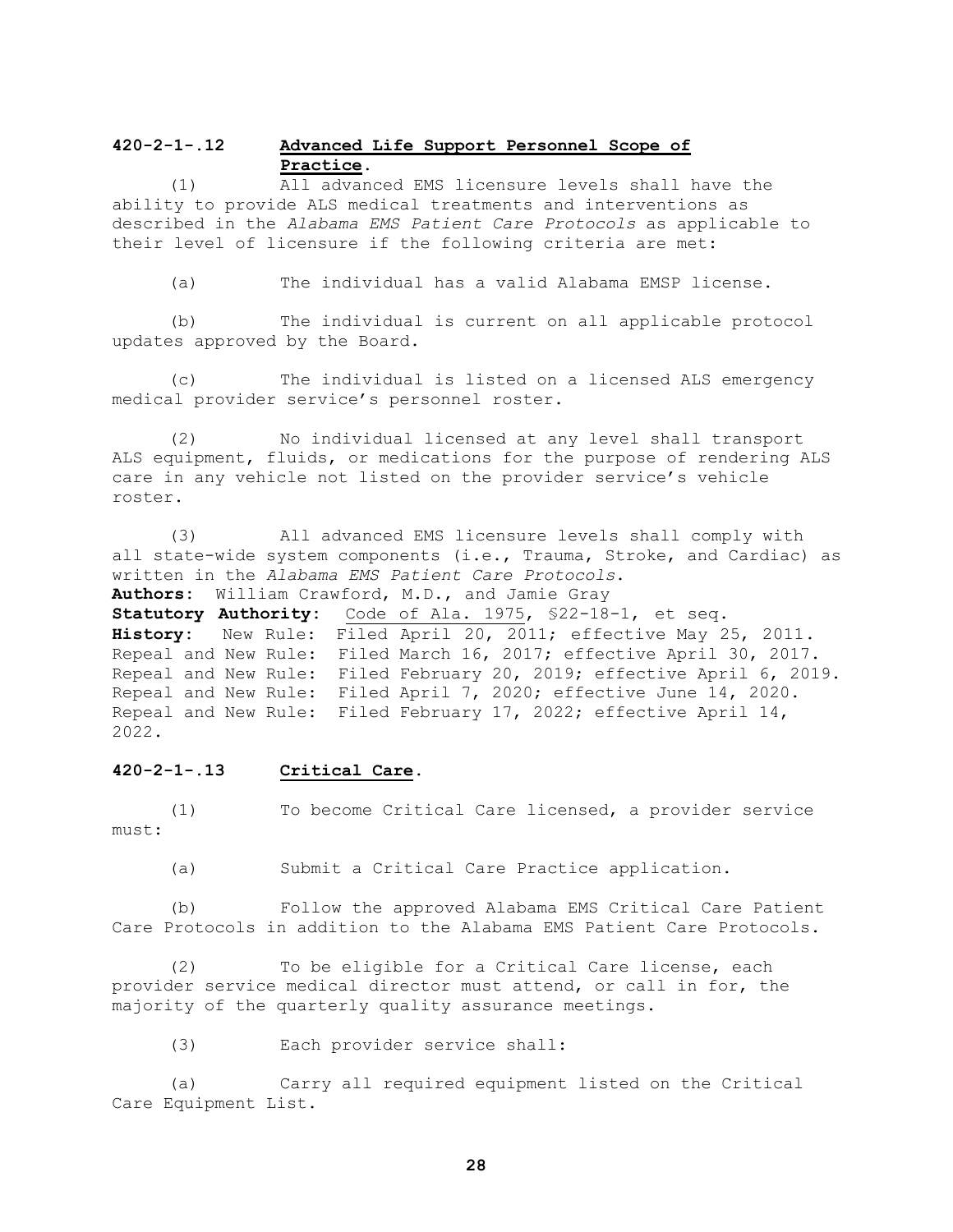### 420-2-1-.12 **Advanced Life Support Personnel Scope of Practice.**

(1) All advanced EMS licensure levels shall have the ability to provide ALS medical treatments and interventions as described in the *Alabama EMS Patient Care Protocols* as applicable to their level of licensure if the following criteria are met:

(a) The individual has a valid Alabama EMSP license.

(b) The individual is current on all applicable protocol updates approved by the Board.

(c) The individual is listed on a licensed ALS emergency medical provider service's personnel roster.

(2) No individual licensed at any level shall transport ALS equipment, fluids, or medications for the purpose of rendering ALS care in any vehicle not listed on the provider service's vehicle roster.

(3) All advanced EMS licensure levels shall comply with all state-wide system components (i.e., Trauma, Stroke, and Cardiac) as written in the *Alabama EMS Patient Care Protocols*.

**Authors:** William Crawford, M.D., and Jamie Gray
**Statutory Authority:** Code of Ala. 1975, §22-18-1, et seq.
**History:** New Rule: Filed April 20, 2011; effective May 25, 2011. Repeal and New Rule: Filed March 16, 2017; effective April 30, 2017. Repeal and New Rule: Filed February 20, 2019; effective April 6, 2019. Repeal and New Rule: Filed April 7, 2020; effective June 14, 2020. Repeal and New Rule: Filed February 17, 2022; effective April 14, 2022.

### 420-2-1-.13 **Critical Care.**

(1) To become Critical Care licensed, a provider service must:

(a) Submit a Critical Care Practice application.

(b) Follow the approved Alabama EMS Critical Care Patient Care Protocols in addition to the Alabama EMS Patient Care Protocols.

(2) To be eligible for a Critical Care license, each provider service medical director must attend, or call in for, the majority of the quarterly quality assurance meetings.

(3) Each provider service shall:

(a) Carry all required equipment listed on the Critical Care Equipment List.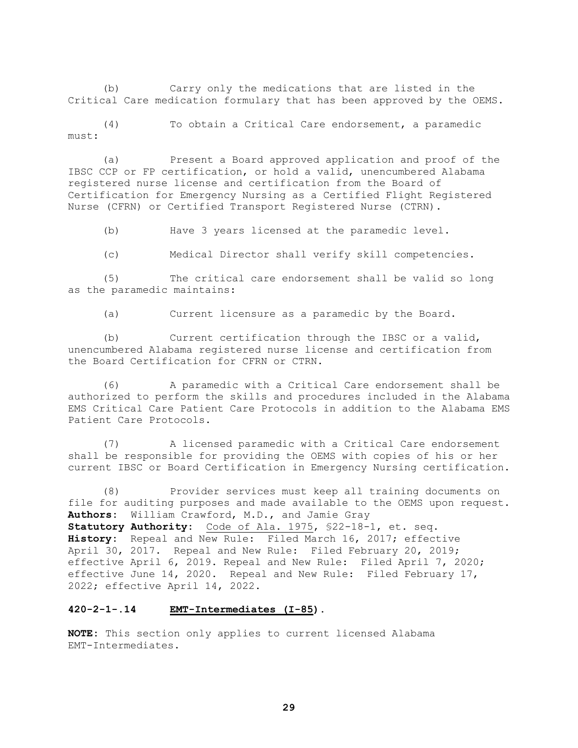(b) Carry only the medications that are listed in the Critical Care medication formulary that has been approved by the OEMS.

(4) To obtain a Critical Care endorsement, a paramedic must:

(a) Present a Board approved application and proof of the IBSC CCP or FP certification, or hold a valid, unencumbered Alabama registered nurse license and certification from the Board of Certification for Emergency Nursing as a Certified Flight Registered Nurse (CFRN) or Certified Transport Registered Nurse (CTRN).

(b) Have 3 years licensed at the paramedic level.

(c) Medical Director shall verify skill competencies.

(5) The critical care endorsement shall be valid so long as the paramedic maintains:

(a) Current licensure as a paramedic by the Board.

(b) Current certification through the IBSC or a valid, unencumbered Alabama registered nurse license and certification from the Board Certification for CFRN or CTRN.

(6) A paramedic with a Critical Care endorsement shall be authorized to perform the skills and procedures included in the Alabama EMS Critical Care Patient Care Protocols in addition to the Alabama EMS Patient Care Protocols.

(7) A licensed paramedic with a Critical Care endorsement shall be responsible for providing the OEMS with copies of his or her current IBSC or Board Certification in Emergency Nursing certification.

(8) Provider services must keep all training documents on file for auditing purposes and made available to the OEMS upon request.
**Authors**: William Crawford, M.D., and Jamie Gray
**Statutory Authority**: Code of Ala. 1975, §22-18-1, et. seq.
**History**: Repeal and New Rule: Filed March 16, 2017; effective April 30, 2017. Repeal and New Rule: Filed February 20, 2019; effective April 6, 2019. Repeal and New Rule: Filed April 7, 2020; effective June 14, 2020. Repeal and New Rule: Filed February 17, 2022; effective April 14, 2022.

**420-2-1-.14 EMT-Intermediates (I-85).**

**NOTE**: This section only applies to current licensed Alabama EMT-Intermediates.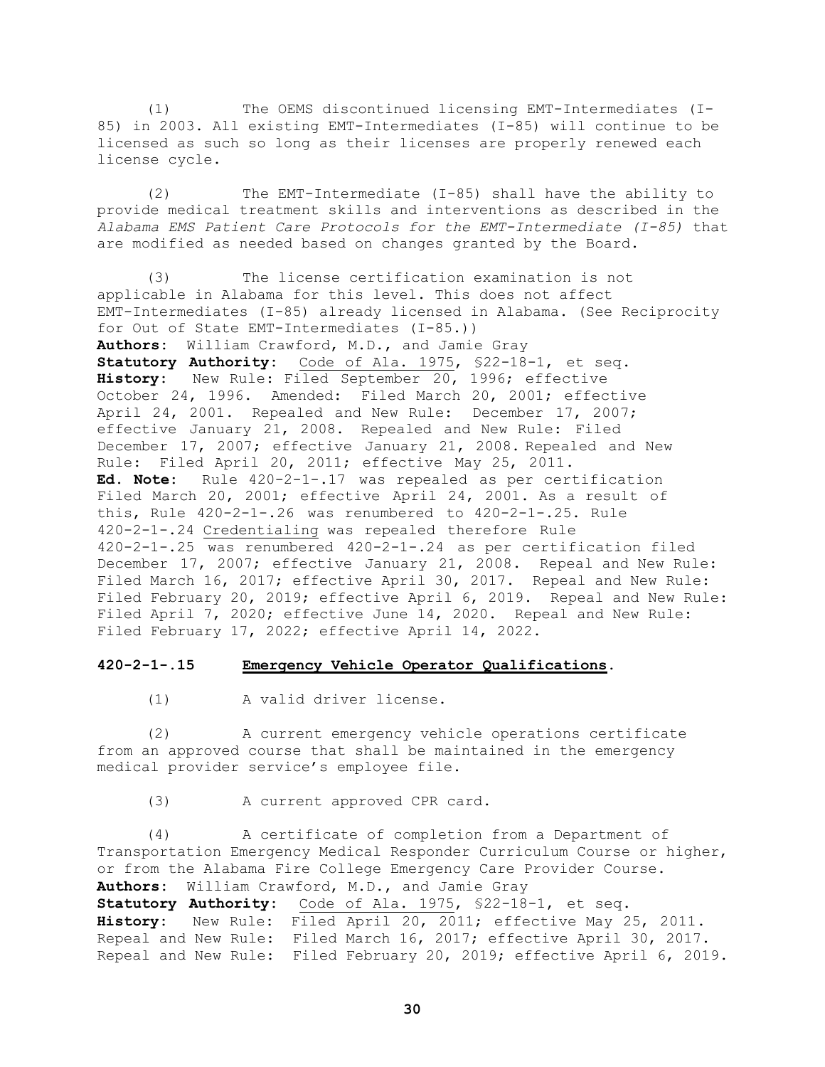(1) The OEMS discontinued licensing EMT-Intermediates (I-85) in 2003. All existing EMT-Intermediates (I-85) will continue to be licensed as such so long as their licenses are properly renewed each license cycle.

(2) The EMT-Intermediate (I-85) shall have the ability to provide medical treatment skills and interventions as described in the *Alabama EMS Patient Care Protocols for the EMT-Intermediate (I-85)* that are modified as needed based on changes granted by the Board.

(3) The license certification examination is not applicable in Alabama for this level. This does not affect EMT-Intermediates (I-85) already licensed in Alabama. (See Reciprocity for Out of State EMT-Intermediates (I-85.))

**Authors**: William Crawford, M.D., and Jamie Gray
**Statutory Authority**: Code of Ala. 1975, §22-18-1, et seq.
**History**: New Rule: Filed September 20, 1996; effective October 24, 1996. Amended: Filed March 20, 2001; effective April 24, 2001. Repealed and New Rule: December 17, 2007; effective January 21, 2008. Repealed and New Rule: Filed December 17, 2007; effective January 21, 2008. Repealed and New Rule: Filed April 20, 2011; effective May 25, 2011.
**Ed. Note**: Rule 420-2-1-.17 was repealed as per certification Filed March 20, 2001; effective April 24, 2001. As a result of this, Rule 420-2-1-.26 was renumbered to 420-2-1-.25. Rule 420-2-1-.24 Credentialing was repealed therefore Rule 420-2-1-.25 was renumbered 420-2-1-.24 as per certification filed December 17, 2007; effective January 21, 2008. Repeal and New Rule: Filed March 16, 2017; effective April 30, 2017. Repeal and New Rule: Filed February 20, 2019; effective April 6, 2019. Repeal and New Rule: Filed April 7, 2020; effective June 14, 2020. Repeal and New Rule: Filed February 17, 2022; effective April 14, 2022.

### 420-2-1-.15 Emergency Vehicle Operator Qualifications.

(1) A valid driver license.

(2) A current emergency vehicle operations certificate from an approved course that shall be maintained in the emergency medical provider service's employee file.

(3) A current approved CPR card.

(4) A certificate of completion from a Department of Transportation Emergency Medical Responder Curriculum Course or higher, or from the Alabama Fire College Emergency Care Provider Course.

**Authors**: William Crawford, M.D., and Jamie Gray
**Statutory Authority**: Code of Ala. 1975, §22-18-1, et seq.
**History**: New Rule: Filed April 20, 2011; effective May 25, 2011. Repeal and New Rule: Filed March 16, 2017; effective April 30, 2017. Repeal and New Rule: Filed February 20, 2019; effective April 6, 2019.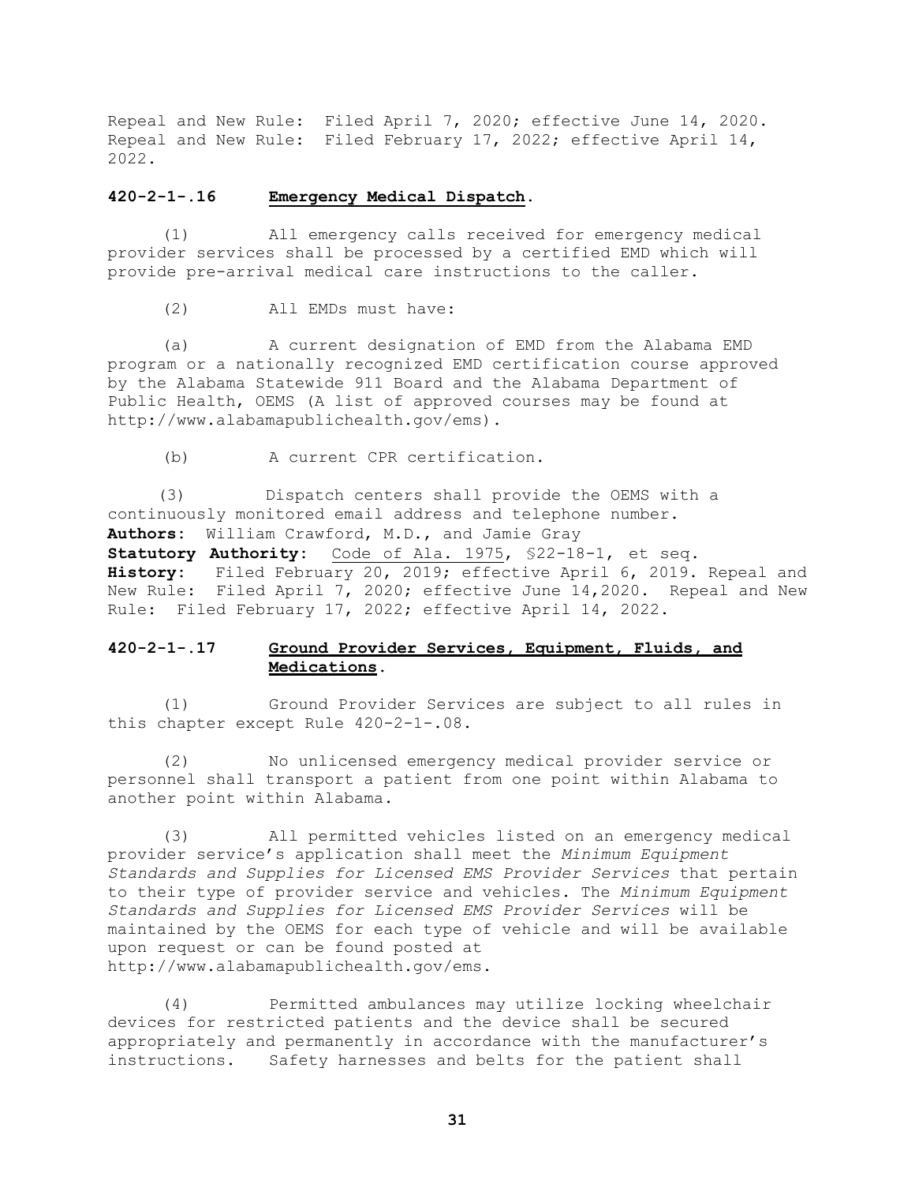Repeal and New Rule: Filed April 7, 2020; effective June 14, 2020.
Repeal and New Rule: Filed February 17, 2022; effective April 14, 2022.

### 420-2-1-.16 **Emergency Medical Dispatch**.

(1) All emergency calls received for emergency medical provider services shall be processed by a certified EMD which will provide pre-arrival medical care instructions to the caller.

(2) All EMDs must have:

(a) A current designation of EMD from the Alabama EMD program or a nationally recognized EMD certification course approved by the Alabama Statewide 911 Board and the Alabama Department of Public Health, OEMS (A list of approved courses may be found at http://www.alabamapublichealth.gov/ems).

(b) A current CPR certification.

(3) Dispatch centers shall provide the OEMS with a continuously monitored email address and telephone number.

**Authors**: William Crawford, M.D., and Jamie Gray
**Statutory Authority**: Code of Ala. 1975, §22-18-1, et seq.
**History**: Filed February 20, 2019; effective April 6, 2019. Repeal and New Rule: Filed April 7, 2020; effective June 14,2020. Repeal and New Rule: Filed February 17, 2022; effective April 14, 2022.

### 420-2-1-.17 **Ground Provider Services, Equipment, Fluids, and Medications**.

(1) Ground Provider Services are subject to all rules in this chapter except Rule 420-2-1-.08.

(2) No unlicensed emergency medical provider service or personnel shall transport a patient from one point within Alabama to another point within Alabama.

(3) All permitted vehicles listed on an emergency medical provider service's application shall meet the *Minimum Equipment Standards and Supplies for Licensed EMS Provider Services* that pertain to their type of provider service and vehicles. The *Minimum Equipment Standards and Supplies for Licensed EMS Provider Services* will be maintained by the OEMS for each type of vehicle and will be available upon request or can be found posted at http://www.alabamapublichealth.gov/ems.

(4) Permitted ambulances may utilize locking wheelchair devices for restricted patients and the device shall be secured appropriately and permanently in accordance with the manufacturer's instructions. Safety harnesses and belts for the patient shall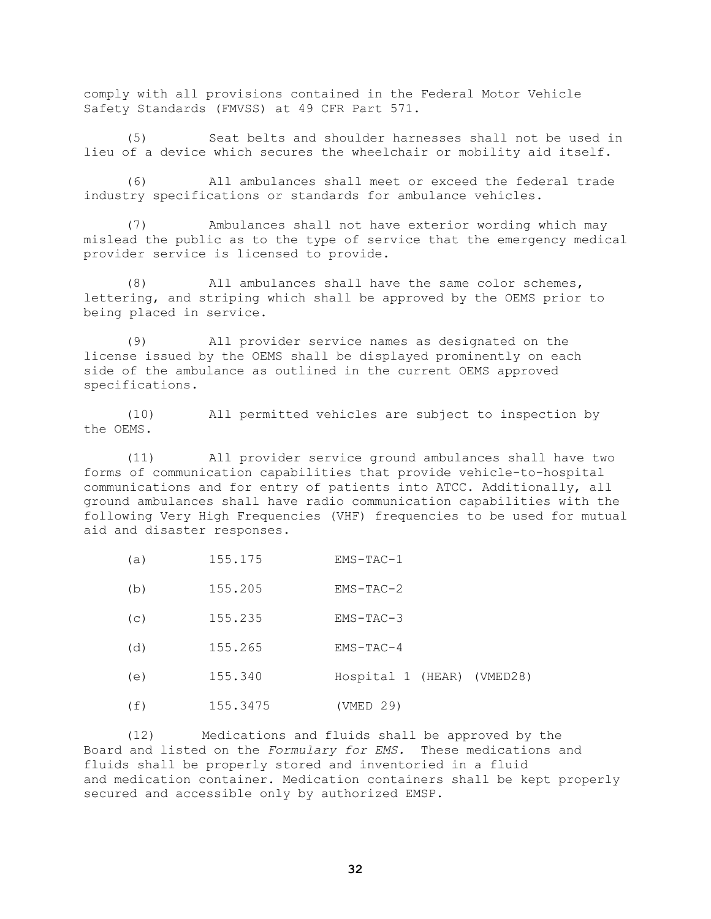comply with all provisions contained in the Federal Motor Vehicle Safety Standards (FMVSS) at 49 CFR Part 571.

(5) Seat belts and shoulder harnesses shall not be used in lieu of a device which secures the wheelchair or mobility aid itself.

(6) All ambulances shall meet or exceed the federal trade industry specifications or standards for ambulance vehicles.

(7) Ambulances shall not have exterior wording which may mislead the public as to the type of service that the emergency medical provider service is licensed to provide.

(8) All ambulances shall have the same color schemes, lettering, and striping which shall be approved by the OEMS prior to being placed in service.

(9) All provider service names as designated on the license issued by the OEMS shall be displayed prominently on each side of the ambulance as outlined in the current OEMS approved specifications.

(10) All permitted vehicles are subject to inspection by the OEMS.

(11) All provider service ground ambulances shall have two forms of communication capabilities that provide vehicle-to-hospital communications and for entry of patients into ATCC. Additionally, all ground ambulances shall have radio communication capabilities with the following Very High Frequencies (VHF) frequencies to be used for mutual aid and disaster responses.

(a) 155.175 EMS-TAC-1

(b) 155.205 EMS-TAC-2

(c) 155.235 EMS-TAC-3

(d) 155.265 EMS-TAC-4

(e) 155.340 Hospital 1 (HEAR) (VMED28)

(f) 155.3475 (VMED 29)

(12) Medications and fluids shall be approved by the Board and listed on the *Formulary for EMS*. These medications and fluids shall be properly stored and inventoried in a fluid and medication container. Medication containers shall be kept properly secured and accessible only by authorized EMSP.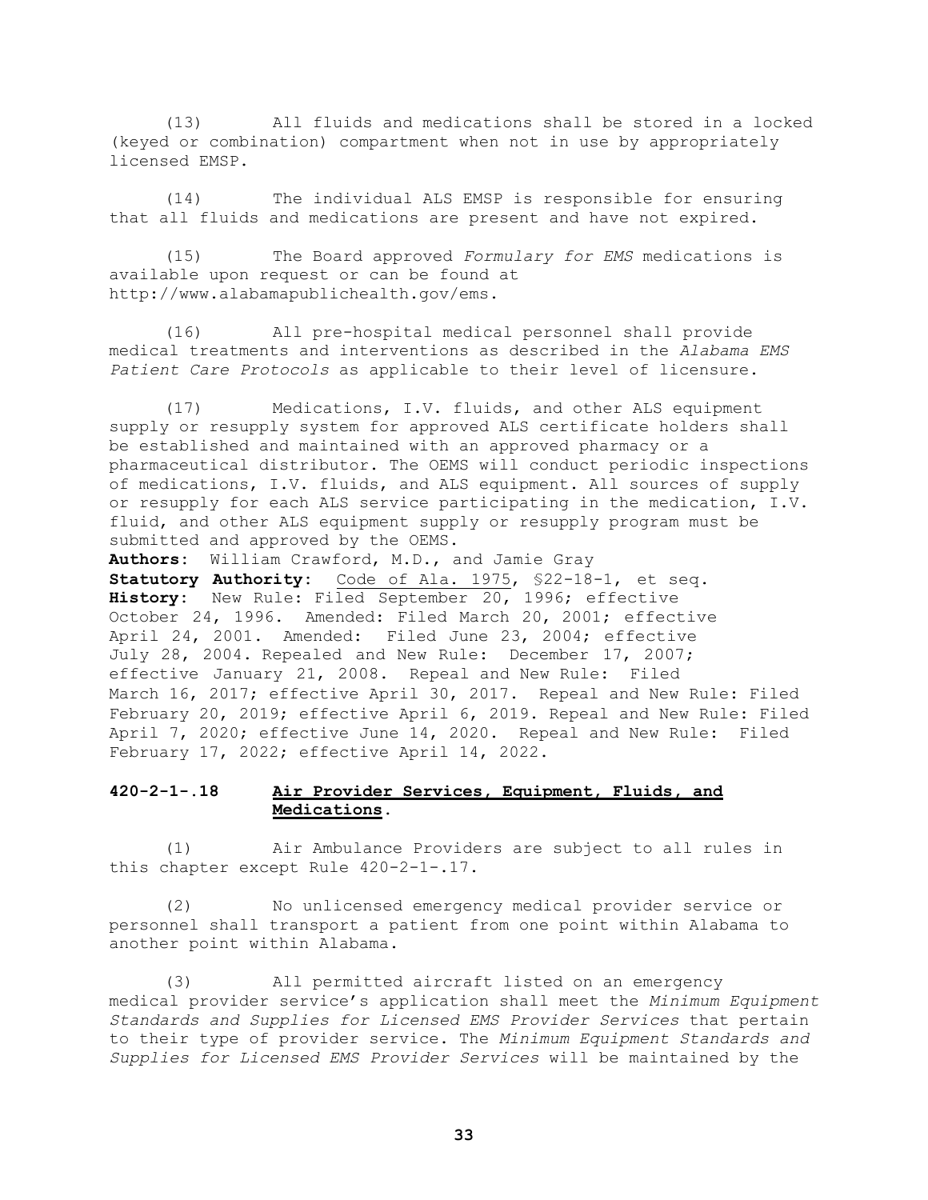(13) All fluids and medications shall be stored in a locked (keyed or combination) compartment when not in use by appropriately licensed EMSP.

(14) The individual ALS EMSP is responsible for ensuring that all fluids and medications are present and have not expired.

(15) The Board approved *Formulary for EMS* medications is available upon request or can be found at http://www.alabamapublichealth.gov/ems.

(16) All pre-hospital medical personnel shall provide medical treatments and interventions as described in the *Alabama EMS Patient Care Protocols* as applicable to their level of licensure.

(17) Medications, I.V. fluids, and other ALS equipment supply or resupply system for approved ALS certificate holders shall be established and maintained with an approved pharmacy or a pharmaceutical distributor. The OEMS will conduct periodic inspections of medications, I.V. fluids, and ALS equipment. All sources of supply or resupply for each ALS service participating in the medication, I.V. fluid, and other ALS equipment supply or resupply program must be submitted and approved by the OEMS.

**Authors**: William Crawford, M.D., and Jamie Gray
**Statutory Authority**: Code of Ala. 1975, §22-18-1, et seq.
**History**: New Rule: Filed September 20, 1996; effective October 24, 1996. Amended: Filed March 20, 2001; effective April 24, 2001. Amended: Filed June 23, 2004; effective July 28, 2004. Repealed and New Rule: December 17, 2007; effective January 21, 2008. Repeal and New Rule: Filed March 16, 2017; effective April 30, 2017. Repeal and New Rule: Filed February 20, 2019; effective April 6, 2019. Repeal and New Rule: Filed April 7, 2020; effective June 14, 2020. Repeal and New Rule: Filed February 17, 2022; effective April 14, 2022.

### 420-2-1-.18 Air Provider Services, Equipment, Fluids, and Medications.

(1) Air Ambulance Providers are subject to all rules in this chapter except Rule 420-2-1-.17.

(2) No unlicensed emergency medical provider service or personnel shall transport a patient from one point within Alabama to another point within Alabama.

(3) All permitted aircraft listed on an emergency medical provider service's application shall meet the *Minimum Equipment Standards and Supplies for Licensed EMS Provider Services* that pertain to their type of provider service. The *Minimum Equipment Standards and Supplies for Licensed EMS Provider Services* will be maintained by the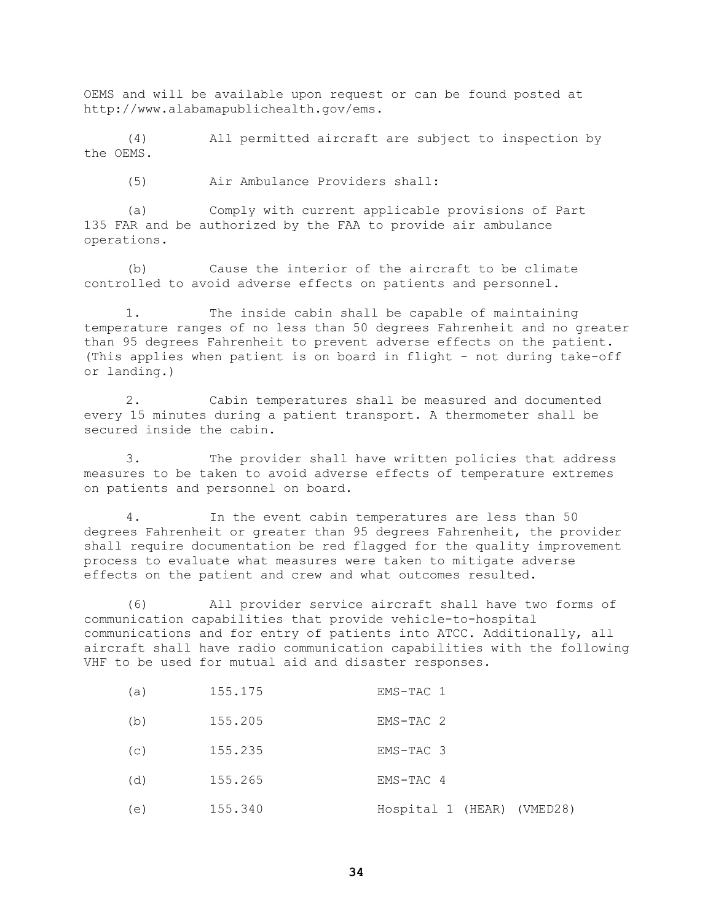OEMS and will be available upon request or can be found posted at http://www.alabamapublichealth.gov/ems.

(4) All permitted aircraft are subject to inspection by the OEMS.

(5) Air Ambulance Providers shall:

(a) Comply with current applicable provisions of Part 135 FAR and be authorized by the FAA to provide air ambulance operations.

(b) Cause the interior of the aircraft to be climate controlled to avoid adverse effects on patients and personnel.

1. The inside cabin shall be capable of maintaining temperature ranges of no less than 50 degrees Fahrenheit and no greater than 95 degrees Fahrenheit to prevent adverse effects on the patient. (This applies when patient is on board in flight - not during take-off or landing.)

2. Cabin temperatures shall be measured and documented every 15 minutes during a patient transport. A thermometer shall be secured inside the cabin.

3. The provider shall have written policies that address measures to be taken to avoid adverse effects of temperature extremes on patients and personnel on board.

4. In the event cabin temperatures are less than 50 degrees Fahrenheit or greater than 95 degrees Fahrenheit, the provider shall require documentation be red flagged for the quality improvement process to evaluate what measures were taken to mitigate adverse effects on the patient and crew and what outcomes resulted.

(6) All provider service aircraft shall have two forms of communication capabilities that provide vehicle-to-hospital communications and for entry of patients into ATCC. Additionally, all aircraft shall have radio communication capabilities with the following VHF to be used for mutual aid and disaster responses.

(a) 155.175 EMS-TAC 1

(b) 155.205 EMS-TAC 2

(c) 155.235 EMS-TAC 3

(d) 155.265 EMS-TAC 4

(e) 155.340 Hospital 1 (HEAR) (VMED28)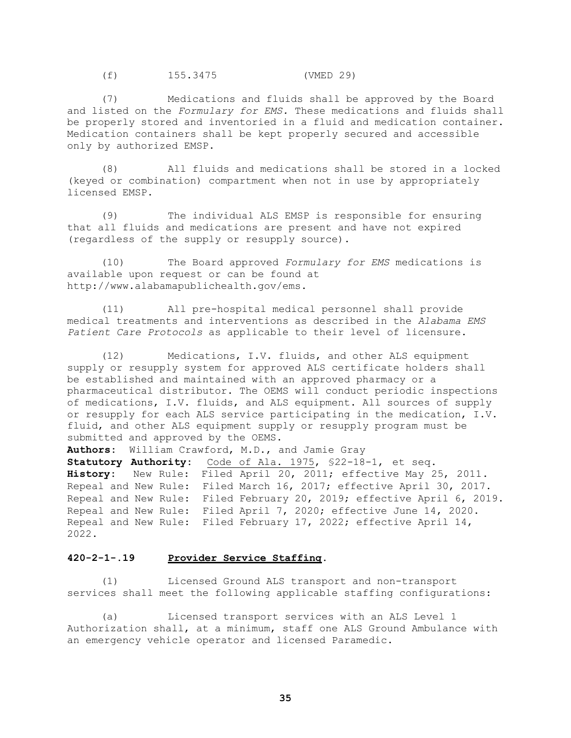(f) 155.3475 (VMED 29)

(7) Medications and fluids shall be approved by the Board and listed on the *Formulary for EMS.* These medications and fluids shall be properly stored and inventoried in a fluid and medication container. Medication containers shall be kept properly secured and accessible only by authorized EMSP.

(8) All fluids and medications shall be stored in a locked (keyed or combination) compartment when not in use by appropriately licensed EMSP.

(9) The individual ALS EMSP is responsible for ensuring that all fluids and medications are present and have not expired (regardless of the supply or resupply source).

(10) The Board approved *Formulary for EMS* medications is available upon request or can be found at http://www.alabamapublichealth.gov/ems.

(11) All pre-hospital medical personnel shall provide medical treatments and interventions as described in the *Alabama EMS Patient Care Protocols* as applicable to their level of licensure.

(12) Medications, I.V. fluids, and other ALS equipment supply or resupply system for approved ALS certificate holders shall be established and maintained with an approved pharmacy or a pharmaceutical distributor. The OEMS will conduct periodic inspections of medications, I.V. fluids, and ALS equipment. All sources of supply or resupply for each ALS service participating in the medication, I.V. fluid, and other ALS equipment supply or resupply program must be submitted and approved by the OEMS.

**Authors**: William Crawford, M.D., and Jamie Gray
**Statutory Authority**: Code of Ala. 1975, §22-18-1, et seq.
**History**: New Rule: Filed April 20, 2011; effective May 25, 2011. Repeal and New Rule: Filed March 16, 2017; effective April 30, 2017. Repeal and New Rule: Filed February 20, 2019; effective April 6, 2019. Repeal and New Rule: Filed April 7, 2020; effective June 14, 2020. Repeal and New Rule: Filed February 17, 2022; effective April 14, 2022.

**420-2-1-.19 Provider Service Staffing.**

(1) Licensed Ground ALS transport and non-transport services shall meet the following applicable staffing configurations:

(a) Licensed transport services with an ALS Level 1 Authorization shall, at a minimum, staff one ALS Ground Ambulance with an emergency vehicle operator and licensed Paramedic.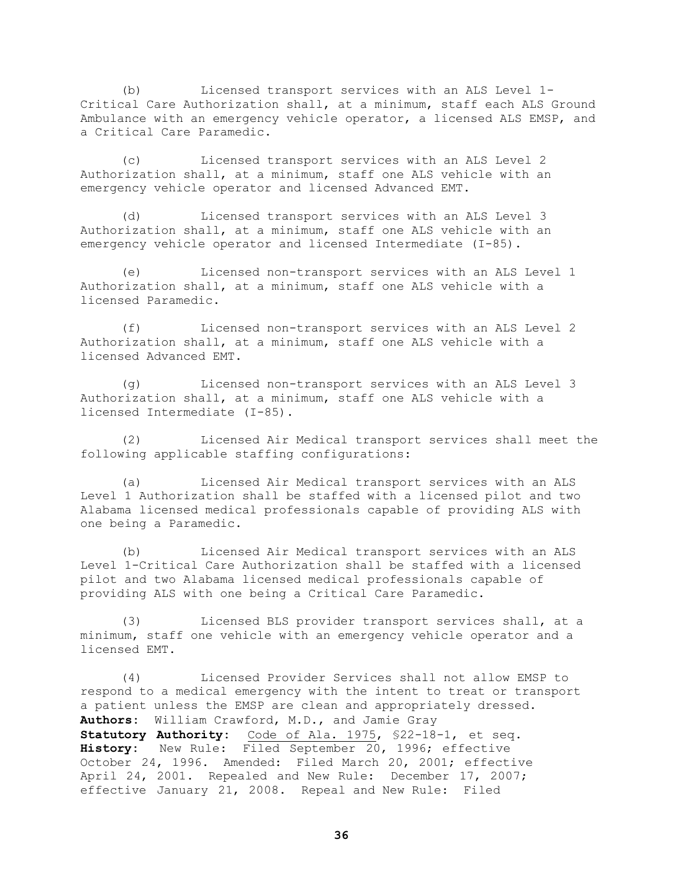(b) Licensed transport services with an ALS Level 1-Critical Care Authorization shall, at a minimum, staff each ALS Ground Ambulance with an emergency vehicle operator, a licensed ALS EMSP, and a Critical Care Paramedic.

(c) Licensed transport services with an ALS Level 2 Authorization shall, at a minimum, staff one ALS vehicle with an emergency vehicle operator and licensed Advanced EMT.

(d) Licensed transport services with an ALS Level 3 Authorization shall, at a minimum, staff one ALS vehicle with an emergency vehicle operator and licensed Intermediate (I-85).

(e) Licensed non-transport services with an ALS Level 1 Authorization shall, at a minimum, staff one ALS vehicle with a licensed Paramedic.

(f) Licensed non-transport services with an ALS Level 2 Authorization shall, at a minimum, staff one ALS vehicle with a licensed Advanced EMT.

(g) Licensed non-transport services with an ALS Level 3 Authorization shall, at a minimum, staff one ALS vehicle with a licensed Intermediate (I-85).

(2) Licensed Air Medical transport services shall meet the following applicable staffing configurations:

(a) Licensed Air Medical transport services with an ALS Level 1 Authorization shall be staffed with a licensed pilot and two Alabama licensed medical professionals capable of providing ALS with one being a Paramedic.

(b) Licensed Air Medical transport services with an ALS Level 1-Critical Care Authorization shall be staffed with a licensed pilot and two Alabama licensed medical professionals capable of providing ALS with one being a Critical Care Paramedic.

(3) Licensed BLS provider transport services shall, at a minimum, staff one vehicle with an emergency vehicle operator and a licensed EMT.

(4) Licensed Provider Services shall not allow EMSP to respond to a medical emergency with the intent to treat or transport a patient unless the EMSP are clean and appropriately dressed.

**Authors**: William Crawford, M.D., and Jamie Gray
**Statutory Authority**: Code of Ala. 1975, §22-18-1, et seq.
**History**: New Rule: Filed September 20, 1996; effective October 24, 1996. Amended: Filed March 20, 2001; effective April 24, 2001. Repealed and New Rule: December 17, 2007; effective January 21, 2008. Repeal and New Rule: Filed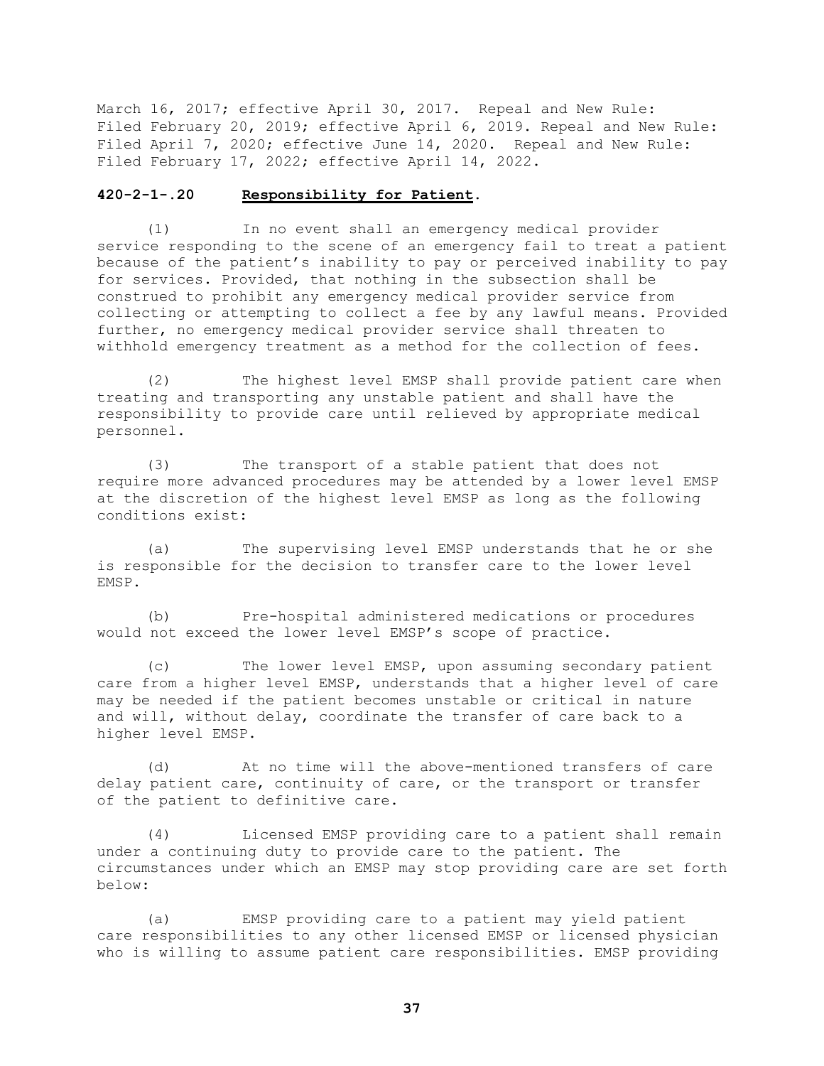March 16, 2017; effective April 30, 2017. Repeal and New Rule: Filed February 20, 2019; effective April 6, 2019. Repeal and New Rule: Filed April 7, 2020; effective June 14, 2020. Repeal and New Rule: Filed February 17, 2022; effective April 14, 2022.

**420-2-1-.20 Responsibility for Patient.**

(1) In no event shall an emergency medical provider service responding to the scene of an emergency fail to treat a patient because of the patient's inability to pay or perceived inability to pay for services. Provided, that nothing in the subsection shall be construed to prohibit any emergency medical provider service from collecting or attempting to collect a fee by any lawful means. Provided further, no emergency medical provider service shall threaten to withhold emergency treatment as a method for the collection of fees.

(2) The highest level EMSP shall provide patient care when treating and transporting any unstable patient and shall have the responsibility to provide care until relieved by appropriate medical personnel.

(3) The transport of a stable patient that does not require more advanced procedures may be attended by a lower level EMSP at the discretion of the highest level EMSP as long as the following conditions exist:

(a) The supervising level EMSP understands that he or she is responsible for the decision to transfer care to the lower level EMSP.

(b) Pre-hospital administered medications or procedures would not exceed the lower level EMSP's scope of practice.

(c) The lower level EMSP, upon assuming secondary patient care from a higher level EMSP, understands that a higher level of care may be needed if the patient becomes unstable or critical in nature and will, without delay, coordinate the transfer of care back to a higher level EMSP.

(d) At no time will the above-mentioned transfers of care delay patient care, continuity of care, or the transport or transfer of the patient to definitive care.

(4) Licensed EMSP providing care to a patient shall remain under a continuing duty to provide care to the patient. The circumstances under which an EMSP may stop providing care are set forth below:

(a) EMSP providing care to a patient may yield patient care responsibilities to any other licensed EMSP or licensed physician who is willing to assume patient care responsibilities. EMSP providing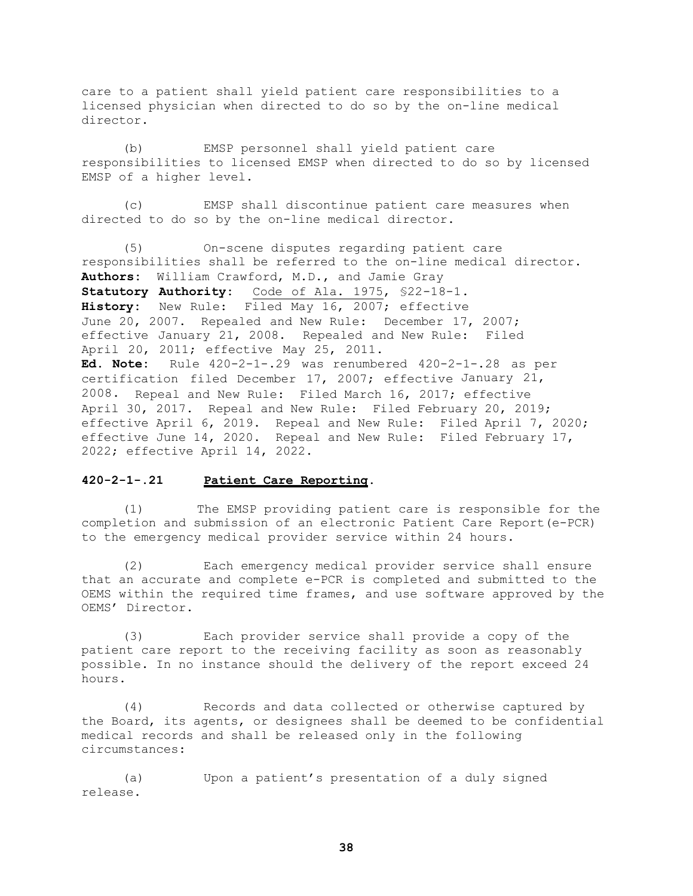care to a patient shall yield patient care responsibilities to a licensed physician when directed to do so by the on-line medical director.

(b) EMSP personnel shall yield patient care responsibilities to licensed EMSP when directed to do so by licensed EMSP of a higher level.

(c) EMSP shall discontinue patient care measures when directed to do so by the on-line medical director.

(5) On-scene disputes regarding patient care responsibilities shall be referred to the on-line medical director.
**Authors**: William Crawford, M.D., and Jamie Gray
**Statutory Authority**: Code of Ala. 1975, §22-18-1.
**History**: New Rule: Filed May 16, 2007; effective June 20, 2007. Repealed and New Rule: December 17, 2007; effective January 21, 2008. Repealed and New Rule: Filed April 20, 2011; effective May 25, 2011.
**Ed. Note**: Rule 420-2-1-.29 was renumbered 420-2-1-.28 as per certification filed December 17, 2007; effective January 21, 2008. Repeal and New Rule: Filed March 16, 2017; effective April 30, 2017. Repeal and New Rule: Filed February 20, 2019; effective April 6, 2019. Repeal and New Rule: Filed April 7, 2020; effective June 14, 2020. Repeal and New Rule: Filed February 17, 2022; effective April 14, 2022.

**420-2-1-.21 Patient Care Reporting.**

(1) The EMSP providing patient care is responsible for the completion and submission of an electronic Patient Care Report(e-PCR) to the emergency medical provider service within 24 hours.

(2) Each emergency medical provider service shall ensure that an accurate and complete e-PCR is completed and submitted to the OEMS within the required time frames, and use software approved by the OEMS' Director.

(3) Each provider service shall provide a copy of the patient care report to the receiving facility as soon as reasonably possible. In no instance should the delivery of the report exceed 24 hours.

(4) Records and data collected or otherwise captured by the Board, its agents, or designees shall be deemed to be confidential medical records and shall be released only in the following circumstances:

(a) Upon a patient's presentation of a duly signed release.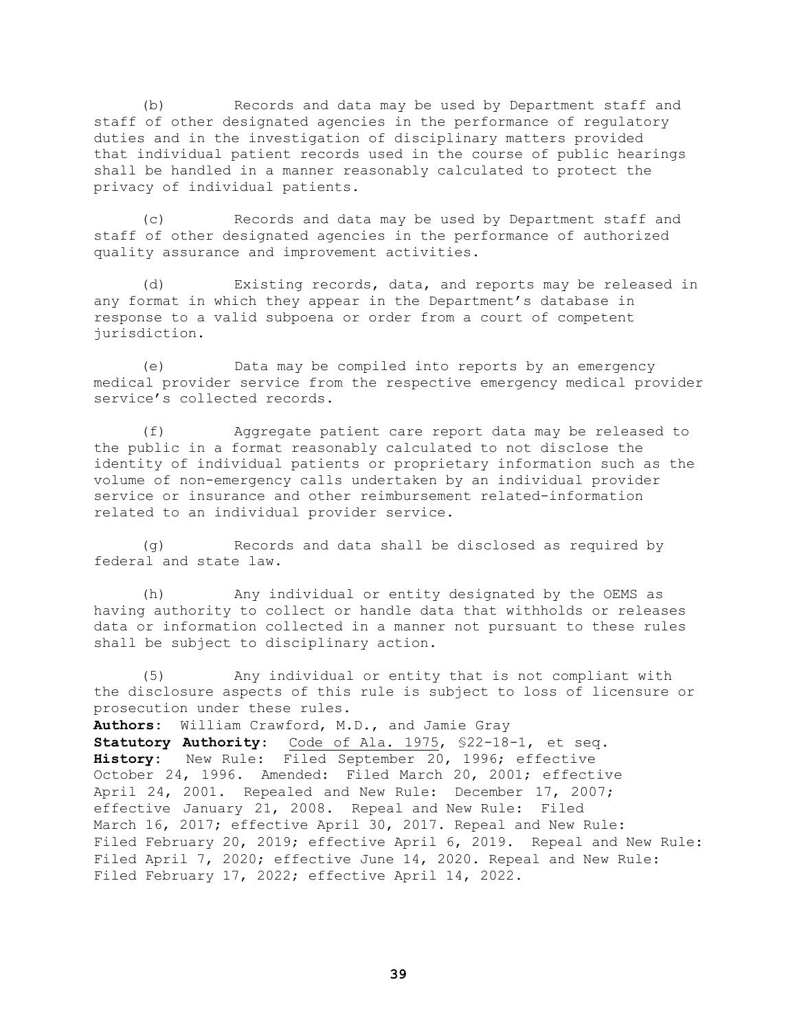(b) Records and data may be used by Department staff and staff of other designated agencies in the performance of regulatory duties and in the investigation of disciplinary matters provided that individual patient records used in the course of public hearings shall be handled in a manner reasonably calculated to protect the privacy of individual patients.

(c) Records and data may be used by Department staff and staff of other designated agencies in the performance of authorized quality assurance and improvement activities.

(d) Existing records, data, and reports may be released in any format in which they appear in the Department's database in response to a valid subpoena or order from a court of competent jurisdiction.

(e) Data may be compiled into reports by an emergency medical provider service from the respective emergency medical provider service's collected records.

(f) Aggregate patient care report data may be released to the public in a format reasonably calculated to not disclose the identity of individual patients or proprietary information such as the volume of non-emergency calls undertaken by an individual provider service or insurance and other reimbursement related-information related to an individual provider service.

(g) Records and data shall be disclosed as required by federal and state law.

(h) Any individual or entity designated by the OEMS as having authority to collect or handle data that withholds or releases data or information collected in a manner not pursuant to these rules shall be subject to disciplinary action.

(5) Any individual or entity that is not compliant with the disclosure aspects of this rule is subject to loss of licensure or prosecution under these rules.

**Authors**: William Crawford, M.D., and Jamie Gray
**Statutory Authority**: Code of Ala. 1975, §22-18-1, et seq.
**History**: New Rule: Filed September 20, 1996; effective October 24, 1996. Amended: Filed March 20, 2001; effective April 24, 2001. Repealed and New Rule: December 17, 2007; effective January 21, 2008. Repeal and New Rule: Filed March 16, 2017; effective April 30, 2017. Repeal and New Rule: Filed February 20, 2019; effective April 6, 2019. Repeal and New Rule: Filed April 7, 2020; effective June 14, 2020. Repeal and New Rule: Filed February 17, 2022; effective April 14, 2022.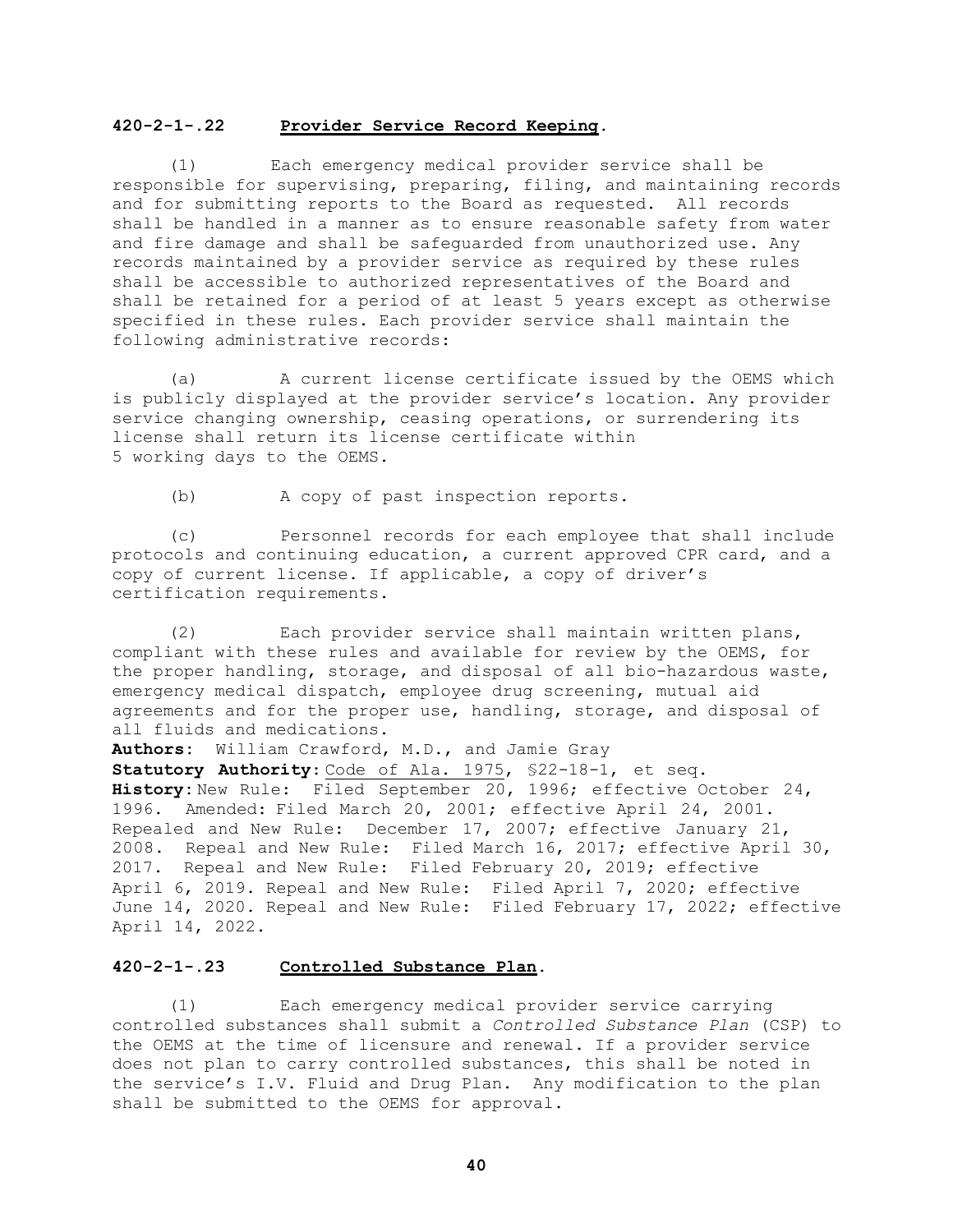## 420-2-1-.22 Provider Service Record Keeping.

(1) Each emergency medical provider service shall be responsible for supervising, preparing, filing, and maintaining records and for submitting reports to the Board as requested. All records shall be handled in a manner as to ensure reasonable safety from water and fire damage and shall be safeguarded from unauthorized use. Any records maintained by a provider service as required by these rules shall be accessible to authorized representatives of the Board and shall be retained for a period of at least 5 years except as otherwise specified in these rules. Each provider service shall maintain the following administrative records:

(a) A current license certificate issued by the OEMS which is publicly displayed at the provider service's location. Any provider service changing ownership, ceasing operations, or surrendering its license shall return its license certificate within 5 working days to the OEMS.

(b) A copy of past inspection reports.

(c) Personnel records for each employee that shall include protocols and continuing education, a current approved CPR card, and a copy of current license. If applicable, a copy of driver's certification requirements.

(2) Each provider service shall maintain written plans, compliant with these rules and available for review by the OEMS, for the proper handling, storage, and disposal of all bio-hazardous waste, emergency medical dispatch, employee drug screening, mutual aid agreements and for the proper use, handling, storage, and disposal of all fluids and medications.

**Authors:** William Crawford, M.D., and Jamie Gray
**Statutory Authority:** Code of Ala. 1975, §22-18-1, et seq.
**History:** New Rule: Filed September 20, 1996; effective October 24, 1996. Amended: Filed March 20, 2001; effective April 24, 2001. Repealed and New Rule: December 17, 2007; effective January 21, 2008. Repeal and New Rule: Filed March 16, 2017; effective April 30, 2017. Repeal and New Rule: Filed February 20, 2019; effective April 6, 2019. Repeal and New Rule: Filed April 7, 2020; effective June 14, 2020. Repeal and New Rule: Filed February 17, 2022; effective April 14, 2022.

## 420-2-1-.23 Controlled Substance Plan.

(1) Each emergency medical provider service carrying controlled substances shall submit a *Controlled Substance Plan* (CSP) to the OEMS at the time of licensure and renewal. If a provider service does not plan to carry controlled substances, this shall be noted in the service's I.V. Fluid and Drug Plan. Any modification to the plan shall be submitted to the OEMS for approval.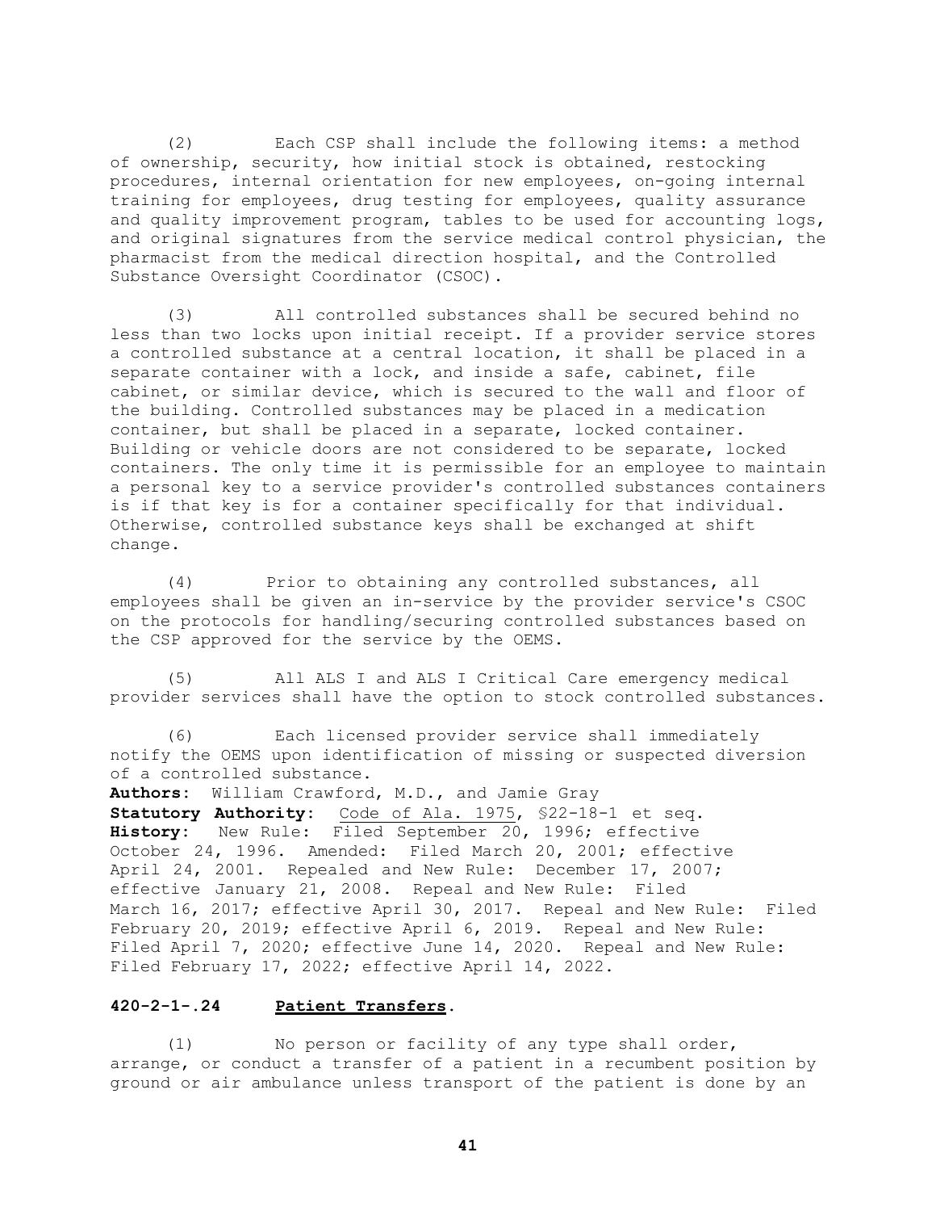(2) Each CSP shall include the following items: a method of ownership, security, how initial stock is obtained, restocking procedures, internal orientation for new employees, on-going internal training for employees, drug testing for employees, quality assurance and quality improvement program, tables to be used for accounting logs, and original signatures from the service medical control physician, the pharmacist from the medical direction hospital, and the Controlled Substance Oversight Coordinator (CSOC).

(3) All controlled substances shall be secured behind no less than two locks upon initial receipt. If a provider service stores a controlled substance at a central location, it shall be placed in a separate container with a lock, and inside a safe, cabinet, file cabinet, or similar device, which is secured to the wall and floor of the building. Controlled substances may be placed in a medication container, but shall be placed in a separate, locked container. Building or vehicle doors are not considered to be separate, locked containers. The only time it is permissible for an employee to maintain a personal key to a service provider's controlled substances containers is if that key is for a container specifically for that individual. Otherwise, controlled substance keys shall be exchanged at shift change.

(4) Prior to obtaining any controlled substances, all employees shall be given an in-service by the provider service's CSOC on the protocols for handling/securing controlled substances based on the CSP approved for the service by the OEMS.

(5) All ALS I and ALS I Critical Care emergency medical provider services shall have the option to stock controlled substances.

(6) Each licensed provider service shall immediately notify the OEMS upon identification of missing or suspected diversion of a controlled substance.

**Authors:** William Crawford, M.D., and Jamie Gray
**Statutory Authority:** Code of Ala. 1975, §22-18-1 et seq.
**History:** New Rule: Filed September 20, 1996; effective October 24, 1996. Amended: Filed March 20, 2001; effective April 24, 2001. Repealed and New Rule: December 17, 2007; effective January 21, 2008. Repeal and New Rule: Filed March 16, 2017; effective April 30, 2017. Repeal and New Rule: Filed February 20, 2019; effective April 6, 2019. Repeal and New Rule: Filed April 7, 2020; effective June 14, 2020. Repeal and New Rule: Filed February 17, 2022; effective April 14, 2022.

### 420-2-1-.24 Patient Transfers.

(1) No person or facility of any type shall order, arrange, or conduct a transfer of a patient in a recumbent position by ground or air ambulance unless transport of the patient is done by an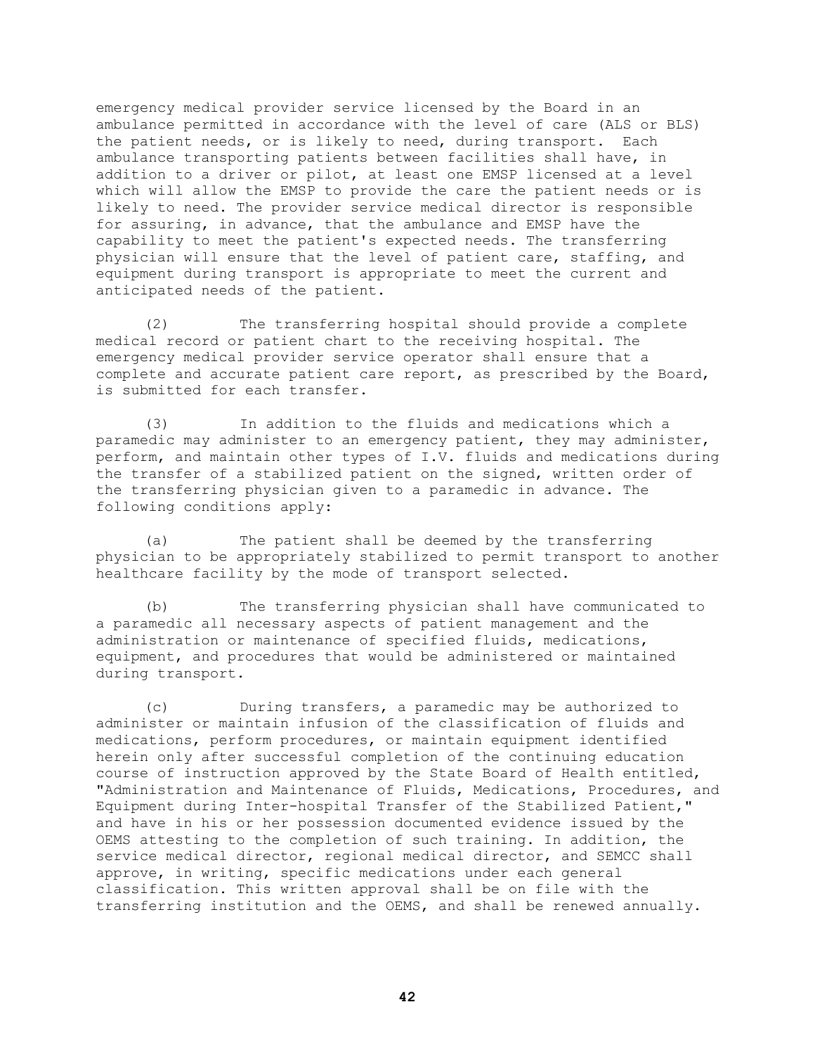emergency medical provider service licensed by the Board in an ambulance permitted in accordance with the level of care (ALS or BLS) the patient needs, or is likely to need, during transport. Each ambulance transporting patients between facilities shall have, in addition to a driver or pilot, at least one EMSP licensed at a level which will allow the EMSP to provide the care the patient needs or is likely to need. The provider service medical director is responsible for assuring, in advance, that the ambulance and EMSP have the capability to meet the patient's expected needs. The transferring physician will ensure that the level of patient care, staffing, and equipment during transport is appropriate to meet the current and anticipated needs of the patient.

(2) The transferring hospital should provide a complete medical record or patient chart to the receiving hospital. The emergency medical provider service operator shall ensure that a complete and accurate patient care report, as prescribed by the Board, is submitted for each transfer.

(3) In addition to the fluids and medications which a paramedic may administer to an emergency patient, they may administer, perform, and maintain other types of I.V. fluids and medications during the transfer of a stabilized patient on the signed, written order of the transferring physician given to a paramedic in advance. The following conditions apply:

(a) The patient shall be deemed by the transferring physician to be appropriately stabilized to permit transport to another healthcare facility by the mode of transport selected.

(b) The transferring physician shall have communicated to a paramedic all necessary aspects of patient management and the administration or maintenance of specified fluids, medications, equipment, and procedures that would be administered or maintained during transport.

(c) During transfers, a paramedic may be authorized to administer or maintain infusion of the classification of fluids and medications, perform procedures, or maintain equipment identified herein only after successful completion of the continuing education course of instruction approved by the State Board of Health entitled, "Administration and Maintenance of Fluids, Medications, Procedures, and Equipment during Inter-hospital Transfer of the Stabilized Patient," and have in his or her possession documented evidence issued by the OEMS attesting to the completion of such training. In addition, the service medical director, regional medical director, and SEMCC shall approve, in writing, specific medications under each general classification. This written approval shall be on file with the transferring institution and the OEMS, and shall be renewed annually.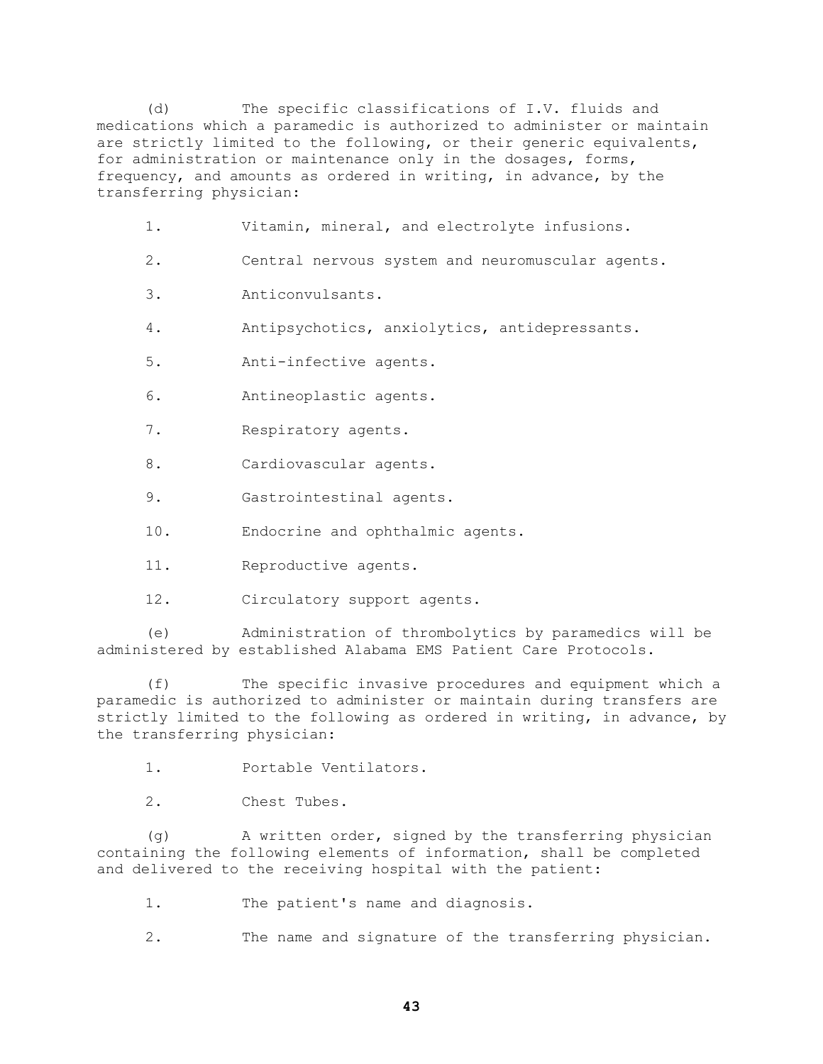(d) The specific classifications of I.V. fluids and medications which a paramedic is authorized to administer or maintain are strictly limited to the following, or their generic equivalents, for administration or maintenance only in the dosages, forms, frequency, and amounts as ordered in writing, in advance, by the transferring physician:

1. Vitamin, mineral, and electrolyte infusions.

2. Central nervous system and neuromuscular agents.

3. Anticonvulsants.

4. Antipsychotics, anxiolytics, antidepressants.

5. Anti-infective agents.

6. Antineoplastic agents.

7. Respiratory agents.

8. Cardiovascular agents.

9. Gastrointestinal agents.

10. Endocrine and ophthalmic agents.

11. Reproductive agents.

12. Circulatory support agents.

(e) Administration of thrombolytics by paramedics will be administered by established Alabama EMS Patient Care Protocols.

(f) The specific invasive procedures and equipment which a paramedic is authorized to administer or maintain during transfers are strictly limited to the following as ordered in writing, in advance, by the transferring physician:

1. Portable Ventilators.

2. Chest Tubes.

(g) A written order, signed by the transferring physician containing the following elements of information, shall be completed and delivered to the receiving hospital with the patient:

1. The patient's name and diagnosis.

2. The name and signature of the transferring physician.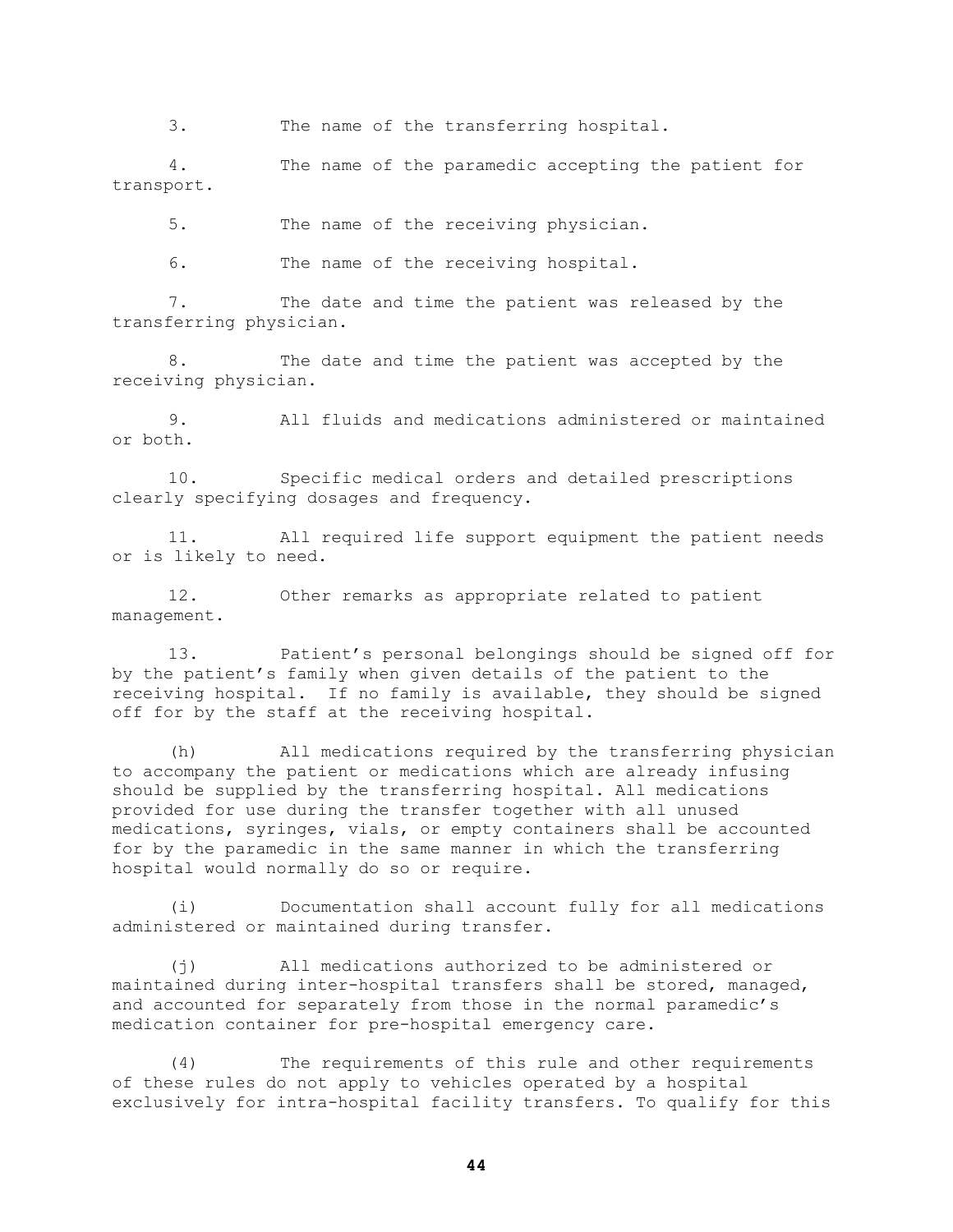3. The name of the transferring hospital.

4. The name of the paramedic accepting the patient for transport.

5. The name of the receiving physician.

6. The name of the receiving hospital.

7. The date and time the patient was released by the transferring physician.

8. The date and time the patient was accepted by the receiving physician.

9. All fluids and medications administered or maintained or both.

10. Specific medical orders and detailed prescriptions clearly specifying dosages and frequency.

11. All required life support equipment the patient needs or is likely to need.

12. Other remarks as appropriate related to patient management.

13. Patient's personal belongings should be signed off for by the patient's family when given details of the patient to the receiving hospital. If no family is available, they should be signed off for by the staff at the receiving hospital.

(h) All medications required by the transferring physician to accompany the patient or medications which are already infusing should be supplied by the transferring hospital. All medications provided for use during the transfer together with all unused medications, syringes, vials, or empty containers shall be accounted for by the paramedic in the same manner in which the transferring hospital would normally do so or require.

(i) Documentation shall account fully for all medications administered or maintained during transfer.

(j) All medications authorized to be administered or maintained during inter-hospital transfers shall be stored, managed, and accounted for separately from those in the normal paramedic's medication container for pre-hospital emergency care.

(4) The requirements of this rule and other requirements of these rules do not apply to vehicles operated by a hospital exclusively for intra-hospital facility transfers. To qualify for this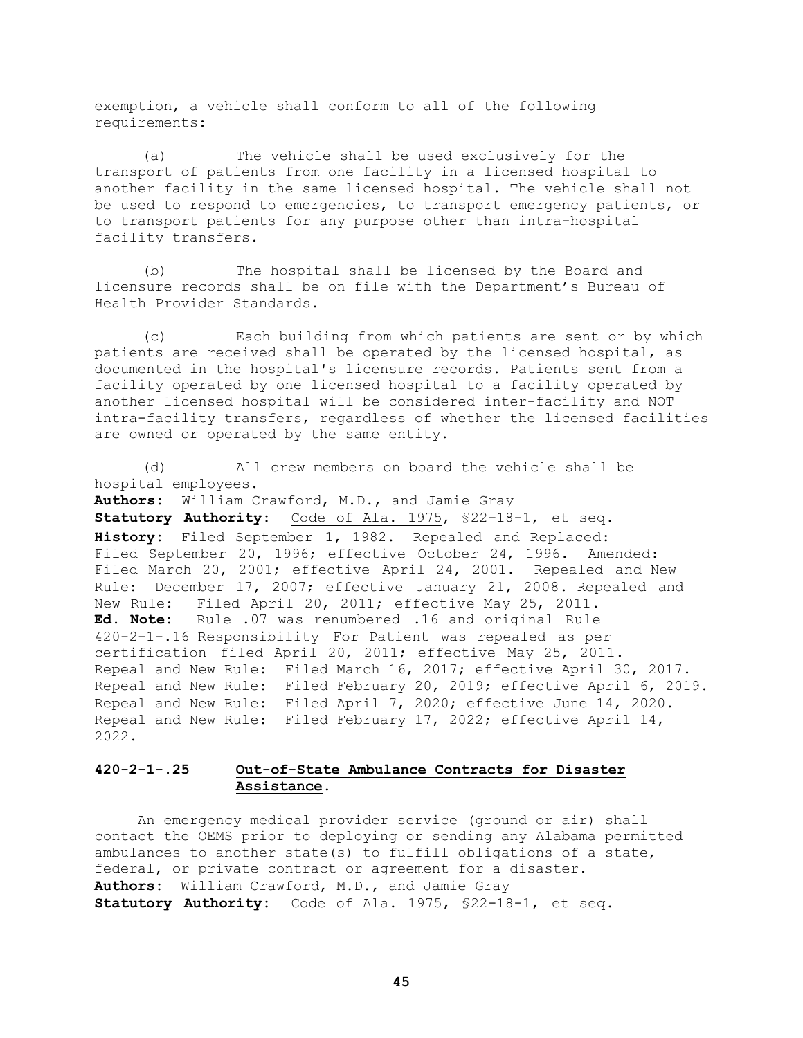exemption, a vehicle shall conform to all of the following requirements:

(a) The vehicle shall be used exclusively for the transport of patients from one facility in a licensed hospital to another facility in the same licensed hospital. The vehicle shall not be used to respond to emergencies, to transport emergency patients, or to transport patients for any purpose other than intra-hospital facility transfers.

(b) The hospital shall be licensed by the Board and licensure records shall be on file with the Department's Bureau of Health Provider Standards.

(c) Each building from which patients are sent or by which patients are received shall be operated by the licensed hospital, as documented in the hospital's licensure records. Patients sent from a facility operated by one licensed hospital to a facility operated by another licensed hospital will be considered inter-facility and NOT intra-facility transfers, regardless of whether the licensed facilities are owned or operated by the same entity.

(d) All crew members on board the vehicle shall be hospital employees.

**Authors:** William Crawford, M.D., and Jamie Gray
**Statutory Authority:** Code of Ala. 1975, §22-18-1, et seq.
**History:** Filed September 1, 1982. Repealed and Replaced: Filed September 20, 1996; effective October 24, 1996. Amended: Filed March 20, 2001; effective April 24, 2001. Repealed and New Rule: December 17, 2007; effective January 21, 2008. Repealed and New Rule: Filed April 20, 2011; effective May 25, 2011.
**Ed. Note:** Rule .07 was renumbered .16 and original Rule 420-2-1-.16 Responsibility For Patient was repealed as per certification filed April 20, 2011; effective May 25, 2011. Repeal and New Rule: Filed March 16, 2017; effective April 30, 2017. Repeal and New Rule: Filed February 20, 2019; effective April 6, 2019. Repeal and New Rule: Filed April 7, 2020; effective June 14, 2020. Repeal and New Rule: Filed February 17, 2022; effective April 14, 2022.

### 420-2-1-.25 Out-of-State Ambulance Contracts for Disaster Assistance.

An emergency medical provider service (ground or air) shall contact the OEMS prior to deploying or sending any Alabama permitted ambulances to another state(s) to fulfill obligations of a state, federal, or private contract or agreement for a disaster.

**Authors:** William Crawford, M.D., and Jamie Gray
**Statutory Authority:** Code of Ala. 1975, §22-18-1, et seq.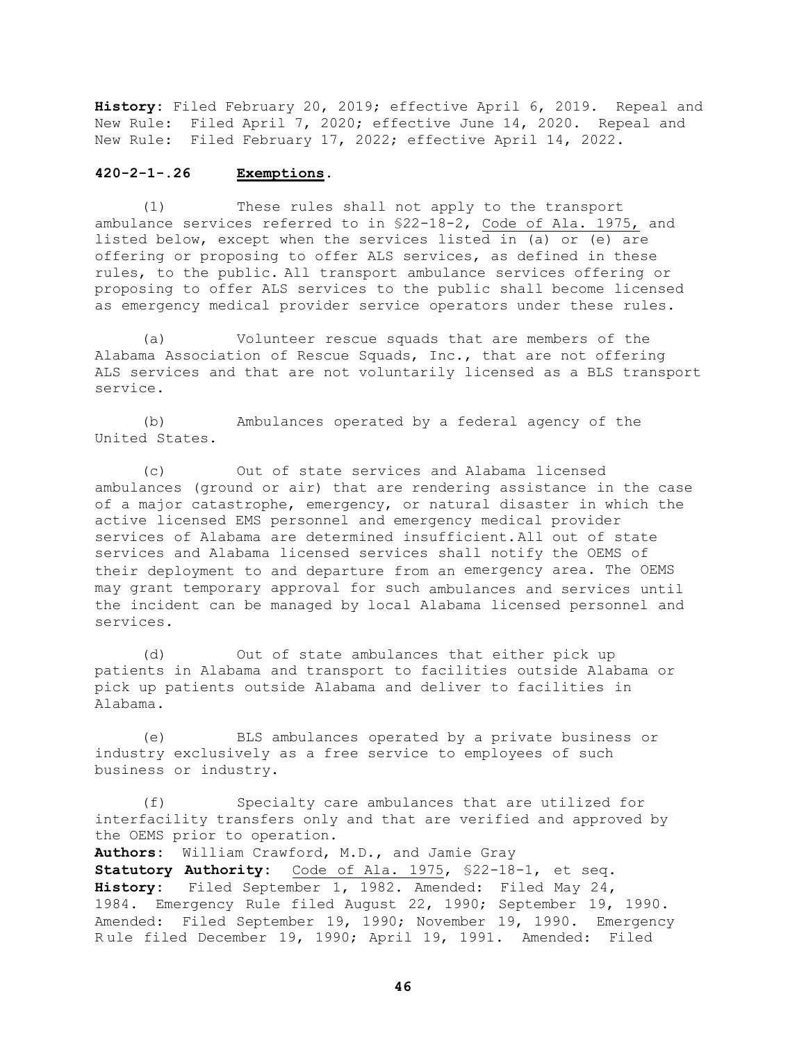**History**: Filed February 20, 2019; effective April 6, 2019. Repeal and New Rule: Filed April 7, 2020; effective June 14, 2020. Repeal and New Rule: Filed February 17, 2022; effective April 14, 2022.

**420-2-1-.26 Exemptions.**

(1) These rules shall not apply to the transport ambulance services referred to in §22-18-2, Code of Ala. 1975, and listed below, except when the services listed in (a) or (e) are offering or proposing to offer ALS services, as defined in these rules, to the public. All transport ambulance services offering or proposing to offer ALS services to the public shall become licensed as emergency medical provider service operators under these rules.

(a) Volunteer rescue squads that are members of the Alabama Association of Rescue Squads, Inc., that are not offering ALS services and that are not voluntarily licensed as a BLS transport service.

(b) Ambulances operated by a federal agency of the United States.

(c) Out of state services and Alabama licensed ambulances (ground or air) that are rendering assistance in the case of a major catastrophe, emergency, or natural disaster in which the active licensed EMS personnel and emergency medical provider services of Alabama are determined insufficient. All out of state services and Alabama licensed services shall notify the OEMS of their deployment to and departure from an emergency area. The OEMS may grant temporary approval for such ambulances and services until the incident can be managed by local Alabama licensed personnel and services.

(d) Out of state ambulances that either pick up patients in Alabama and transport to facilities outside Alabama or pick up patients outside Alabama and deliver to facilities in Alabama.

(e) BLS ambulances operated by a private business or industry exclusively as a free service to employees of such business or industry.

(f) Specialty care ambulances that are utilized for interfacility transfers only and that are verified and approved by the OEMS prior to operation.

**Authors**: William Crawford, M.D., and Jamie Gray
**Statutory Authority**: Code of Ala. 1975, §22-18-1, et seq.
**History**: Filed September 1, 1982. Amended: Filed May 24, 1984. Emergency Rule filed August 22, 1990; September 19, 1990. Amended: Filed September 19, 1990; November 19, 1990. Emergency Rule filed December 19, 1990; April 19, 1991. Amended: Filed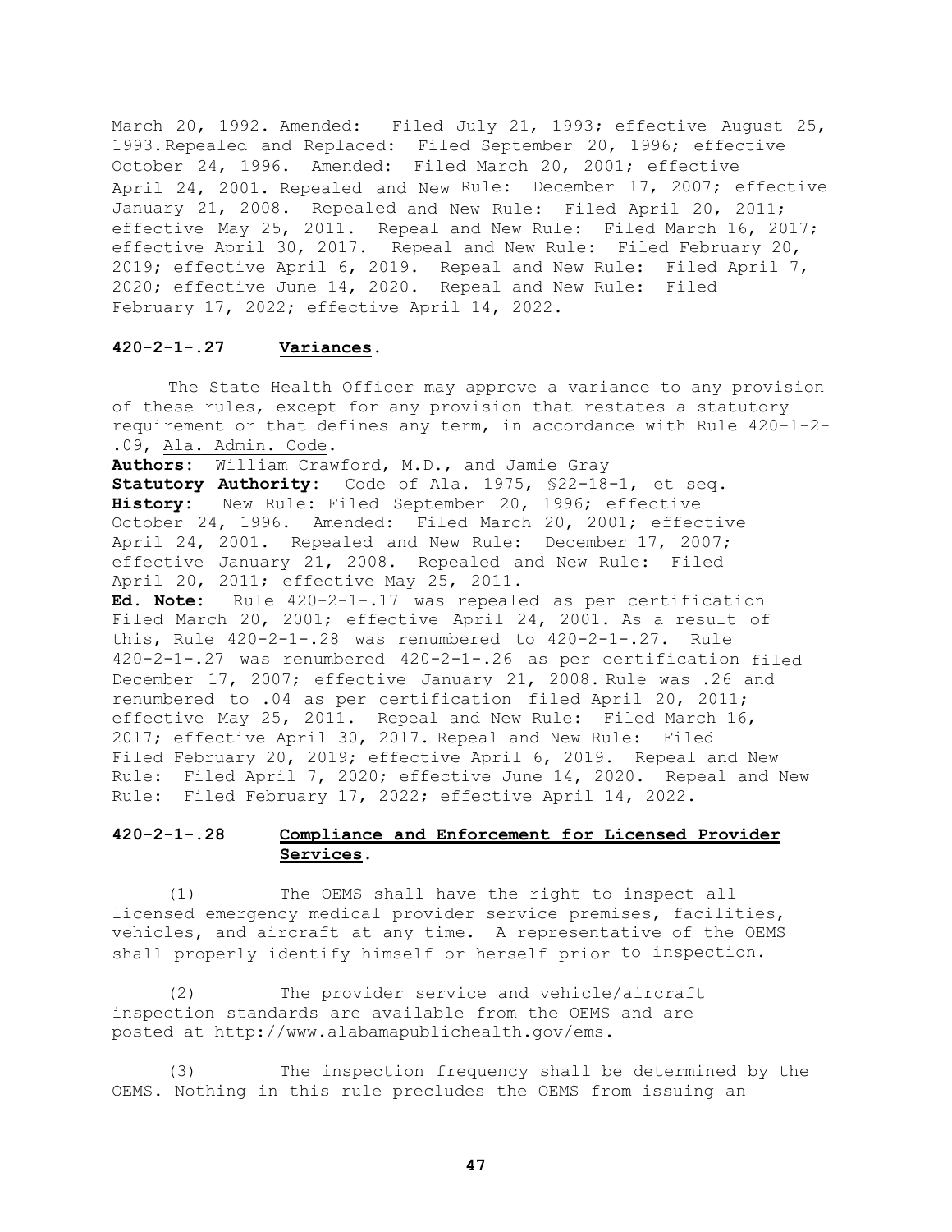March 20, 1992. Amended: Filed July 21, 1993; effective August 25, 1993. Repealed and Replaced: Filed September 20, 1996; effective October 24, 1996. Amended: Filed March 20, 2001; effective April 24, 2001. Repealed and New Rule: December 17, 2007; effective January 21, 2008. Repealed and New Rule: Filed April 20, 2011; effective May 25, 2011. Repeal and New Rule: Filed March 16, 2017; effective April 30, 2017. Repeal and New Rule: Filed February 20, 2019; effective April 6, 2019. Repeal and New Rule: Filed April 7, 2020; effective June 14, 2020. Repeal and New Rule: Filed February 17, 2022; effective April 14, 2022.

### 420-2-1-.27 Variances.

The State Health Officer may approve a variance to any provision of these rules, except for any provision that restates a statutory requirement or that defines any term, in accordance with Rule 420-1-2-.09, Ala. Admin. Code.

**Authors:** William Crawford, M.D., and Jamie Gray
**Statutory Authority:** Code of Ala. 1975, §22-18-1, et seq.
**History:** New Rule: Filed September 20, 1996; effective October 24, 1996. Amended: Filed March 20, 2001; effective April 24, 2001. Repealed and New Rule: December 17, 2007; effective January 21, 2008. Repealed and New Rule: Filed April 20, 2011; effective May 25, 2011.
**Ed. Note:** Rule 420-2-1-.17 was repealed as per certification Filed March 20, 2001; effective April 24, 2001. As a result of this, Rule 420-2-1-.28 was renumbered to 420-2-1-.27. Rule 420-2-1-.27 was renumbered 420-2-1-.26 as per certification filed December 17, 2007; effective January 21, 2008. Rule was .26 and renumbered to .04 as per certification filed April 20, 2011; effective May 25, 2011. Repeal and New Rule: Filed March 16, 2017; effective April 30, 2017. Repeal and New Rule: Filed Filed February 20, 2019; effective April 6, 2019. Repeal and New Rule: Filed April 7, 2020; effective June 14, 2020. Repeal and New Rule: Filed February 17, 2022; effective April 14, 2022.

### 420-2-1-.28 Compliance and Enforcement for Licensed Provider Services.

(1) The OEMS shall have the right to inspect all licensed emergency medical provider service premises, facilities, vehicles, and aircraft at any time. A representative of the OEMS shall properly identify himself or herself prior to inspection.

(2) The provider service and vehicle/aircraft inspection standards are available from the OEMS and are posted at http://www.alabamapublichealth.gov/ems.

(3) The inspection frequency shall be determined by the OEMS. Nothing in this rule precludes the OEMS from issuing an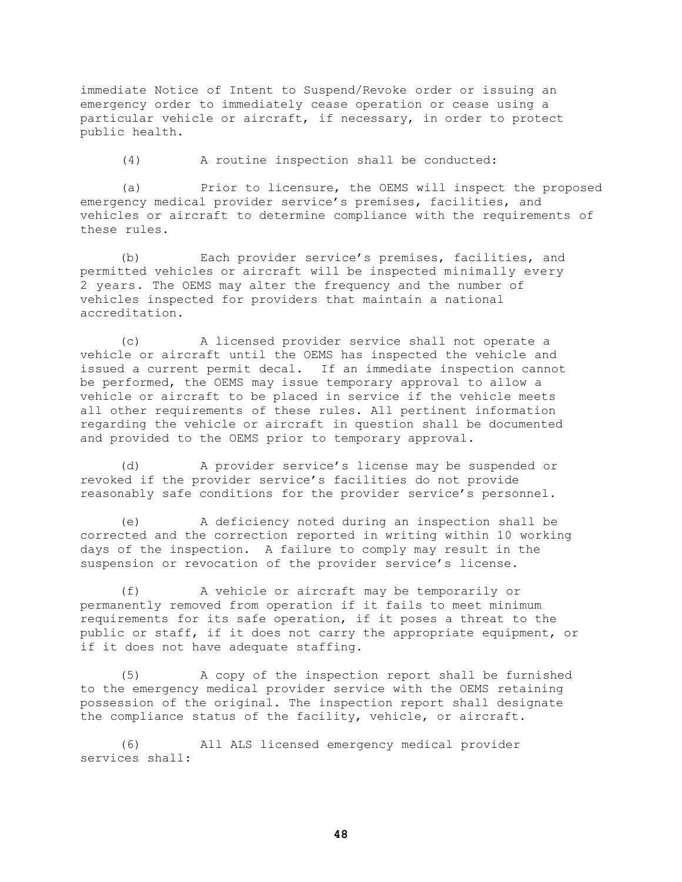immediate Notice of Intent to Suspend/Revoke order or issuing an emergency order to immediately cease operation or cease using a particular vehicle or aircraft, if necessary, in order to protect public health.

(4) A routine inspection shall be conducted:

(a) Prior to licensure, the OEMS will inspect the proposed emergency medical provider service's premises, facilities, and vehicles or aircraft to determine compliance with the requirements of these rules.

(b) Each provider service's premises, facilities, and permitted vehicles or aircraft will be inspected minimally every 2 years. The OEMS may alter the frequency and the number of vehicles inspected for providers that maintain a national accreditation.

(c) A licensed provider service shall not operate a vehicle or aircraft until the OEMS has inspected the vehicle and issued a current permit decal. If an immediate inspection cannot be performed, the OEMS may issue temporary approval to allow a vehicle or aircraft to be placed in service if the vehicle meets all other requirements of these rules. All pertinent information regarding the vehicle or aircraft in question shall be documented and provided to the OEMS prior to temporary approval.

(d) A provider service's license may be suspended or revoked if the provider service's facilities do not provide reasonably safe conditions for the provider service's personnel.

(e) A deficiency noted during an inspection shall be corrected and the correction reported in writing within 10 working days of the inspection. A failure to comply may result in the suspension or revocation of the provider service's license.

(f) A vehicle or aircraft may be temporarily or permanently removed from operation if it fails to meet minimum requirements for its safe operation, if it poses a threat to the public or staff, if it does not carry the appropriate equipment, or if it does not have adequate staffing.

(5) A copy of the inspection report shall be furnished to the emergency medical provider service with the OEMS retaining possession of the original. The inspection report shall designate the compliance status of the facility, vehicle, or aircraft.

(6) All ALS licensed emergency medical provider services shall: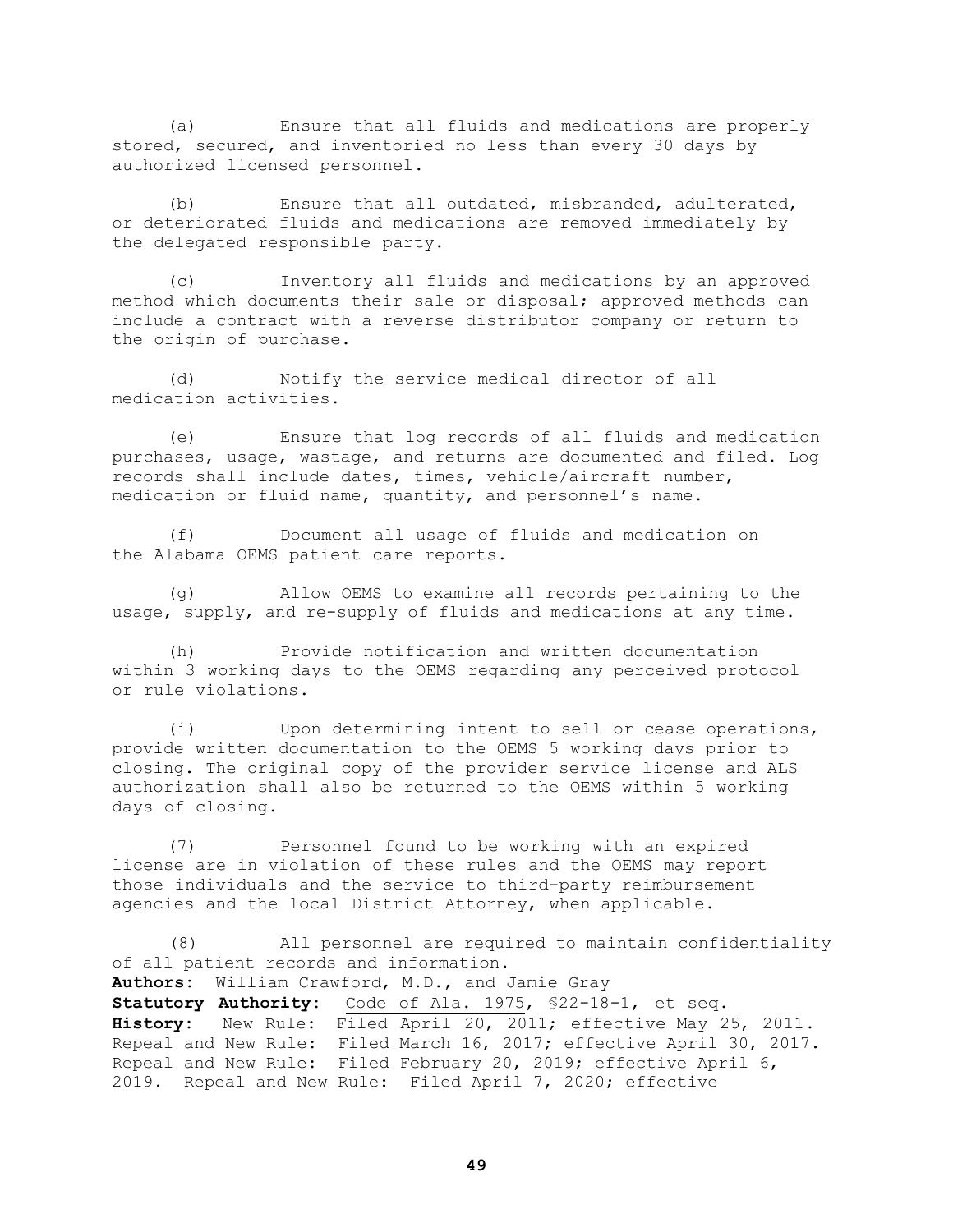(a) Ensure that all fluids and medications are properly stored, secured, and inventoried no less than every 30 days by authorized licensed personnel.

(b) Ensure that all outdated, misbranded, adulterated, or deteriorated fluids and medications are removed immediately by the delegated responsible party.

(c) Inventory all fluids and medications by an approved method which documents their sale or disposal; approved methods can include a contract with a reverse distributor company or return to the origin of purchase.

(d) Notify the service medical director of all medication activities.

(e) Ensure that log records of all fluids and medication purchases, usage, wastage, and returns are documented and filed. Log records shall include dates, times, vehicle/aircraft number, medication or fluid name, quantity, and personnel's name.

(f) Document all usage of fluids and medication on the Alabama OEMS patient care reports.

(g) Allow OEMS to examine all records pertaining to the usage, supply, and re-supply of fluids and medications at any time.

(h) Provide notification and written documentation within 3 working days to the OEMS regarding any perceived protocol or rule violations.

(i) Upon determining intent to sell or cease operations, provide written documentation to the OEMS 5 working days prior to closing. The original copy of the provider service license and ALS authorization shall also be returned to the OEMS within 5 working days of closing.

(7) Personnel found to be working with an expired license are in violation of these rules and the OEMS may report those individuals and the service to third-party reimbursement agencies and the local District Attorney, when applicable.

(8) All personnel are required to maintain confidentiality of all patient records and information.

**Authors**: William Crawford, M.D., and Jamie Gray
**Statutory Authority**: Code of Ala. 1975, §22-18-1, et seq.
**History**: New Rule: Filed April 20, 2011; effective May 25, 2011. Repeal and New Rule: Filed March 16, 2017; effective April 30, 2017. Repeal and New Rule: Filed February 20, 2019; effective April 6, 2019. Repeal and New Rule: Filed April 7, 2020; effective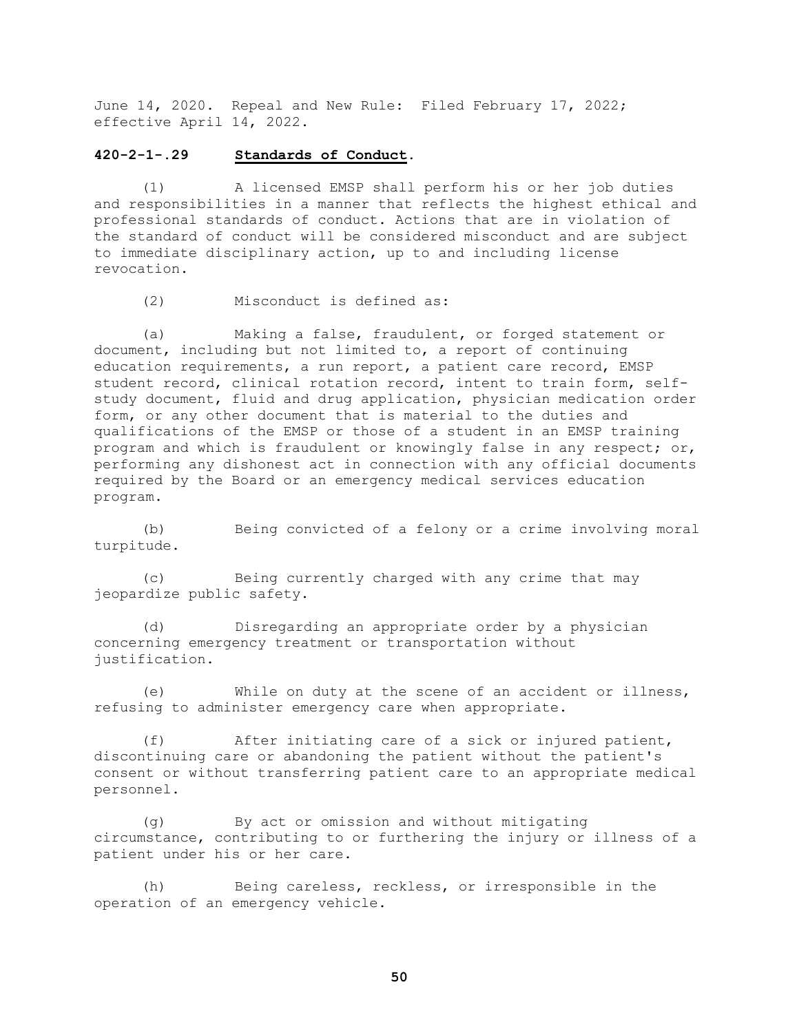June 14, 2020. Repeal and New Rule: Filed February 17, 2022; effective April 14, 2022.

### 420-2-1-.29 Standards of Conduct.

(1) A licensed EMSP shall perform his or her job duties and responsibilities in a manner that reflects the highest ethical and professional standards of conduct. Actions that are in violation of the standard of conduct will be considered misconduct and are subject to immediate disciplinary action, up to and including license revocation.

(2) Misconduct is defined as:

(a) Making a false, fraudulent, or forged statement or document, including but not limited to, a report of continuing education requirements, a run report, a patient care record, EMSP student record, clinical rotation record, intent to train form, self-study document, fluid and drug application, physician medication order form, or any other document that is material to the duties and qualifications of the EMSP or those of a student in an EMSP training program and which is fraudulent or knowingly false in any respect; or, performing any dishonest act in connection with any official documents required by the Board or an emergency medical services education program.

(b) Being convicted of a felony or a crime involving moral turpitude.

(c) Being currently charged with any crime that may jeopardize public safety.

(d) Disregarding an appropriate order by a physician concerning emergency treatment or transportation without justification.

(e) While on duty at the scene of an accident or illness, refusing to administer emergency care when appropriate.

(f) After initiating care of a sick or injured patient, discontinuing care or abandoning the patient without the patient's consent or without transferring patient care to an appropriate medical personnel.

(g) By act or omission and without mitigating circumstance, contributing to or furthering the injury or illness of a patient under his or her care.

(h) Being careless, reckless, or irresponsible in the operation of an emergency vehicle.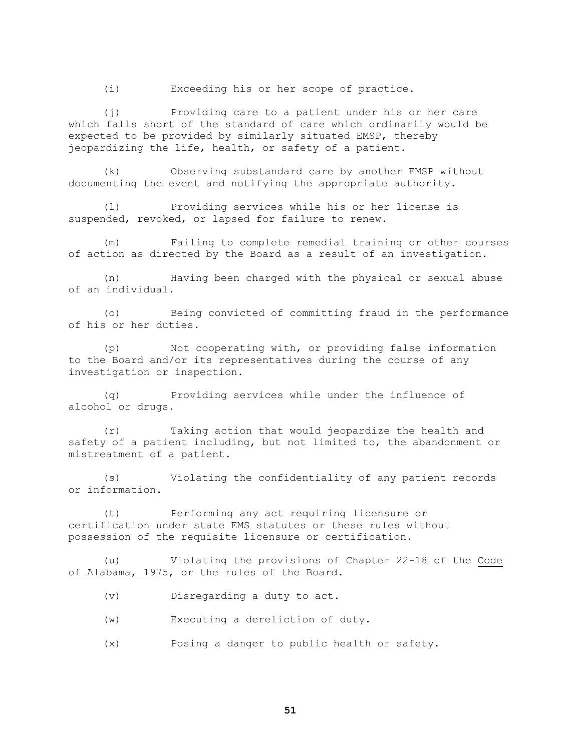(i) Exceeding his or her scope of practice.

(j) Providing care to a patient under his or her care which falls short of the standard of care which ordinarily would be expected to be provided by similarly situated EMSP, thereby jeopardizing the life, health, or safety of a patient.

(k) Observing substandard care by another EMSP without documenting the event and notifying the appropriate authority.

(l) Providing services while his or her license is suspended, revoked, or lapsed for failure to renew.

(m) Failing to complete remedial training or other courses of action as directed by the Board as a result of an investigation.

(n) Having been charged with the physical or sexual abuse of an individual.

(o) Being convicted of committing fraud in the performance of his or her duties.

(p) Not cooperating with, or providing false information to the Board and/or its representatives during the course of any investigation or inspection.

(q) Providing services while under the influence of alcohol or drugs.

(r) Taking action that would jeopardize the health and safety of a patient including, but not limited to, the abandonment or mistreatment of a patient.

(s) Violating the confidentiality of any patient records or information.

(t) Performing any act requiring licensure or certification under state EMS statutes or these rules without possession of the requisite licensure or certification.

(u) Violating the provisions of Chapter 22-18 of the Code of Alabama, 1975, or the rules of the Board.

(v) Disregarding a duty to act.

(w) Executing a dereliction of duty.

(x) Posing a danger to public health or safety.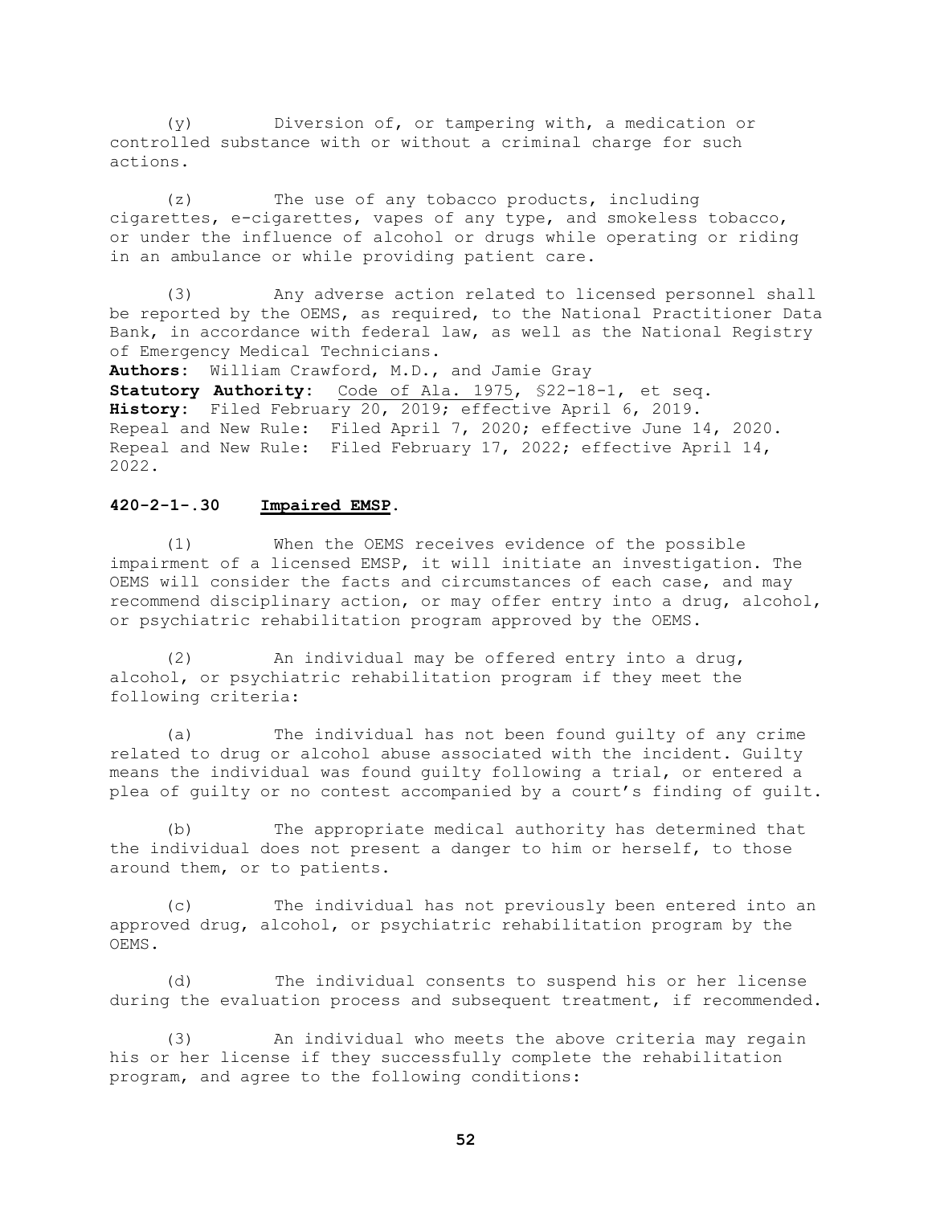(y) Diversion of, or tampering with, a medication or controlled substance with or without a criminal charge for such actions.

(z) The use of any tobacco products, including cigarettes, e-cigarettes, vapes of any type, and smokeless tobacco, or under the influence of alcohol or drugs while operating or riding in an ambulance or while providing patient care.

(3) Any adverse action related to licensed personnel shall be reported by the OEMS, as required, to the National Practitioner Data Bank, in accordance with federal law, as well as the National Registry of Emergency Medical Technicians.

**Authors:** William Crawford, M.D., and Jamie Gray
**Statutory Authority:** Code of Ala. 1975, §22-18-1, et seq.
**History:** Filed February 20, 2019; effective April 6, 2019.
Repeal and New Rule: Filed April 7, 2020; effective June 14, 2020.
Repeal and New Rule: Filed February 17, 2022; effective April 14, 2022.

**420-2-1-.30 Impaired EMSP.**

(1) When the OEMS receives evidence of the possible impairment of a licensed EMSP, it will initiate an investigation. The OEMS will consider the facts and circumstances of each case, and may recommend disciplinary action, or may offer entry into a drug, alcohol, or psychiatric rehabilitation program approved by the OEMS.

(2) An individual may be offered entry into a drug, alcohol, or psychiatric rehabilitation program if they meet the following criteria:

(a) The individual has not been found guilty of any crime related to drug or alcohol abuse associated with the incident. Guilty means the individual was found guilty following a trial, or entered a plea of guilty or no contest accompanied by a court's finding of guilt.

(b) The appropriate medical authority has determined that the individual does not present a danger to him or herself, to those around them, or to patients.

(c) The individual has not previously been entered into an approved drug, alcohol, or psychiatric rehabilitation program by the OEMS.

(d) The individual consents to suspend his or her license during the evaluation process and subsequent treatment, if recommended.

(3) An individual who meets the above criteria may regain his or her license if they successfully complete the rehabilitation program, and agree to the following conditions: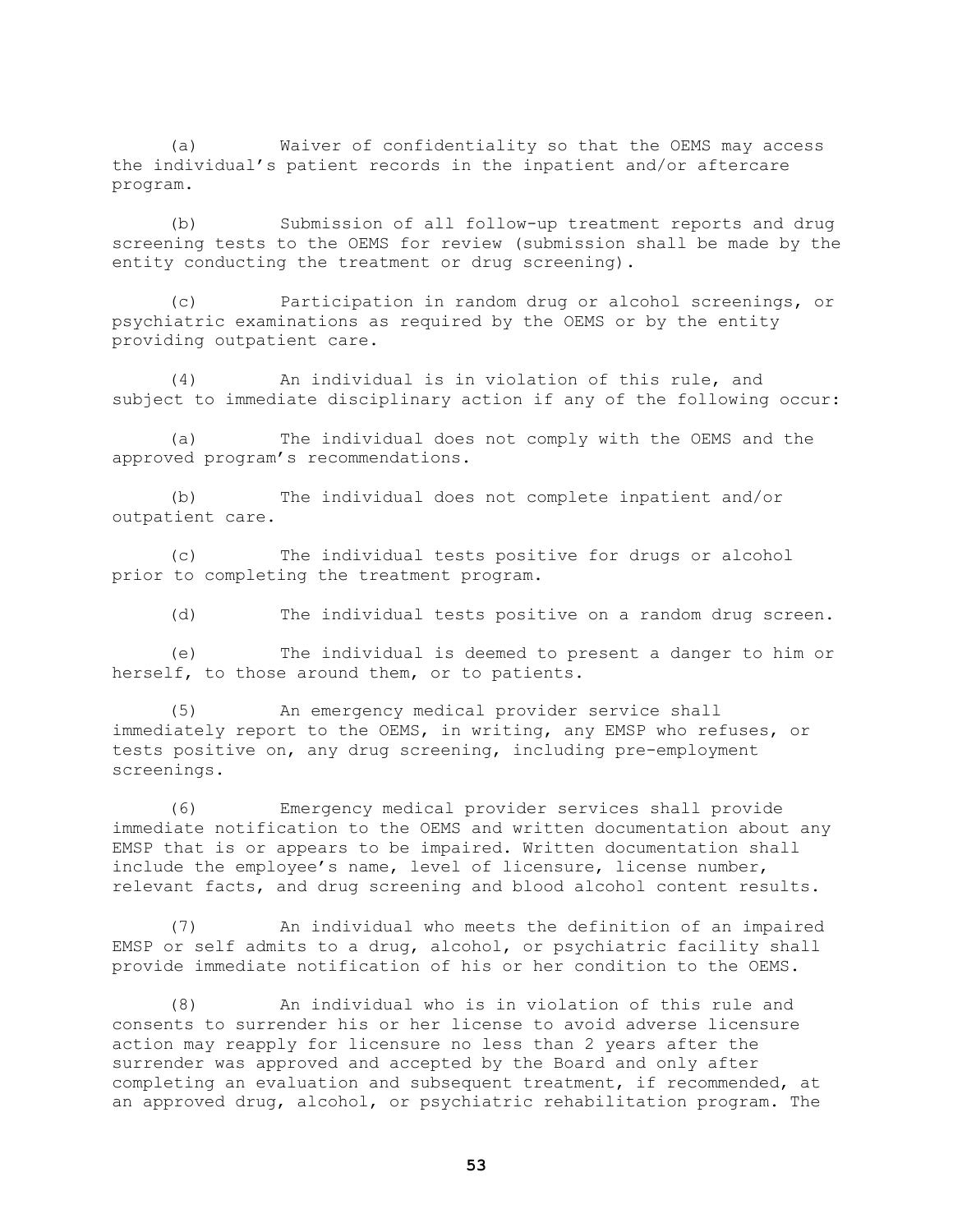(a) Waiver of confidentiality so that the OEMS may access the individual's patient records in the inpatient and/or aftercare program.

(b) Submission of all follow-up treatment reports and drug screening tests to the OEMS for review (submission shall be made by the entity conducting the treatment or drug screening).

(c) Participation in random drug or alcohol screenings, or psychiatric examinations as required by the OEMS or by the entity providing outpatient care.

(4) An individual is in violation of this rule, and subject to immediate disciplinary action if any of the following occur:

(a) The individual does not comply with the OEMS and the approved program's recommendations.

(b) The individual does not complete inpatient and/or outpatient care.

(c) The individual tests positive for drugs or alcohol prior to completing the treatment program.

(d) The individual tests positive on a random drug screen.

(e) The individual is deemed to present a danger to him or herself, to those around them, or to patients.

(5) An emergency medical provider service shall immediately report to the OEMS, in writing, any EMSP who refuses, or tests positive on, any drug screening, including pre-employment screenings.

(6) Emergency medical provider services shall provide immediate notification to the OEMS and written documentation about any EMSP that is or appears to be impaired. Written documentation shall include the employee's name, level of licensure, license number, relevant facts, and drug screening and blood alcohol content results.

(7) An individual who meets the definition of an impaired EMSP or self admits to a drug, alcohol, or psychiatric facility shall provide immediate notification of his or her condition to the OEMS.

(8) An individual who is in violation of this rule and consents to surrender his or her license to avoid adverse licensure action may reapply for licensure no less than 2 years after the surrender was approved and accepted by the Board and only after completing an evaluation and subsequent treatment, if recommended, at an approved drug, alcohol, or psychiatric rehabilitation program. The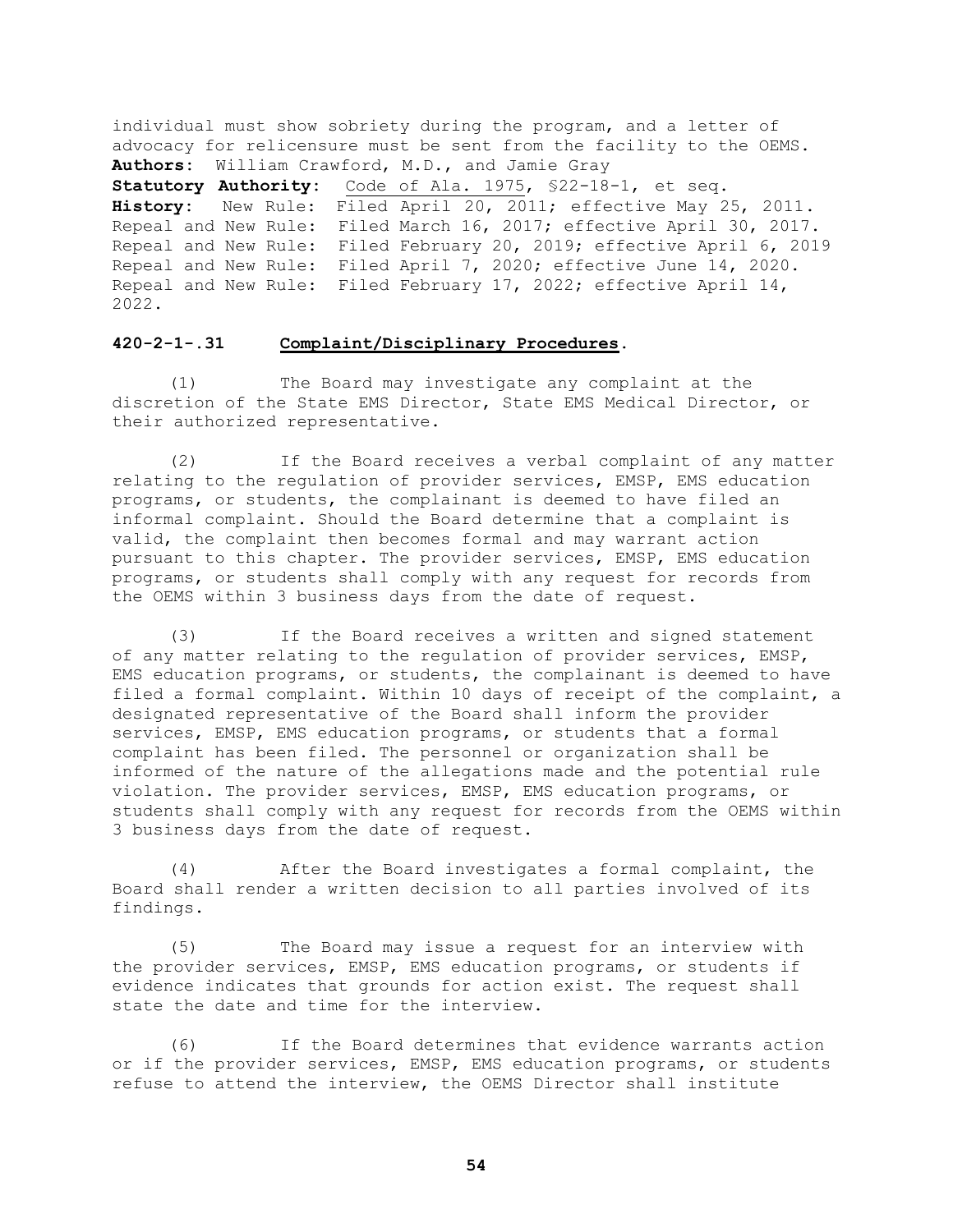individual must show sobriety during the program, and a letter of advocacy for relicensure must be sent from the facility to the OEMS.
**Authors:** William Crawford, M.D., and Jamie Gray
**Statutory Authority:** Code of Ala. 1975, §22-18-1, et seq.
**History:** New Rule: Filed April 20, 2011; effective May 25, 2011. Repeal and New Rule: Filed March 16, 2017; effective April 30, 2017. Repeal and New Rule: Filed February 20, 2019; effective April 6, 2019 Repeal and New Rule: Filed April 7, 2020; effective June 14, 2020. Repeal and New Rule: Filed February 17, 2022; effective April 14, 2022.

### 420-2-1-.31 Complaint/Disciplinary Procedures.

(1) The Board may investigate any complaint at the discretion of the State EMS Director, State EMS Medical Director, or their authorized representative.

(2) If the Board receives a verbal complaint of any matter relating to the regulation of provider services, EMSP, EMS education programs, or students, the complainant is deemed to have filed an informal complaint. Should the Board determine that a complaint is valid, the complaint then becomes formal and may warrant action pursuant to this chapter. The provider services, EMSP, EMS education programs, or students shall comply with any request for records from the OEMS within 3 business days from the date of request.

(3) If the Board receives a written and signed statement of any matter relating to the regulation of provider services, EMSP, EMS education programs, or students, the complainant is deemed to have filed a formal complaint. Within 10 days of receipt of the complaint, a designated representative of the Board shall inform the provider services, EMSP, EMS education programs, or students that a formal complaint has been filed. The personnel or organization shall be informed of the nature of the allegations made and the potential rule violation. The provider services, EMSP, EMS education programs, or students shall comply with any request for records from the OEMS within 3 business days from the date of request.

(4) After the Board investigates a formal complaint, the Board shall render a written decision to all parties involved of its findings.

(5) The Board may issue a request for an interview with the provider services, EMSP, EMS education programs, or students if evidence indicates that grounds for action exist. The request shall state the date and time for the interview.

(6) If the Board determines that evidence warrants action or if the provider services, EMSP, EMS education programs, or students refuse to attend the interview, the OEMS Director shall institute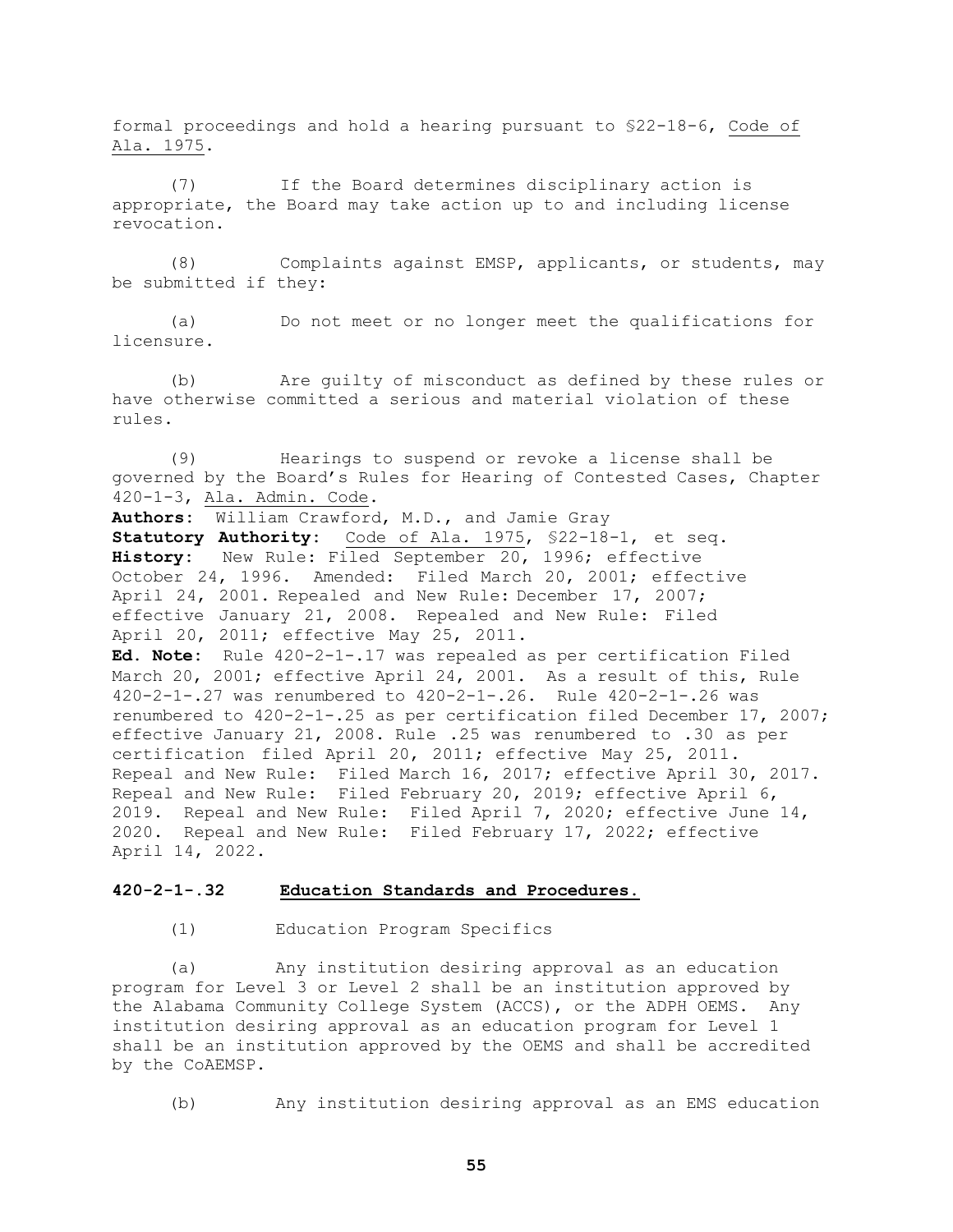formal proceedings and hold a hearing pursuant to §22-18-6, Code of Ala. 1975.

(7) If the Board determines disciplinary action is appropriate, the Board may take action up to and including license revocation.

(8) Complaints against EMSP, applicants, or students, may be submitted if they:

(a) Do not meet or no longer meet the qualifications for licensure.

(b) Are guilty of misconduct as defined by these rules or have otherwise committed a serious and material violation of these rules.

(9) Hearings to suspend or revoke a license shall be governed by the Board's Rules for Hearing of Contested Cases, Chapter 420-1-3, Ala. Admin. Code.

**Authors:** William Crawford, M.D., and Jamie Gray
**Statutory Authority:** Code of Ala. 1975, §22-18-1, et seq.
**History:** New Rule: Filed September 20, 1996; effective October 24, 1996. Amended: Filed March 20, 2001; effective April 24, 2001. Repealed and New Rule: December 17, 2007; effective January 21, 2008. Repealed and New Rule: Filed April 20, 2011; effective May 25, 2011.
**Ed. Note:** Rule 420-2-1-.17 was repealed as per certification Filed March 20, 2001; effective April 24, 2001. As a result of this, Rule 420-2-1-.27 was renumbered to 420-2-1-.26. Rule 420-2-1-.26 was renumbered to 420-2-1-.25 as per certification filed December 17, 2007; effective January 21, 2008. Rule .25 was renumbered to .30 as per certification filed April 20, 2011; effective May 25, 2011. Repeal and New Rule: Filed March 16, 2017; effective April 30, 2017. Repeal and New Rule: Filed February 20, 2019; effective April 6, 2019. Repeal and New Rule: Filed April 7, 2020; effective June 14, 2020. Repeal and New Rule: Filed February 17, 2022; effective April 14, 2022.

## 420-2-1-.32 Education Standards and Procedures.

(1) Education Program Specifics

(a) Any institution desiring approval as an education program for Level 3 or Level 2 shall be an institution approved by the Alabama Community College System (ACCS), or the ADPH OEMS. Any institution desiring approval as an education program for Level 1 shall be an institution approved by the OEMS and shall be accredited by the CoAEMSP.

(b) Any institution desiring approval as an EMS education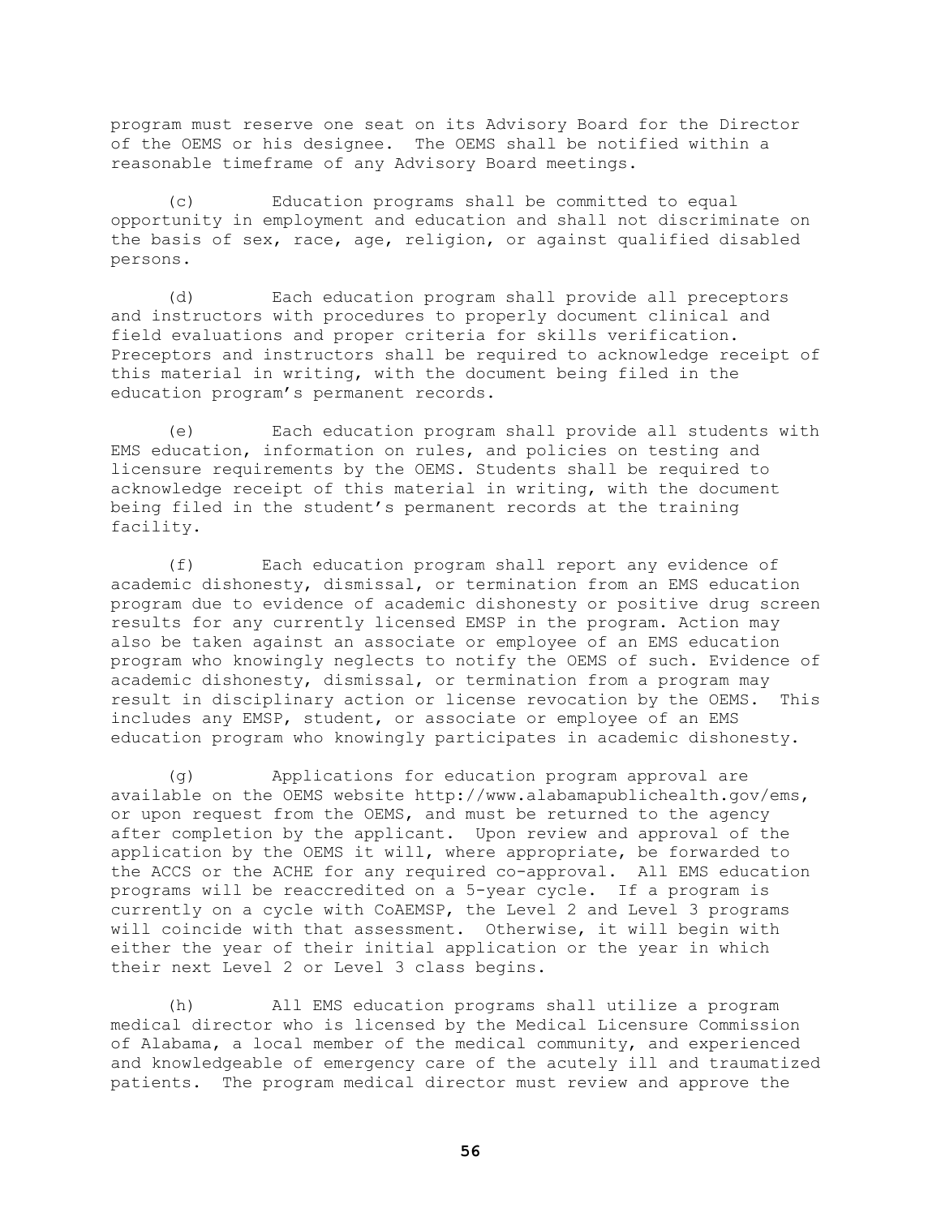program must reserve one seat on its Advisory Board for the Director of the OEMS or his designee. The OEMS shall be notified within a reasonable timeframe of any Advisory Board meetings.

(c) Education programs shall be committed to equal opportunity in employment and education and shall not discriminate on the basis of sex, race, age, religion, or against qualified disabled persons.

(d) Each education program shall provide all preceptors and instructors with procedures to properly document clinical and field evaluations and proper criteria for skills verification. Preceptors and instructors shall be required to acknowledge receipt of this material in writing, with the document being filed in the education program's permanent records.

(e) Each education program shall provide all students with EMS education, information on rules, and policies on testing and licensure requirements by the OEMS. Students shall be required to acknowledge receipt of this material in writing, with the document being filed in the student's permanent records at the training facility.

(f) Each education program shall report any evidence of academic dishonesty, dismissal, or termination from an EMS education program due to evidence of academic dishonesty or positive drug screen results for any currently licensed EMSP in the program. Action may also be taken against an associate or employee of an EMS education program who knowingly neglects to notify the OEMS of such. Evidence of academic dishonesty, dismissal, or termination from a program may result in disciplinary action or license revocation by the OEMS. This includes any EMSP, student, or associate or employee of an EMS education program who knowingly participates in academic dishonesty.

(g) Applications for education program approval are available on the OEMS website http://www.alabamapublichealth.gov/ems, or upon request from the OEMS, and must be returned to the agency after completion by the applicant. Upon review and approval of the application by the OEMS it will, where appropriate, be forwarded to the ACCS or the ACHE for any required co-approval. All EMS education programs will be reaccredited on a 5-year cycle. If a program is currently on a cycle with CoAEMSP, the Level 2 and Level 3 programs will coincide with that assessment. Otherwise, it will begin with either the year of their initial application or the year in which their next Level 2 or Level 3 class begins.

(h) All EMS education programs shall utilize a program medical director who is licensed by the Medical Licensure Commission of Alabama, a local member of the medical community, and experienced and knowledgeable of emergency care of the acutely ill and traumatized patients. The program medical director must review and approve the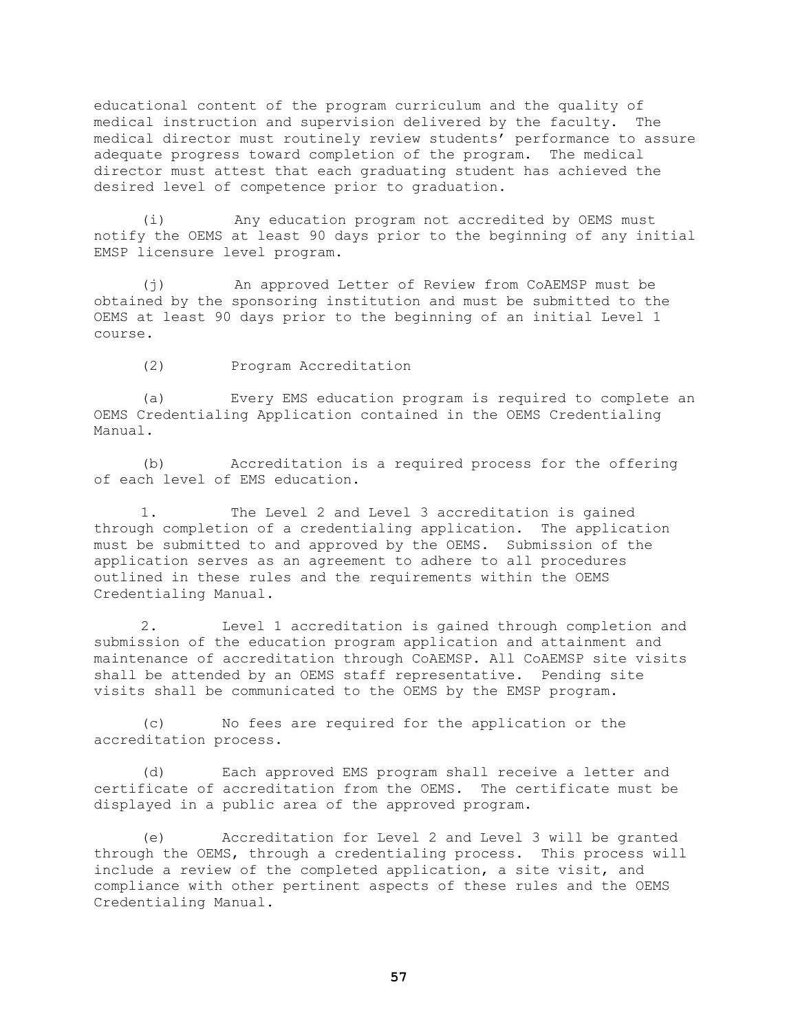educational content of the program curriculum and the quality of medical instruction and supervision delivered by the faculty. The medical director must routinely review students' performance to assure adequate progress toward completion of the program. The medical director must attest that each graduating student has achieved the desired level of competence prior to graduation.

(i) Any education program not accredited by OEMS must notify the OEMS at least 90 days prior to the beginning of any initial EMSP licensure level program.

(j) An approved Letter of Review from CoAEMSP must be obtained by the sponsoring institution and must be submitted to the OEMS at least 90 days prior to the beginning of an initial Level 1 course.

(2) Program Accreditation

(a) Every EMS education program is required to complete an OEMS Credentialing Application contained in the OEMS Credentialing Manual.

(b) Accreditation is a required process for the offering of each level of EMS education.

1. The Level 2 and Level 3 accreditation is gained through completion of a credentialing application. The application must be submitted to and approved by the OEMS. Submission of the application serves as an agreement to adhere to all procedures outlined in these rules and the requirements within the OEMS Credentialing Manual.

2. Level 1 accreditation is gained through completion and submission of the education program application and attainment and maintenance of accreditation through CoAEMSP. All CoAEMSP site visits shall be attended by an OEMS staff representative. Pending site visits shall be communicated to the OEMS by the EMSP program.

(c) No fees are required for the application or the accreditation process.

(d) Each approved EMS program shall receive a letter and certificate of accreditation from the OEMS. The certificate must be displayed in a public area of the approved program.

(e) Accreditation for Level 2 and Level 3 will be granted through the OEMS, through a credentialing process. This process will include a review of the completed application, a site visit, and compliance with other pertinent aspects of these rules and the OEMS Credentialing Manual.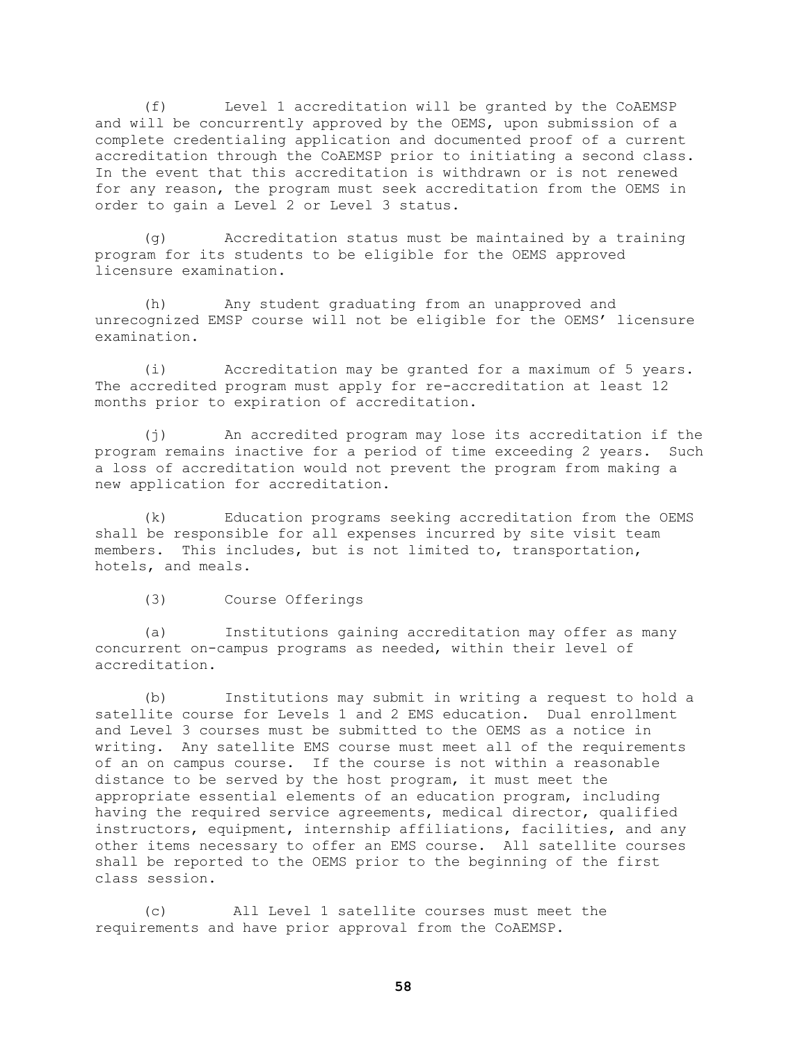(f) Level 1 accreditation will be granted by the CoAEMSP and will be concurrently approved by the OEMS, upon submission of a complete credentialing application and documented proof of a current accreditation through the CoAEMSP prior to initiating a second class. In the event that this accreditation is withdrawn or is not renewed for any reason, the program must seek accreditation from the OEMS in order to gain a Level 2 or Level 3 status.

(g) Accreditation status must be maintained by a training program for its students to be eligible for the OEMS approved licensure examination.

(h) Any student graduating from an unapproved and unrecognized EMSP course will not be eligible for the OEMS' licensure examination.

(i) Accreditation may be granted for a maximum of 5 years. The accredited program must apply for re-accreditation at least 12 months prior to expiration of accreditation.

(j) An accredited program may lose its accreditation if the program remains inactive for a period of time exceeding 2 years. Such a loss of accreditation would not prevent the program from making a new application for accreditation.

(k) Education programs seeking accreditation from the OEMS shall be responsible for all expenses incurred by site visit team members. This includes, but is not limited to, transportation, hotels, and meals.

(3) Course Offerings

(a) Institutions gaining accreditation may offer as many concurrent on-campus programs as needed, within their level of accreditation.

(b) Institutions may submit in writing a request to hold a satellite course for Levels 1 and 2 EMS education. Dual enrollment and Level 3 courses must be submitted to the OEMS as a notice in writing. Any satellite EMS course must meet all of the requirements of an on campus course. If the course is not within a reasonable distance to be served by the host program, it must meet the appropriate essential elements of an education program, including having the required service agreements, medical director, qualified instructors, equipment, internship affiliations, facilities, and any other items necessary to offer an EMS course. All satellite courses shall be reported to the OEMS prior to the beginning of the first class session.

(c) All Level 1 satellite courses must meet the requirements and have prior approval from the CoAEMSP.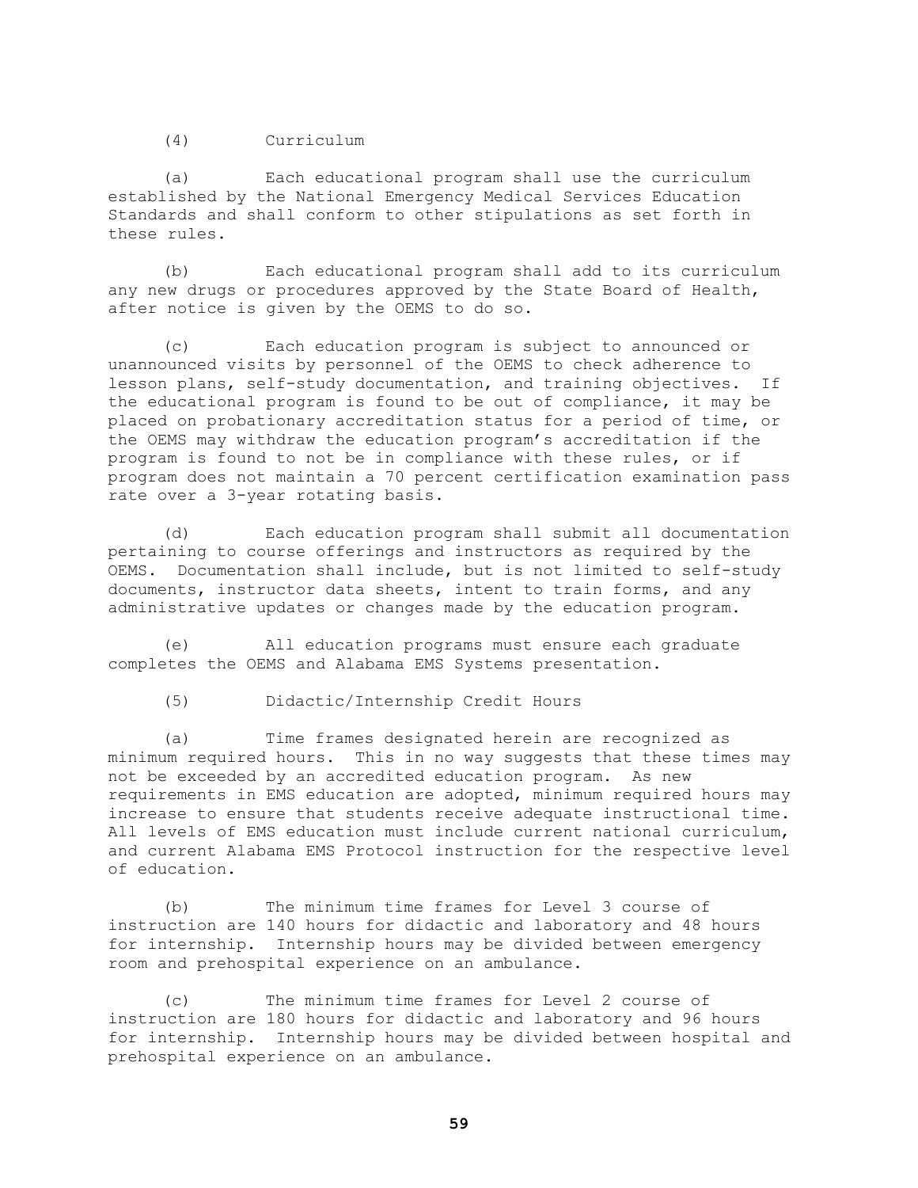(4) Curriculum

(a) Each educational program shall use the curriculum established by the National Emergency Medical Services Education Standards and shall conform to other stipulations as set forth in these rules.

(b) Each educational program shall add to its curriculum any new drugs or procedures approved by the State Board of Health, after notice is given by the OEMS to do so.

(c) Each education program is subject to announced or unannounced visits by personnel of the OEMS to check adherence to lesson plans, self-study documentation, and training objectives. If the educational program is found to be out of compliance, it may be placed on probationary accreditation status for a period of time, or the OEMS may withdraw the education program's accreditation if the program is found to not be in compliance with these rules, or if program does not maintain a 70 percent certification examination pass rate over a 3-year rotating basis.

(d) Each education program shall submit all documentation pertaining to course offerings and instructors as required by the OEMS. Documentation shall include, but is not limited to self-study documents, instructor data sheets, intent to train forms, and any administrative updates or changes made by the education program.

(e) All education programs must ensure each graduate completes the OEMS and Alabama EMS Systems presentation.

(5) Didactic/Internship Credit Hours

(a) Time frames designated herein are recognized as minimum required hours. This in no way suggests that these times may not be exceeded by an accredited education program. As new requirements in EMS education are adopted, minimum required hours may increase to ensure that students receive adequate instructional time. All levels of EMS education must include current national curriculum, and current Alabama EMS Protocol instruction for the respective level of education.

(b) The minimum time frames for Level 3 course of instruction are 140 hours for didactic and laboratory and 48 hours for internship. Internship hours may be divided between emergency room and prehospital experience on an ambulance.

(c) The minimum time frames for Level 2 course of instruction are 180 hours for didactic and laboratory and 96 hours for internship. Internship hours may be divided between hospital and prehospital experience on an ambulance.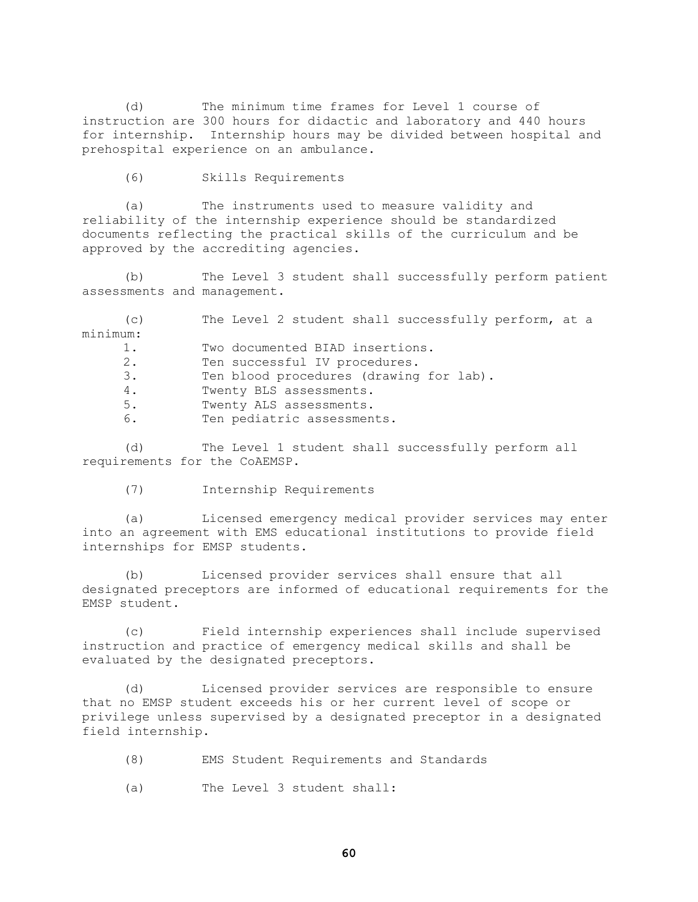(d) The minimum time frames for Level 1 course of instruction are 300 hours for didactic and laboratory and 440 hours for internship. Internship hours may be divided between hospital and prehospital experience on an ambulance.

(6) Skills Requirements

(a) The instruments used to measure validity and reliability of the internship experience should be standardized documents reflecting the practical skills of the curriculum and be approved by the accrediting agencies.

(b) The Level 3 student shall successfully perform patient assessments and management.

(c) The Level 2 student shall successfully perform, at a minimum:

1. Two documented BIAD insertions.
2. Ten successful IV procedures.
3. Ten blood procedures (drawing for lab).
4. Twenty BLS assessments.
5. Twenty ALS assessments.
6. Ten pediatric assessments.

(d) The Level 1 student shall successfully perform all requirements for the CoAEMSP.

(7) Internship Requirements

(a) Licensed emergency medical provider services may enter into an agreement with EMS educational institutions to provide field internships for EMSP students.

(b) Licensed provider services shall ensure that all designated preceptors are informed of educational requirements for the EMSP student.

(c) Field internship experiences shall include supervised instruction and practice of emergency medical skills and shall be evaluated by the designated preceptors.

(d) Licensed provider services are responsible to ensure that no EMSP student exceeds his or her current level of scope or privilege unless supervised by a designated preceptor in a designated field internship.

(8) EMS Student Requirements and Standards

(a) The Level 3 student shall: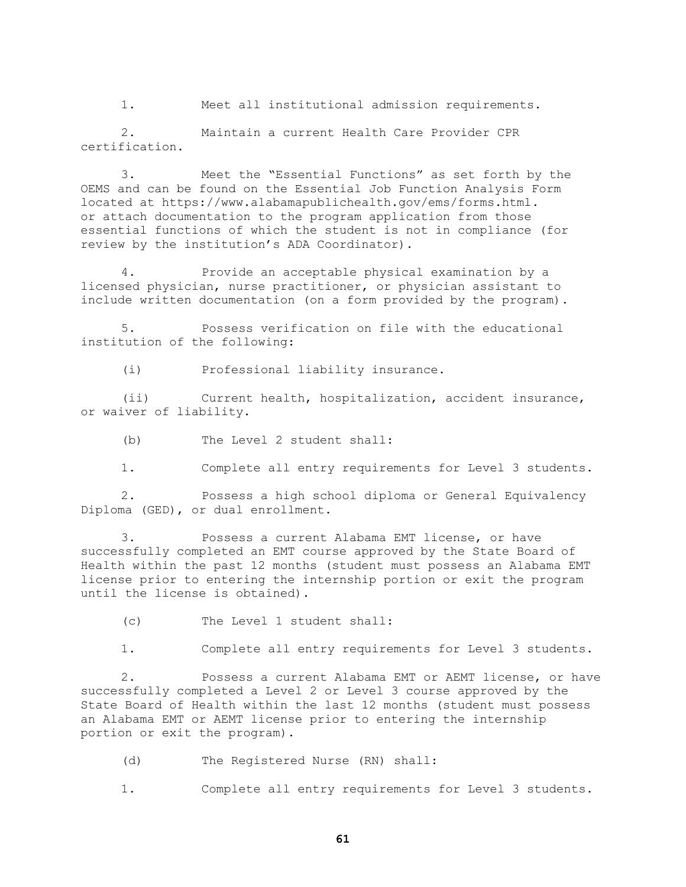1. Meet all institutional admission requirements.

2. Maintain a current Health Care Provider CPR certification.

3. Meet the "Essential Functions" as set forth by the OEMS and can be found on the Essential Job Function Analysis Form located at https://www.alabamapublichealth.gov/ems/forms.html. or attach documentation to the program application from those essential functions of which the student is not in compliance (for review by the institution's ADA Coordinator).

4. Provide an acceptable physical examination by a licensed physician, nurse practitioner, or physician assistant to include written documentation (on a form provided by the program).

5. Possess verification on file with the educational institution of the following:

(i) Professional liability insurance.

(ii) Current health, hospitalization, accident insurance, or waiver of liability.

(b) The Level 2 student shall:

1. Complete all entry requirements for Level 3 students.

2. Possess a high school diploma or General Equivalency Diploma (GED), or dual enrollment.

3. Possess a current Alabama EMT license, or have successfully completed an EMT course approved by the State Board of Health within the past 12 months (student must possess an Alabama EMT license prior to entering the internship portion or exit the program until the license is obtained).

(c) The Level 1 student shall:

1. Complete all entry requirements for Level 3 students.

2. Possess a current Alabama EMT or AEMT license, or have successfully completed a Level 2 or Level 3 course approved by the State Board of Health within the last 12 months (student must possess an Alabama EMT or AEMT license prior to entering the internship portion or exit the program).

(d) The Registered Nurse (RN) shall:

1. Complete all entry requirements for Level 3 students.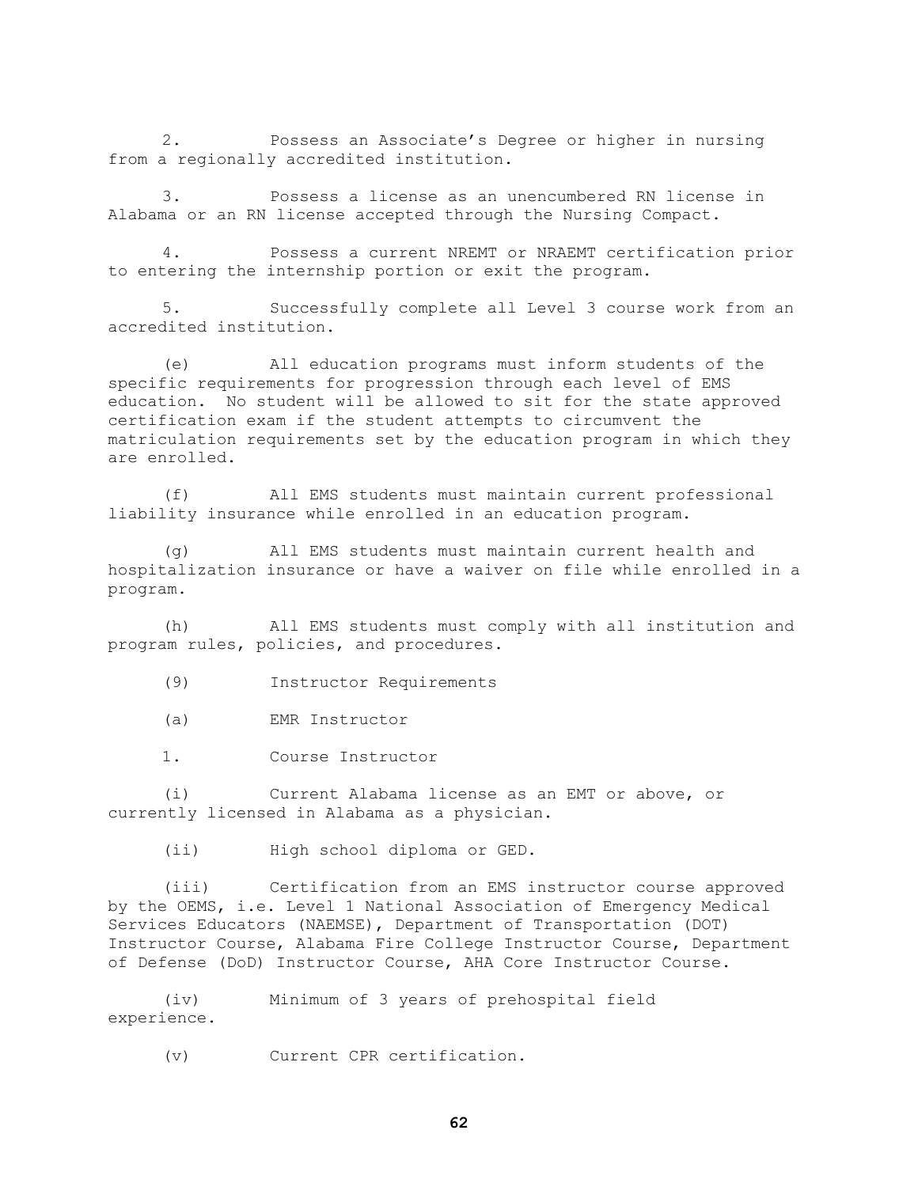2. Possess an Associate's Degree or higher in nursing from a regionally accredited institution.

3. Possess a license as an unencumbered RN license in Alabama or an RN license accepted through the Nursing Compact.

4. Possess a current NREMT or NRAEMT certification prior to entering the internship portion or exit the program.

5. Successfully complete all Level 3 course work from an accredited institution.

(e) All education programs must inform students of the specific requirements for progression through each level of EMS education. No student will be allowed to sit for the state approved certification exam if the student attempts to circumvent the matriculation requirements set by the education program in which they are enrolled.

(f) All EMS students must maintain current professional liability insurance while enrolled in an education program.

(g) All EMS students must maintain current health and hospitalization insurance or have a waiver on file while enrolled in a program.

(h) All EMS students must comply with all institution and program rules, policies, and procedures.

(9) Instructor Requirements

(a) EMR Instructor

1. Course Instructor

(i) Current Alabama license as an EMT or above, or currently licensed in Alabama as a physician.

(ii) High school diploma or GED.

(iii) Certification from an EMS instructor course approved by the OEMS, i.e. Level 1 National Association of Emergency Medical Services Educators (NAEMSE), Department of Transportation (DOT) Instructor Course, Alabama Fire College Instructor Course, Department of Defense (DoD) Instructor Course, AHA Core Instructor Course.

(iv) Minimum of 3 years of prehospital field experience.

(v) Current CPR certification.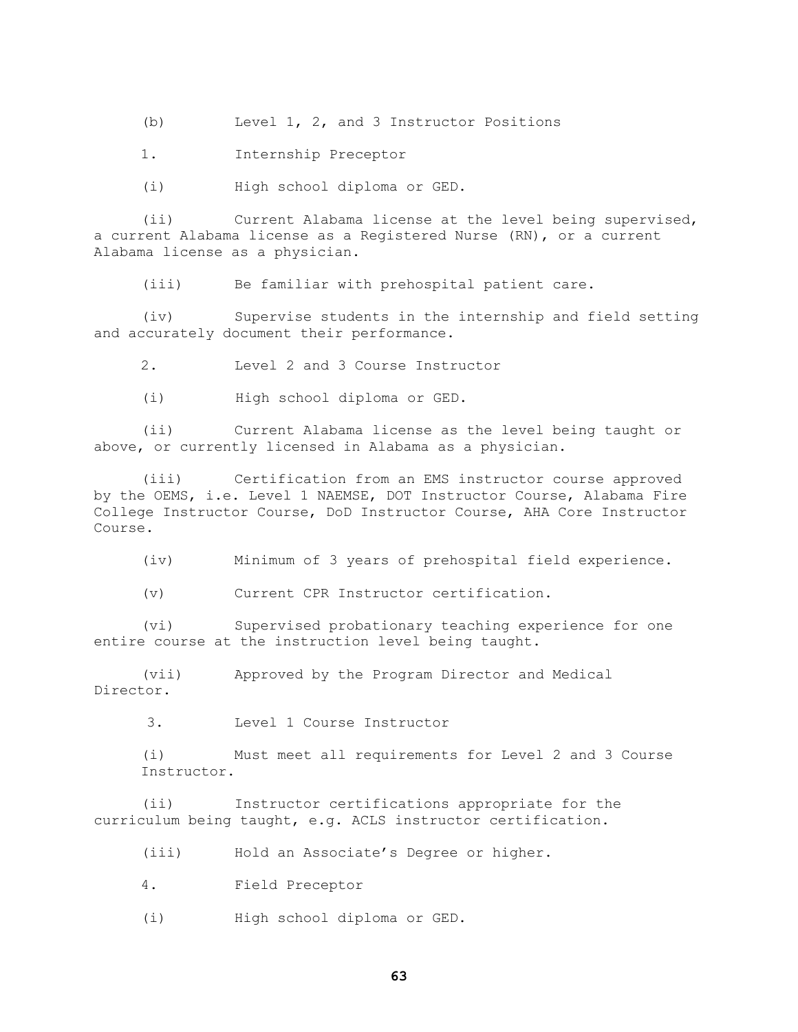(b) Level 1, 2, and 3 Instructor Positions

1. Internship Preceptor

(i) High school diploma or GED.

(ii) Current Alabama license at the level being supervised, a current Alabama license as a Registered Nurse (RN), or a current Alabama license as a physician.

(iii) Be familiar with prehospital patient care.

(iv) Supervise students in the internship and field setting and accurately document their performance.

2. Level 2 and 3 Course Instructor

(i) High school diploma or GED.

(ii) Current Alabama license as the level being taught or above, or currently licensed in Alabama as a physician.

(iii) Certification from an EMS instructor course approved by the OEMS, i.e. Level 1 NAEMSE, DOT Instructor Course, Alabama Fire College Instructor Course, DoD Instructor Course, AHA Core Instructor Course.

(iv) Minimum of 3 years of prehospital field experience.

(v) Current CPR Instructor certification.

(vi) Supervised probationary teaching experience for one entire course at the instruction level being taught.

(vii) Approved by the Program Director and Medical Director.

3. Level 1 Course Instructor

(i) Must meet all requirements for Level 2 and 3 Course Instructor.

(ii) Instructor certifications appropriate for the curriculum being taught, e.g. ACLS instructor certification.

(iii) Hold an Associate's Degree or higher.

4. Field Preceptor

(i) High school diploma or GED.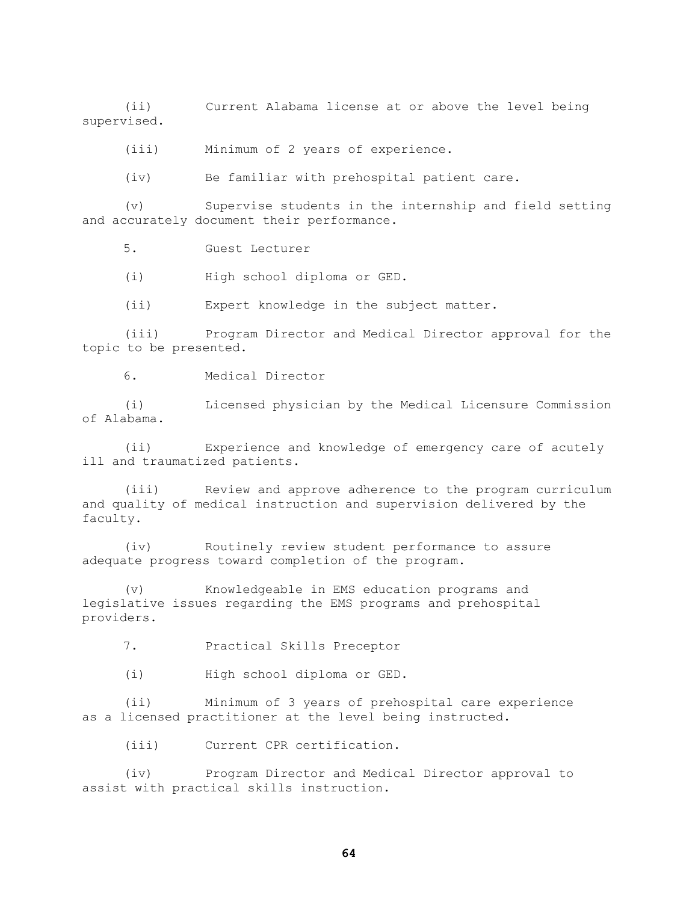(ii) Current Alabama license at or above the level being supervised.

(iii) Minimum of 2 years of experience.

(iv) Be familiar with prehospital patient care.

(v) Supervise students in the internship and field setting and accurately document their performance.

5. Guest Lecturer

(i) High school diploma or GED.

(ii) Expert knowledge in the subject matter.

(iii) Program Director and Medical Director approval for the topic to be presented.

6. Medical Director

(i) Licensed physician by the Medical Licensure Commission of Alabama.

(ii) Experience and knowledge of emergency care of acutely ill and traumatized patients.

(iii) Review and approve adherence to the program curriculum and quality of medical instruction and supervision delivered by the faculty.

(iv) Routinely review student performance to assure adequate progress toward completion of the program.

(v) Knowledgeable in EMS education programs and legislative issues regarding the EMS programs and prehospital providers.

7. Practical Skills Preceptor

(i) High school diploma or GED.

(ii) Minimum of 3 years of prehospital care experience as a licensed practitioner at the level being instructed.

(iii) Current CPR certification.

(iv) Program Director and Medical Director approval to assist with practical skills instruction.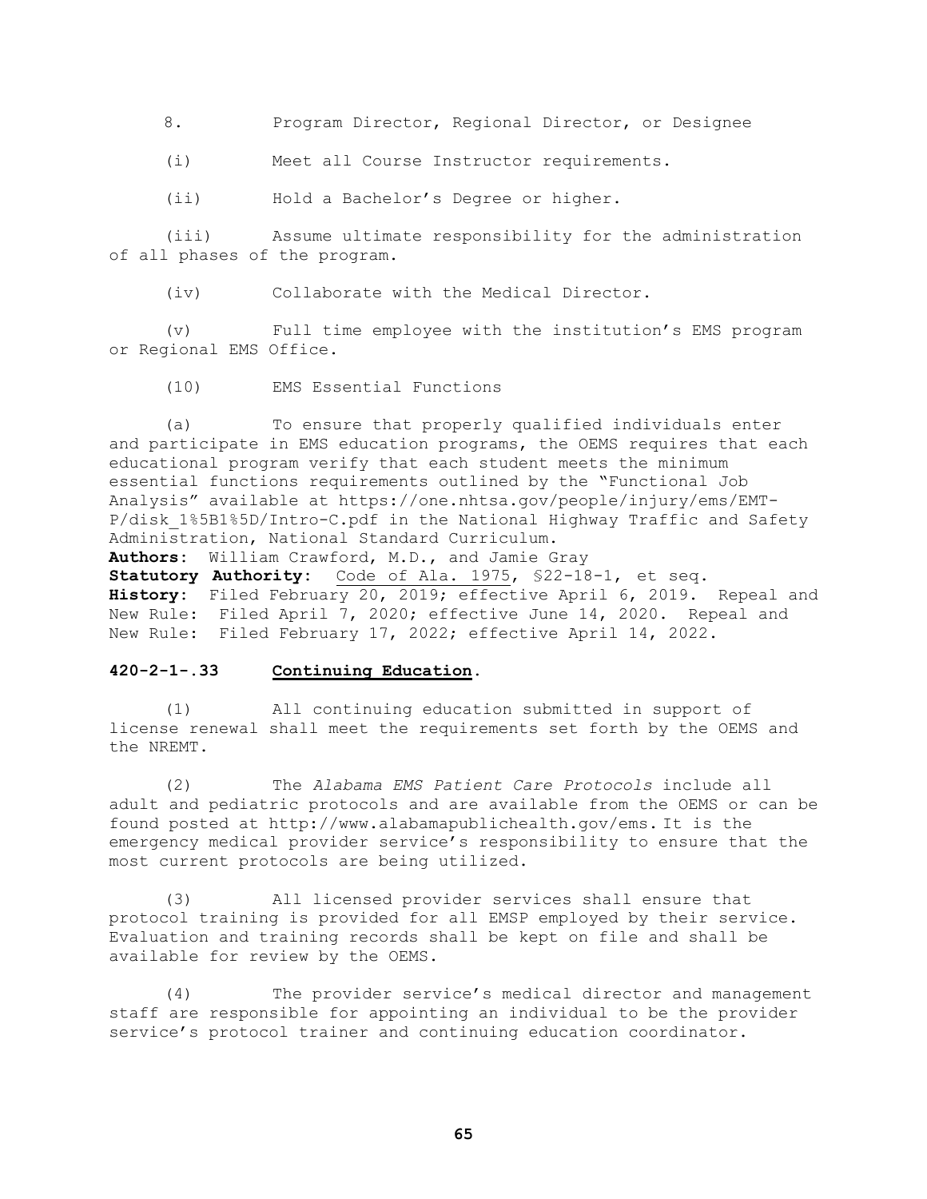8. Program Director, Regional Director, or Designee

(i) Meet all Course Instructor requirements.

(ii) Hold a Bachelor's Degree or higher.

(iii) Assume ultimate responsibility for the administration of all phases of the program.

(iv) Collaborate with the Medical Director.

(v) Full time employee with the institution's EMS program or Regional EMS Office.

(10) EMS Essential Functions

(a) To ensure that properly qualified individuals enter and participate in EMS education programs, the OEMS requires that each educational program verify that each student meets the minimum essential functions requirements outlined by the "Functional Job Analysis" available at https://one.nhtsa.gov/people/injury/ems/EMT-P/disk_1%5B1%5D/Intro-C.pdf in the National Highway Traffic and Safety Administration, National Standard Curriculum.

**Authors:** William Crawford, M.D., and Jamie Gray
**Statutory Authority:** Code of Ala. 1975, §22-18-1, et seq.
**History:** Filed February 20, 2019; effective April 6, 2019. Repeal and New Rule: Filed April 7, 2020; effective June 14, 2020. Repeal and New Rule: Filed February 17, 2022; effective April 14, 2022.

### 420-2-1-.33 Continuing Education.

(1) All continuing education submitted in support of license renewal shall meet the requirements set forth by the OEMS and the NREMT.

(2) The *Alabama EMS Patient Care Protocols* include all adult and pediatric protocols and are available from the OEMS or can be found posted at http://www.alabamapublichealth.gov/ems. It is the emergency medical provider service's responsibility to ensure that the most current protocols are being utilized.

(3) All licensed provider services shall ensure that protocol training is provided for all EMSP employed by their service. Evaluation and training records shall be kept on file and shall be available for review by the OEMS.

(4) The provider service's medical director and management staff are responsible for appointing an individual to be the provider service's protocol trainer and continuing education coordinator.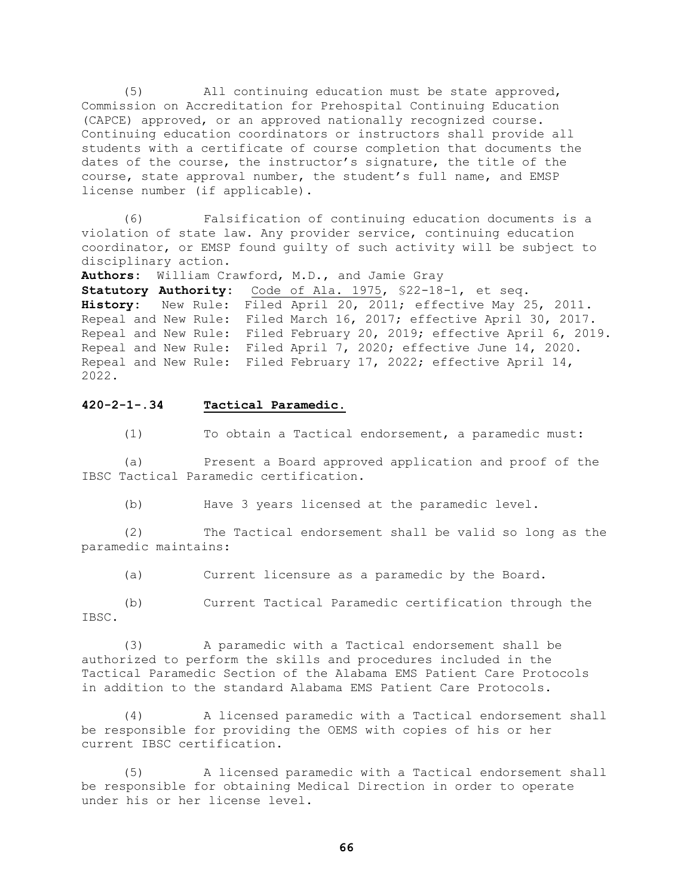(5) All continuing education must be state approved, Commission on Accreditation for Prehospital Continuing Education (CAPCE) approved, or an approved nationally recognized course. Continuing education coordinators or instructors shall provide all students with a certificate of course completion that documents the dates of the course, the instructor's signature, the title of the course, state approval number, the student's full name, and EMSP license number (if applicable).

(6) Falsification of continuing education documents is a violation of state law. Any provider service, continuing education coordinator, or EMSP found guilty of such activity will be subject to disciplinary action.

**Authors:** William Crawford, M.D., and Jamie Gray
**Statutory Authority:** Code of Ala. 1975, §22-18-1, et seq.
**History:** New Rule: Filed April 20, 2011; effective May 25, 2011. Repeal and New Rule: Filed March 16, 2017; effective April 30, 2017. Repeal and New Rule: Filed February 20, 2019; effective April 6, 2019. Repeal and New Rule: Filed April 7, 2020; effective June 14, 2020. Repeal and New Rule: Filed February 17, 2022; effective April 14, 2022.

**420-2-1-.34 Tactical Paramedic.**

(1) To obtain a Tactical endorsement, a paramedic must:

(a) Present a Board approved application and proof of the IBSC Tactical Paramedic certification.

(b) Have 3 years licensed at the paramedic level.

(2) The Tactical endorsement shall be valid so long as the paramedic maintains:

(a) Current licensure as a paramedic by the Board.

(b) Current Tactical Paramedic certification through the IBSC.

(3) A paramedic with a Tactical endorsement shall be authorized to perform the skills and procedures included in the Tactical Paramedic Section of the Alabama EMS Patient Care Protocols in addition to the standard Alabama EMS Patient Care Protocols.

(4) A licensed paramedic with a Tactical endorsement shall be responsible for providing the OEMS with copies of his or her current IBSC certification.

(5) A licensed paramedic with a Tactical endorsement shall be responsible for obtaining Medical Direction in order to operate under his or her license level.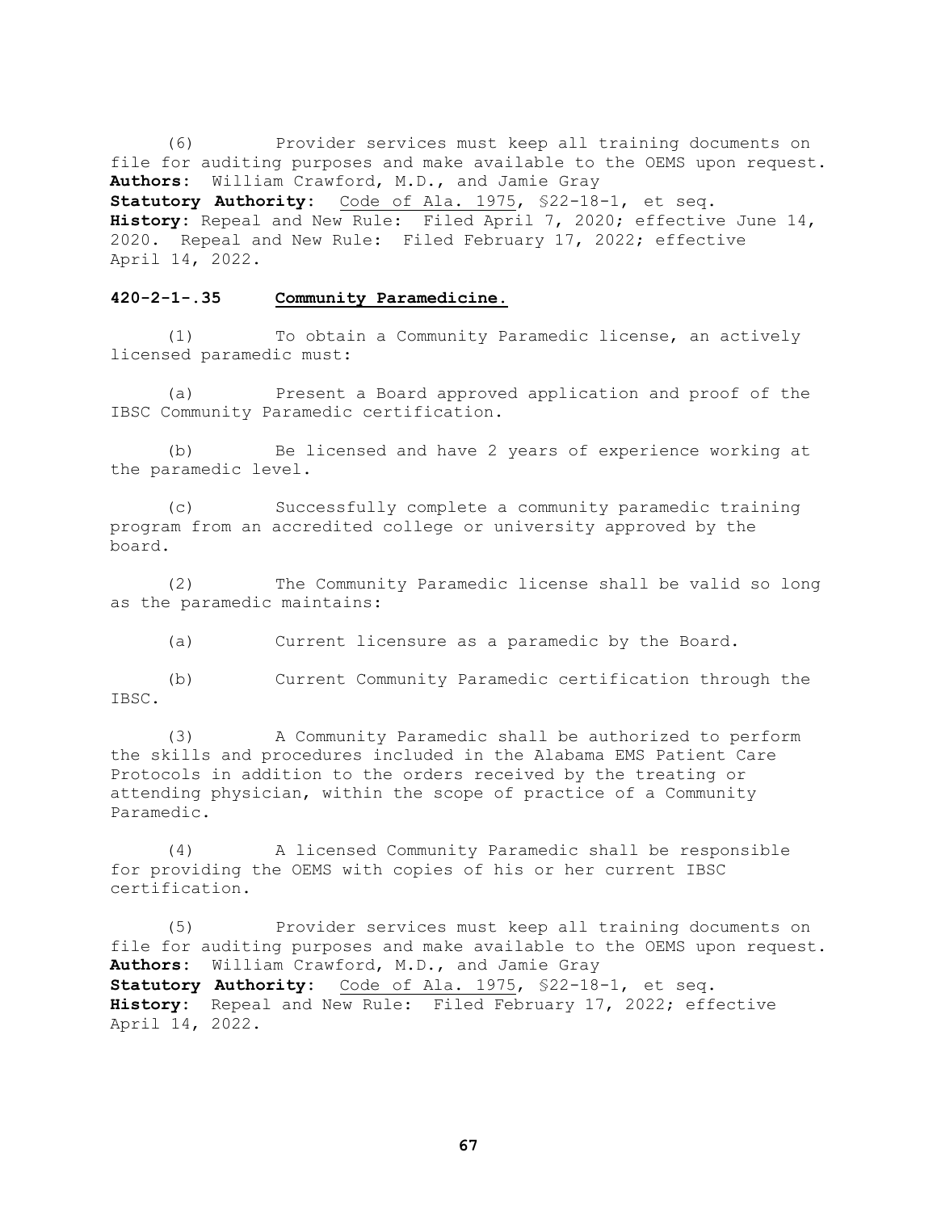(6) Provider services must keep all training documents on file for auditing purposes and make available to the OEMS upon request.
**Authors**: William Crawford, M.D., and Jamie Gray
**Statutory Authority**: Code of Ala. 1975, §22-18-1, et seq.
**History**: Repeal and New Rule: Filed April 7, 2020; effective June 14, 2020. Repeal and New Rule: Filed February 17, 2022; effective April 14, 2022.

**420-2-1-.35 Community Paramedicine.**

(1) To obtain a Community Paramedic license, an actively licensed paramedic must:

(a) Present a Board approved application and proof of the IBSC Community Paramedic certification.

(b) Be licensed and have 2 years of experience working at the paramedic level.

(c) Successfully complete a community paramedic training program from an accredited college or university approved by the board.

(2) The Community Paramedic license shall be valid so long as the paramedic maintains:

(a) Current licensure as a paramedic by the Board.

(b) Current Community Paramedic certification through the IBSC.

(3) A Community Paramedic shall be authorized to perform the skills and procedures included in the Alabama EMS Patient Care Protocols in addition to the orders received by the treating or attending physician, within the scope of practice of a Community Paramedic.

(4) A licensed Community Paramedic shall be responsible for providing the OEMS with copies of his or her current IBSC certification.

(5) Provider services must keep all training documents on file for auditing purposes and make available to the OEMS upon request.
**Authors**: William Crawford, M.D., and Jamie Gray
**Statutory Authority**: Code of Ala. 1975, §22-18-1, et seq.
**History**: Repeal and New Rule: Filed February 17, 2022; effective April 14, 2022.